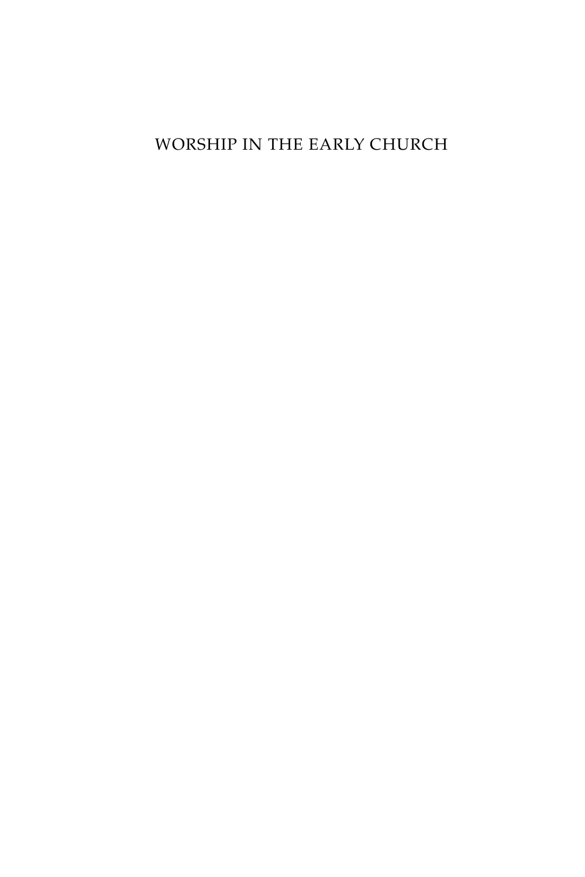# WORSHIP IN THE EARLY CHURCH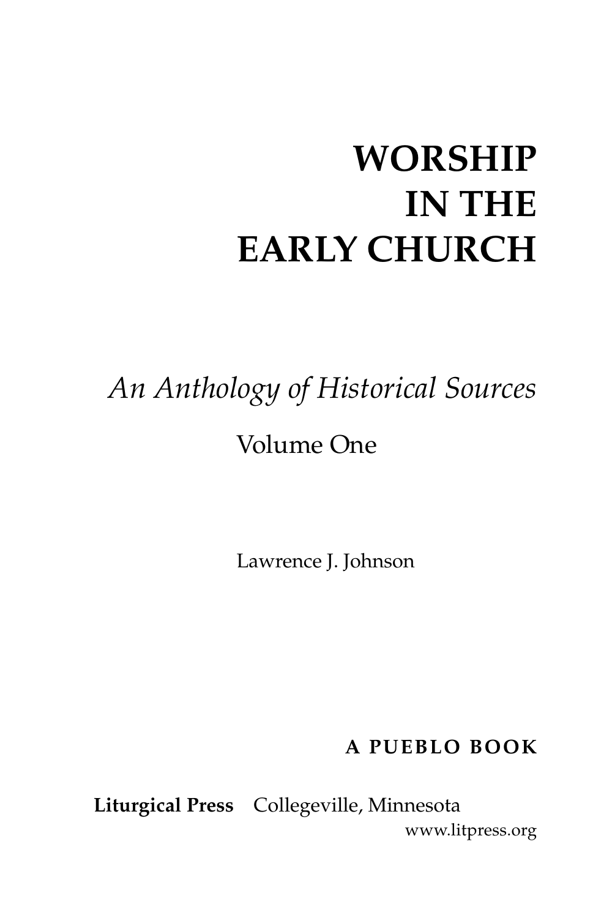# WORSHIP IN THE EARLY CHURCH

*An Anthology of Historical Sources*

Volume One

Lawrence J. Johnson

**A PUEBLO BOOK**

**Liturgical Press** Collegeville, Minnesota
www.litpress.org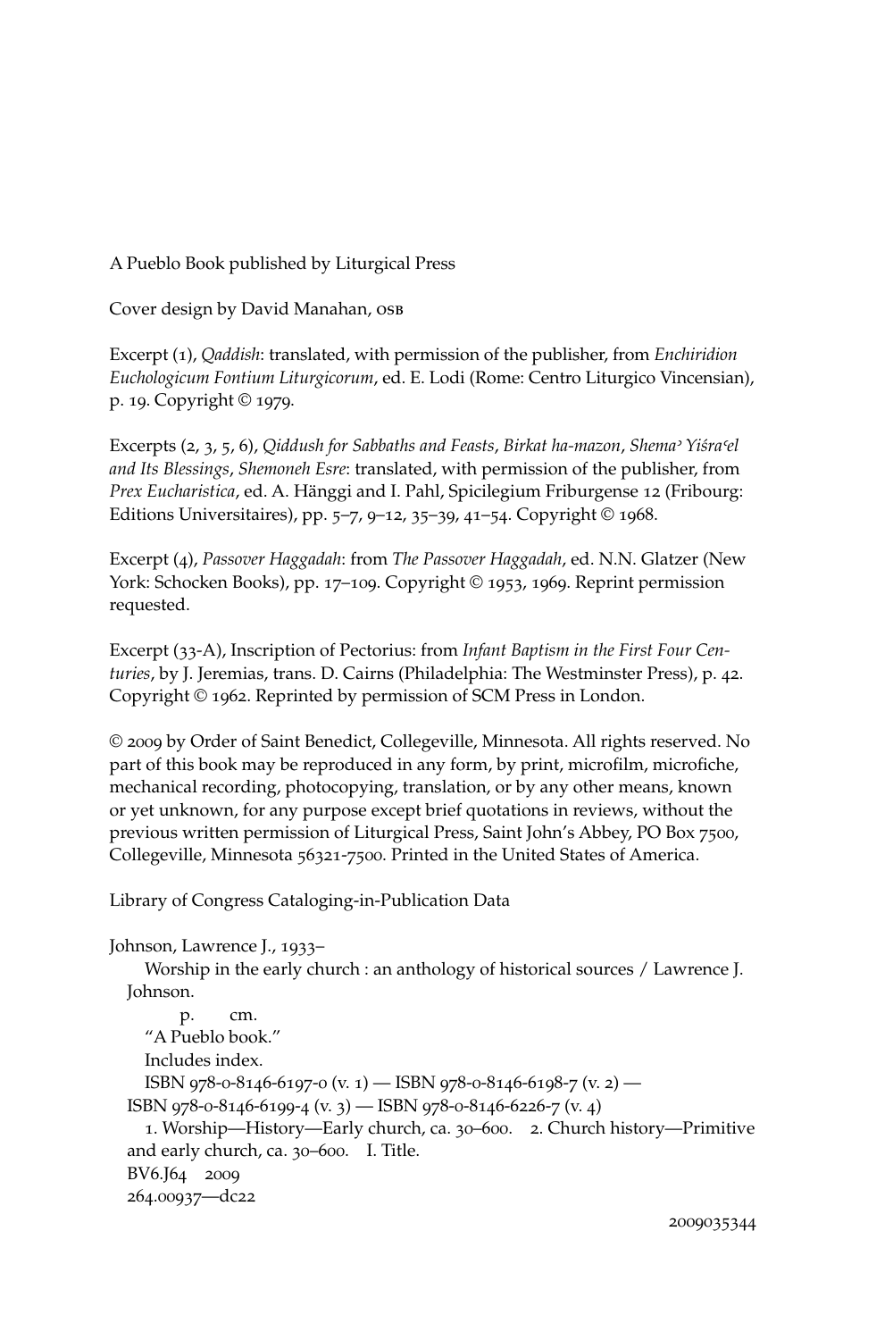A Pueblo Book published by Liturgical Press

Cover design by David Manahan, OSB

Excerpt (1), *Qaddish*: translated, with permission of the publisher, from *Enchiridion Euchologicum Fontium Liturgicorum*, ed. E. Lodi (Rome: Centro Liturgico Vincensian), p. 19. Copyright © 1979.

Excerpts (2, 3, 5, 6), *Qiddush for Sabbaths and Feasts*, *Birkat ha-mazon*, *Shemaʾ Yiśraʿel and Its Blessings*, *Shemoneh Esre*: translated, with permission of the publisher, from *Prex Eucharistica*, ed. A. Hänggi and I. Pahl, Spicilegium Friburgense 12 (Fribourg: Editions Universitaires), pp. 5–7, 9–12, 35–39, 41–54. Copyright © 1968.

Excerpt (4), *Passover Haggadah*: from *The Passover Haggadah*, ed. N.N. Glatzer (New York: Schocken Books), pp. 17–109. Copyright © 1953, 1969. Reprint permission requested.

Excerpt (33-A), Inscription of Pectorius: from *Infant Baptism in the First Four Centuries*, by J. Jeremias, trans. D. Cairns (Philadelphia: The Westminster Press), p. 42. Copyright © 1962. Reprinted by permission of SCM Press in London.

© 2009 by Order of Saint Benedict, Collegeville, Minnesota. All rights reserved. No part of this book may be reproduced in any form, by print, microfilm, microfiche, mechanical recording, photocopying, translation, or by any other means, known or yet unknown, for any purpose except brief quotations in reviews, without the previous written permission of Liturgical Press, Saint John's Abbey, PO Box 7500, Collegeville, Minnesota 56321-7500. Printed in the United States of America.

Library of Congress Cataloging-in-Publication Data

Johnson, Lawrence J., 1933–
Worship in the early church : an anthology of historical sources / Lawrence J. Johnson.
p. cm.
"A Pueblo book."
Includes index.
ISBN 978-0-8146-6197-0 (v. 1) — ISBN 978-0-8146-6198-7 (v. 2) — ISBN 978-0-8146-6199-4 (v. 3) — ISBN 978-0-8146-6226-7 (v. 4)
1. Worship—History—Early church, ca. 30–600. 2. Church history—Primitive and early church, ca. 30–600. I. Title.
BV6.J64 2009
264.00937—dc22

2009035344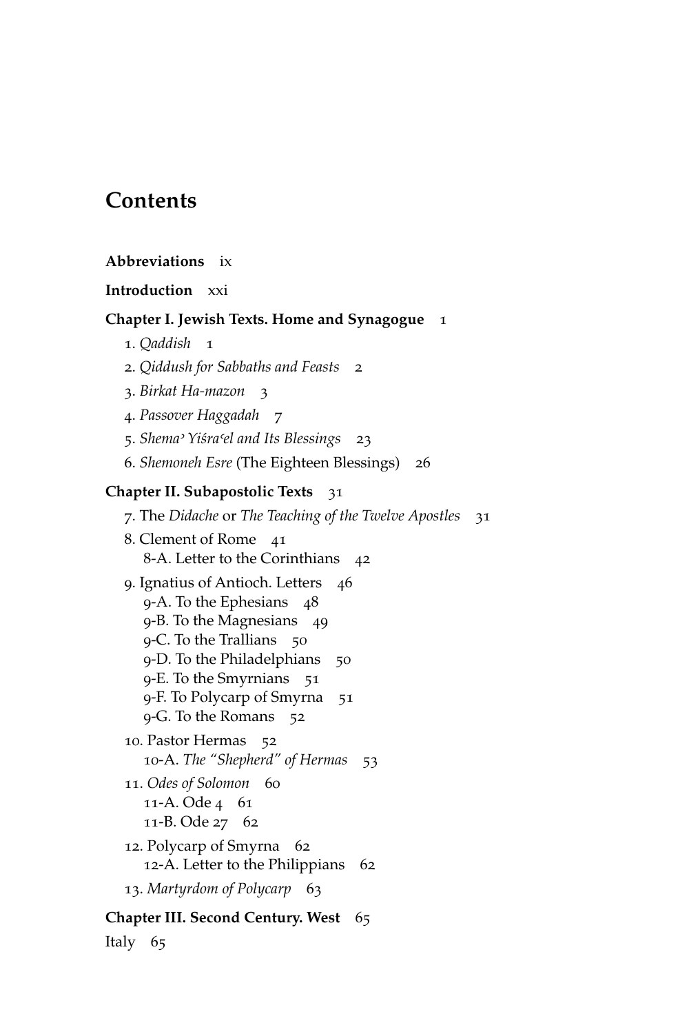# Contents

**Abbreviations** ix

**Introduction** xxi

**Chapter I. Jewish Texts. Home and Synagogue** 1

1. *Qaddish* 1
2. *Qiddush for Sabbaths and Feasts* 2
3. *Birkat Ha-mazon* 3
4. *Passover Haggadah* 7
5. *Shemaʾ Yiśraʿel and Its Blessings* 23
6. *Shemoneh Esre* (The Eighteen Blessings) 26

**Chapter II. Subapostolic Texts** 31

7. The *Didache* or *The Teaching of the Twelve Apostles* 31
8. Clement of Rome 41
   - 8-A. Letter to the Corinthians 42
9. Ignatius of Antioch. Letters 46
   - 9-A. To the Ephesians 48
   - 9-B. To the Magnesians 49
   - 9-C. To the Trallians 50
   - 9-D. To the Philadelphians 50
   - 9-E. To the Smyrnians 51
   - 9-F. To Polycarp of Smyrna 51
   - 9-G. To the Romans 52
10. Pastor Hermas 52
    - 10-A. *The "Shepherd" of Hermas* 53
11. *Odes of Solomon* 60
    - 11-A. Ode 4 61
    - 11-B. Ode 27 62
12. Polycarp of Smyrna 62
    - 12-A. Letter to the Philippians 62
13. *Martyrdom of Polycarp* 63

**Chapter III. Second Century. West** 65

Italy 65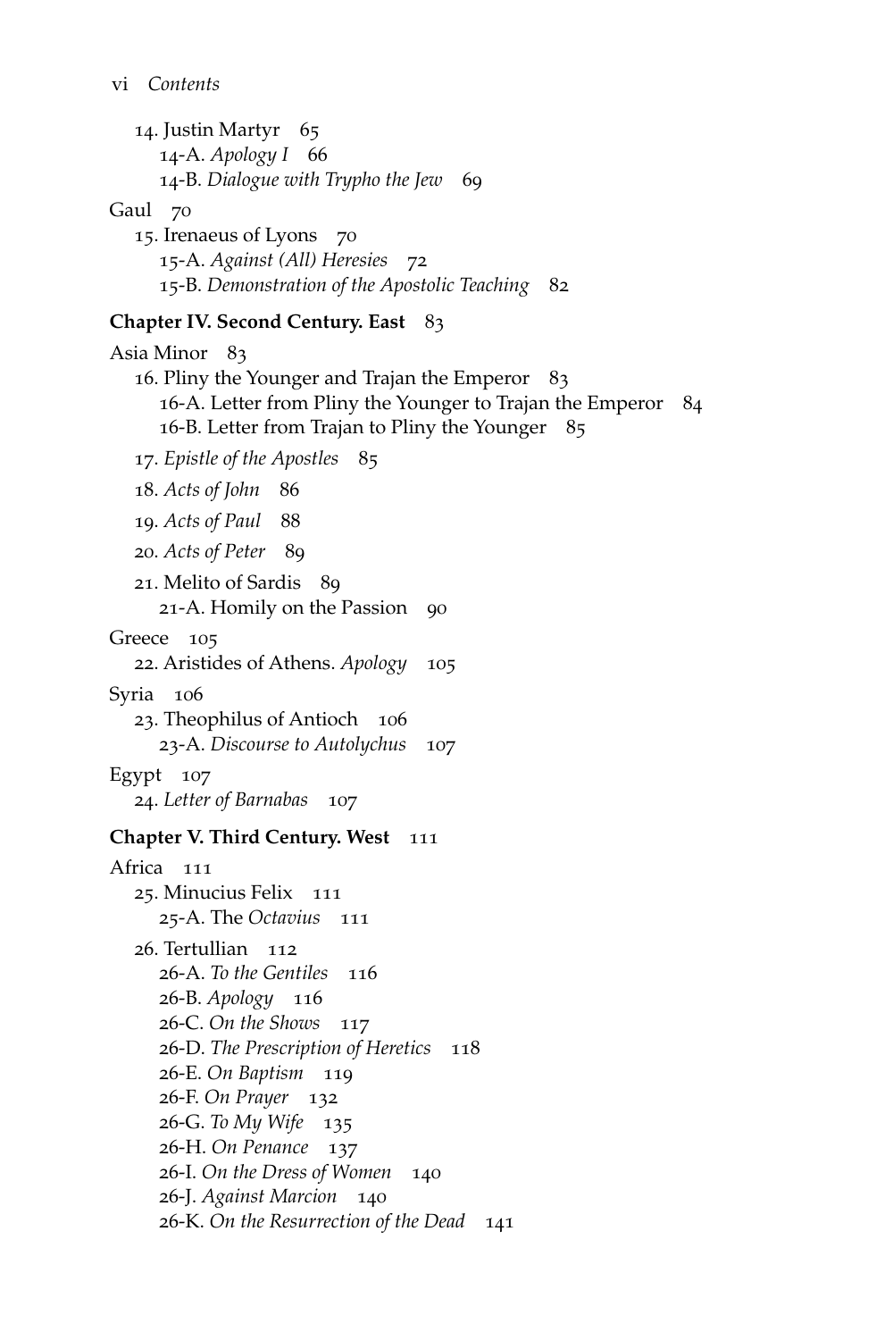14. Justin Martyr 65
    - 14-A. *Apology I* 66
    - 14-B. *Dialogue with Trypho the Jew* 69

Gaul 70

15. Irenaeus of Lyons 70
    - 15-A. *Against (All) Heresies* 72
    - 15-B. *Demonstration of the Apostolic Teaching* 82

**Chapter IV. Second Century. East** 83

Asia Minor 83

16. Pliny the Younger and Trajan the Emperor 83
    - 16-A. Letter from Pliny the Younger to Trajan the Emperor 84
    - 16-B. Letter from Trajan to Pliny the Younger 85
17. *Epistle of the Apostles* 85
18. *Acts of John* 86
19. *Acts of Paul* 88
20. *Acts of Peter* 89
21. Melito of Sardis 89
    - 21-A. Homily on the Passion 90

Greece 105

22. Aristides of Athens. *Apology* 105

Syria 106

23. Theophilus of Antioch 106
    - 23-A. *Discourse to Autolychus* 107

Egypt 107

24. *Letter of Barnabas* 107

**Chapter V. Third Century. West** 111

Africa 111

25. Minucius Felix 111
    - 25-A. The *Octavius* 111
26. Tertullian 112
    - 26-A. *To the Gentiles* 116
    - 26-B. *Apology* 116
    - 26-C. *On the Shows* 117
    - 26-D. *The Prescription of Heretics* 118
    - 26-E. *On Baptism* 119
    - 26-F. *On Prayer* 132
    - 26-G. *To My Wife* 135
    - 26-H. *On Penance* 137
    - 26-I. *On the Dress of Women* 140
    - 26-J. *Against Marcion* 140
    - 26-K. *On the Resurrection of the Dead* 141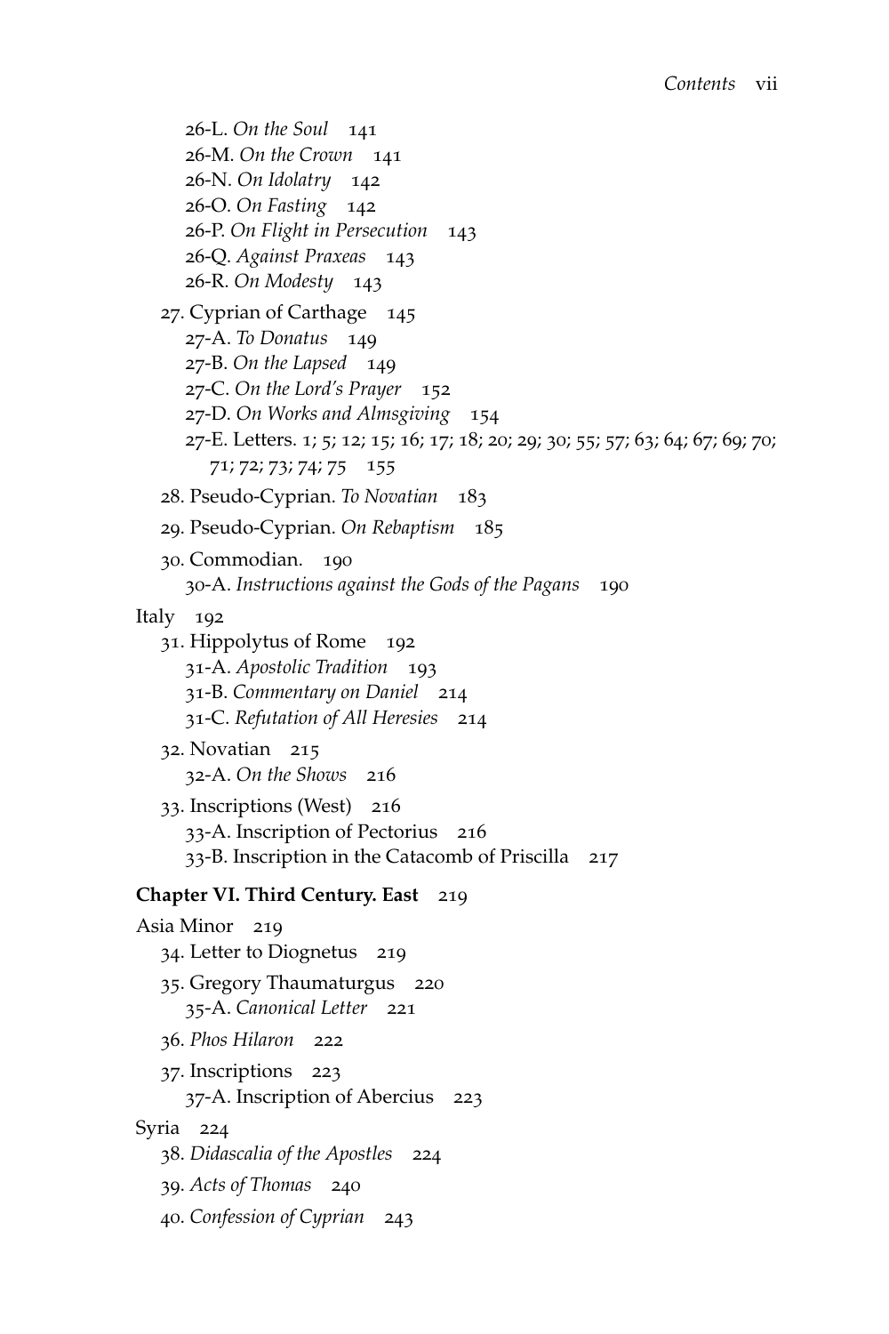26-L. *On the Soul* 141
26-M. *On the Crown* 141
26-N. *On Idolatry* 142
26-O. *On Fasting* 142
26-P. *On Flight in Persecution* 143
26-Q. *Against Praxeas* 143
26-R. *On Modesty* 143

27. Cyprian of Carthage 145
27-A. *To Donatus* 149
27-B. *On the Lapsed* 149
27-C. *On the Lord's Prayer* 152
27-D. *On Works and Almsgiving* 154
27-E. Letters. 1; 5; 12; 15; 16; 17; 18; 20; 29; 30; 55; 57; 63; 64; 67; 69; 70; 71; 72; 73; 74; 75 155

28. Pseudo-Cyprian. *To Novatian* 183

29. Pseudo-Cyprian. *On Rebaptism* 185

30. Commodian. 190
30-A. *Instructions against the Gods of the Pagans* 190

Italy 192

31. Hippolytus of Rome 192
31-A. *Apostolic Tradition* 193
31-B. *Commentary on Daniel* 214
31-C. *Refutation of All Heresies* 214

32. Novatian 215
32-A. *On the Shows* 216

33. Inscriptions (West) 216
33-A. Inscription of Pectorius 216
33-B. Inscription in the Catacomb of Priscilla 217

**Chapter VI. Third Century. East** 219

Asia Minor 219

34. Letter to Diognetus 219

35. Gregory Thaumaturgus 220
35-A. *Canonical Letter* 221

36. *Phos Hilaron* 222

37. Inscriptions 223
37-A. Inscription of Abercius 223

Syria 224

38. *Didascalia of the Apostles* 224

39. *Acts of Thomas* 240

40. *Confession of Cyprian* 243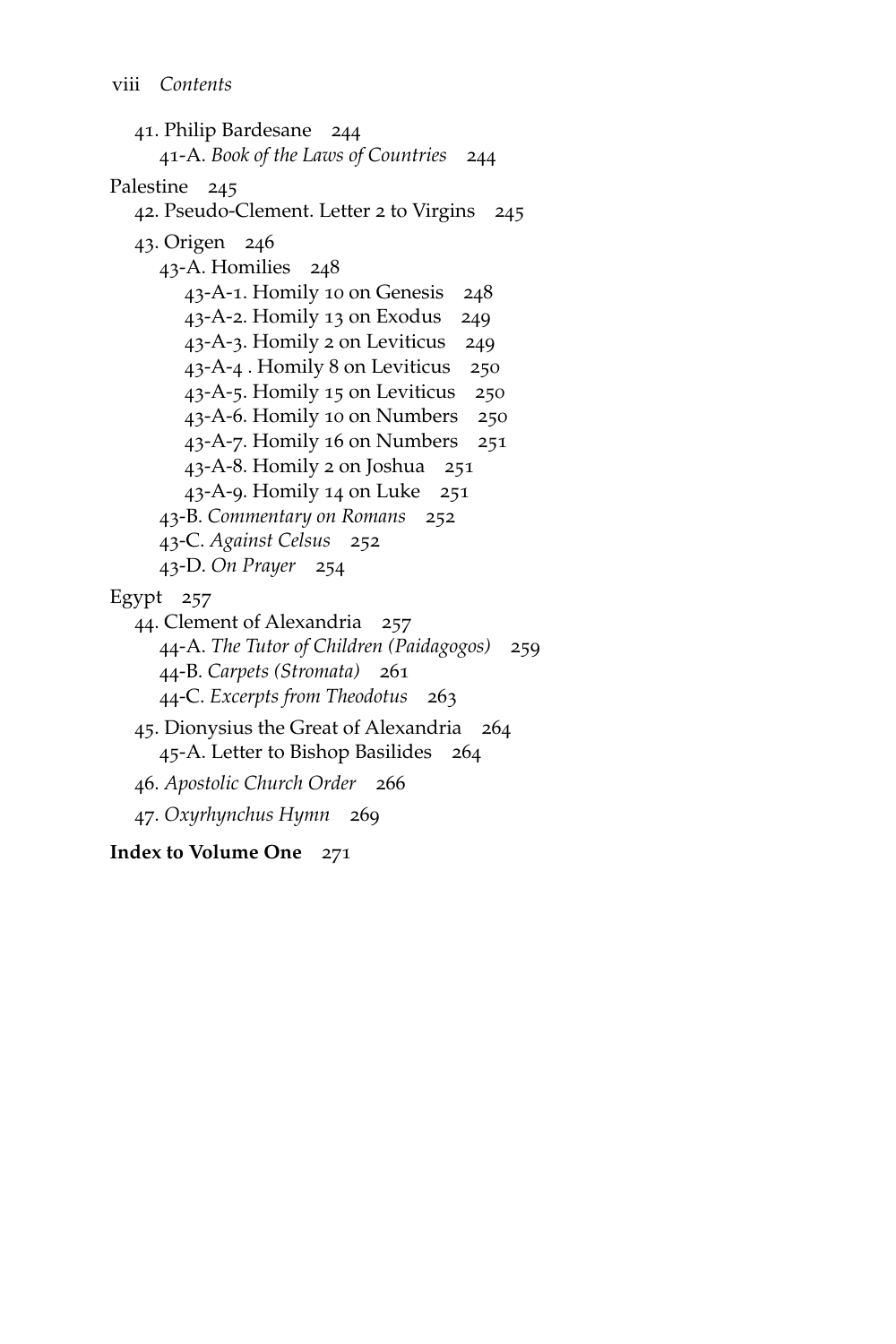41. Philip Bardesane 244
    - 41-A. *Book of the Laws of Countries* 244

Palestine 245

42. Pseudo-Clement. Letter 2 to Virgins 245

43. Origen 246
    - 43-A. Homilies 248
        - 43-A-1. Homily 10 on Genesis 248
        - 43-A-2. Homily 13 on Exodus 249
        - 43-A-3. Homily 2 on Leviticus 249
        - 43-A-4 . Homily 8 on Leviticus 250
        - 43-A-5. Homily 15 on Leviticus 250
        - 43-A-6. Homily 10 on Numbers 250
        - 43-A-7. Homily 16 on Numbers 251
        - 43-A-8. Homily 2 on Joshua 251
        - 43-A-9. Homily 14 on Luke 251
    - 43-B. *Commentary on Romans* 252
    - 43-C. *Against Celsus* 252
    - 43-D. *On Prayer* 254

Egypt 257

44. Clement of Alexandria 257
    - 44-A. *The Tutor of Children (Paidagogos)* 259
    - 44-B. *Carpets (Stromata)* 261
    - 44-C. *Excerpts from Theodotus* 263

45. Dionysius the Great of Alexandria 264
    - 45-A. Letter to Bishop Basilides 264

46. *Apostolic Church Order* 266

47. *Oxyrhynchus Hymn* 269

**Index to Volume One** 271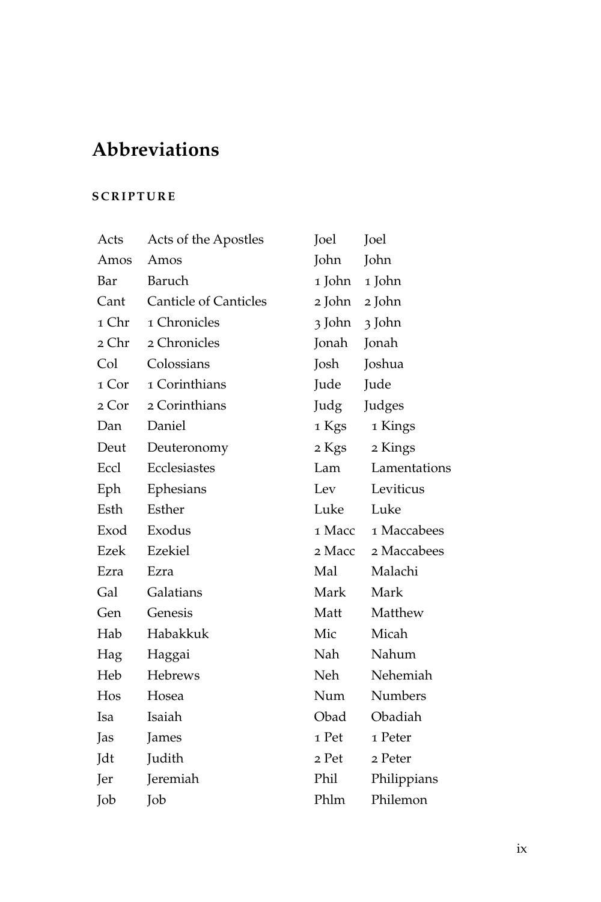# Abbreviations

## SCRIPTURE

| | | | |
|---|---|---|---|
| Acts | Acts of the Apostles | Joel | Joel |
| Amos | Amos | John | John |
| Bar | Baruch | 1 John | 1 John |
| Cant | Canticle of Canticles | 2 John | 2 John |
| 1 Chr | 1 Chronicles | 3 John | 3 John |
| 2 Chr | 2 Chronicles | Jonah | Jonah |
| Col | Colossians | Josh | Joshua |
| 1 Cor | 1 Corinthians | Jude | Jude |
| 2 Cor | 2 Corinthians | Judg | Judges |
| Dan | Daniel | 1 Kgs | 1 Kings |
| Deut | Deuteronomy | 2 Kgs | 2 Kings |
| Eccl | Ecclesiastes | Lam | Lamentations |
| Eph | Ephesians | Lev | Leviticus |
| Esth | Esther | Luke | Luke |
| Exod | Exodus | 1 Macc | 1 Maccabees |
| Ezek | Ezekiel | 2 Macc | 2 Maccabees |
| Ezra | Ezra | Mal | Malachi |
| Gal | Galatians | Mark | Mark |
| Gen | Genesis | Matt | Matthew |
| Hab | Habakkuk | Mic | Micah |
| Hag | Haggai | Nah | Nahum |
| Heb | Hebrews | Neh | Nehemiah |
| Hos | Hosea | Num | Numbers |
| Isa | Isaiah | Obad | Obadiah |
| Jas | James | 1 Pet | 1 Peter |
| Jdt | Judith | 2 Pet | 2 Peter |
| Jer | Jeremiah | Phil | Philippians |
| Job | Job | Phlm | Philemon |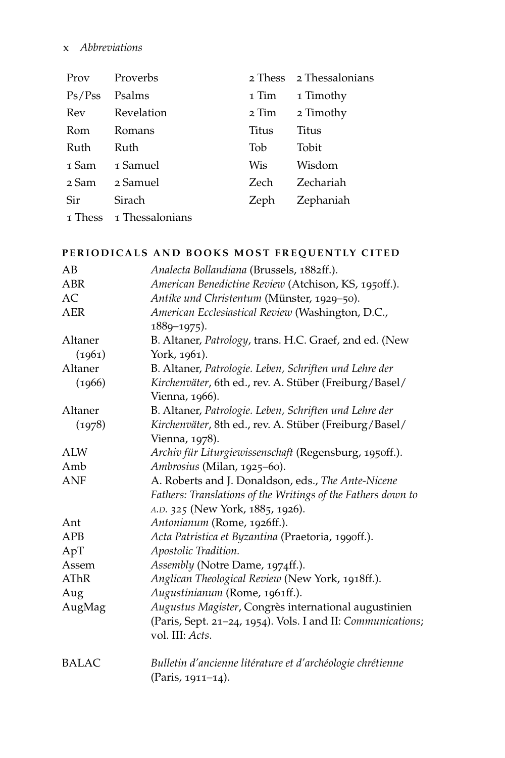| | | | |
|---|---|---|---|
| Prov | Proverbs | 2 Thess | 2 Thessalonians |
| Ps/Pss | Psalms | 1 Tim | 1 Timothy |
| Rev | Revelation | 2 Tim | 2 Timothy |
| Rom | Romans | Titus | Titus |
| Ruth | Ruth | Tob | Tobit |
| 1 Sam | 1 Samuel | Wis | Wisdom |
| 2 Sam | 2 Samuel | Zech | Zechariah |
| Sir | Sirach | Zeph | Zephaniah |
| 1 Thess | 1 Thessalonians | | |

## PERIODICALS AND BOOKS MOST FREQUENTLY CITED

| | |
|---|---|
| AB | *Analecta Bollandiana* (Brussels, 1882ff.). |
| ABR | *American Benedictine Review* (Atchison, KS, 1950ff.). |
| AC | *Antike und Christentum* (Münster, 1929–50). |
| AER | *American Ecclesiastical Review* (Washington, D.C., 1889–1975). |
| Altaner (1961) | B. Altaner, *Patrology*, trans. H.C. Graef, 2nd ed. (New York, 1961). |
| Altaner (1966) | B. Altaner, *Patrologie. Leben, Schriften und Lehre der Kirchenväter*, 6th ed., rev. A. Stüber (Freiburg/Basel/Vienna, 1966). |
| Altaner (1978) | B. Altaner, *Patrologie. Leben, Schriften und Lehre der Kirchenväter*, 8th ed., rev. A. Stüber (Freiburg/Basel/Vienna, 1978). |
| ALW | *Archiv für Liturgiewissenschaft* (Regensburg, 1950ff.). |
| Amb | *Ambrosius* (Milan, 1925–60). |
| ANF | A. Roberts and J. Donaldson, eds., *The Ante-Nicene Fathers: Translations of the Writings of the Fathers down to A.D. 325* (New York, 1885, 1926). |
| Ant | *Antonianum* (Rome, 1926ff.). |
| APB | *Acta Patristica et Byzantina* (Praetoria, 1990ff.). |
| ApT | *Apostolic Tradition*. |
| Assem | *Assembly* (Notre Dame, 1974ff.). |
| AThR | *Anglican Theological Review* (New York, 1918ff.). |
| Aug | *Augustinianum* (Rome, 1961ff.). |
| AugMag | *Augustus Magister*, Congrès international augustinien (Paris, Sept. 21–24, 1954). Vols. I and II: *Communications*; vol. III: *Acts*. |
| BALAC | *Bulletin d'ancienne litérature et d'archéologie chrétienne* (Paris, 1911–14). |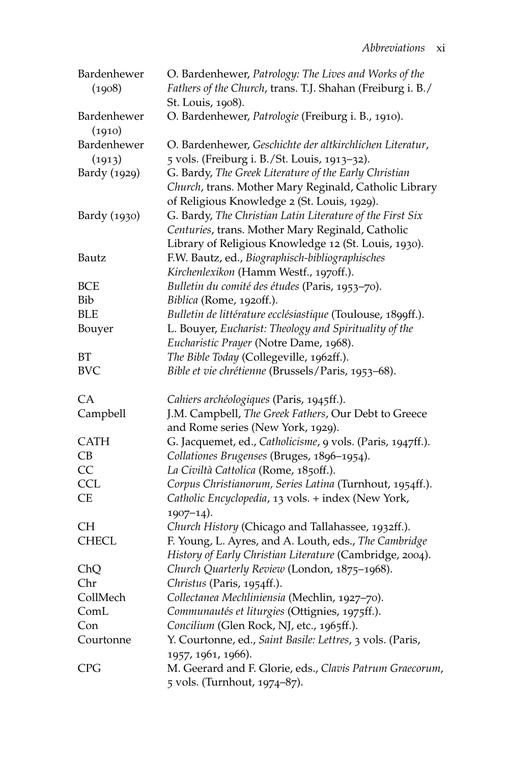| | |
|---|---|
| Bardenhewer (1908) | O. Bardenhewer, *Patrology: The Lives and Works of the Fathers of the Church*, trans. T.J. Shahan (Freiburg i. B./ St. Louis, 1908). |
| Bardenhewer (1910) | O. Bardenhewer, *Patrologie* (Freiburg i. B., 1910). |
| Bardenhewer (1913) | O. Bardenhewer, *Geschichte der altkirchlichen Literatur*, 5 vols. (Freiburg i. B./St. Louis, 1913–32). |
| Bardy (1929) | G. Bardy, *The Greek Literature of the Early Christian Church*, trans. Mother Mary Reginald, Catholic Library of Religious Knowledge 2 (St. Louis, 1929). |
| Bardy (1930) | G. Bardy, *The Christian Latin Literature of the First Six Centuries*, trans. Mother Mary Reginald, Catholic Library of Religious Knowledge 12 (St. Louis, 1930). |
| Bautz | F.W. Bautz, ed., *Biographisch-bibliographisches Kirchenlexikon* (Hamm Westf., 1970ff.). |
| BCE | *Bulletin du comité des études* (Paris, 1953–70). |
| Bib | *Biblica* (Rome, 1920ff.). |
| BLE | *Bulletin de littérature ecclésiastique* (Toulouse, 1899ff.). |
| Bouyer | L. Bouyer, *Eucharist: Theology and Spirituality of the Eucharistic Prayer* (Notre Dame, 1968). |
| BT | *The Bible Today* (Collegeville, 1962ff.). |
| BVC | *Bible et vie chrétienne* (Brussels/Paris, 1953–68). |
| CA | *Cahiers archéologiques* (Paris, 1945ff.). |
| Campbell | J.M. Campbell, *The Greek Fathers*, Our Debt to Greece and Rome series (New York, 1929). |
| CATH | G. Jacquemet, ed., *Catholicisme*, 9 vols. (Paris, 1947ff.). |
| CB | *Collationes Brugenses* (Bruges, 1896–1954). |
| CC | *La Civiltà Cattolica* (Rome, 1850ff.). |
| CCL | *Corpus Christianorum, Series Latina* (Turnhout, 1954ff.). |
| CE | *Catholic Encyclopedia*, 13 vols. + index (New York, 1907–14). |
| CH | *Church History* (Chicago and Tallahassee, 1932ff.). |
| CHECL | F. Young, L. Ayres, and A. Louth, eds., *The Cambridge History of Early Christian Literature* (Cambridge, 2004). |
| ChQ | *Church Quarterly Review* (London, 1875–1968). |
| Chr | *Christus* (Paris, 1954ff.). |
| CollMech | *Collectanea Mechliniensia* (Mechlin, 1927–70). |
| ComL | *Communautés et liturgies* (Ottignies, 1975ff.). |
| Con | *Concilium* (Glen Rock, NJ, etc., 1965ff.). |
| Courtonne | Y. Courtonne, ed., *Saint Basile: Lettres*, 3 vols. (Paris, 1957, 1961, 1966). |
| CPG | M. Geerard and F. Glorie, eds., *Clavis Patrum Graecorum*, 5 vols. (Turnhout, 1974–87). |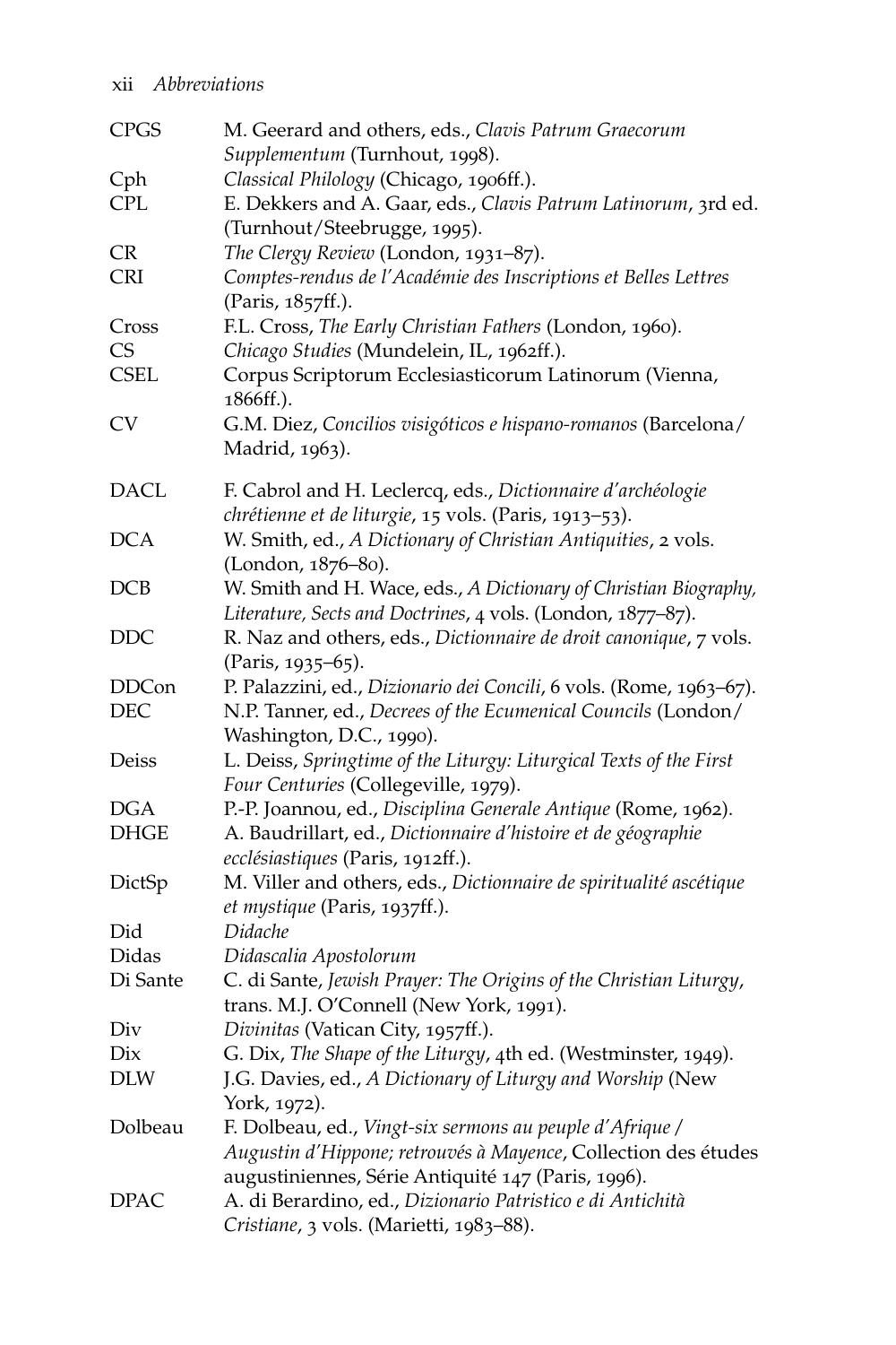| | |
|---|---|
| CPGS | M. Geerard and others, eds., *Clavis Patrum Graecorum Supplementum* (Turnhout, 1998). |
| Cph | *Classical Philology* (Chicago, 1906ff.). |
| CPL | E. Dekkers and A. Gaar, eds., *Clavis Patrum Latinorum*, 3rd ed. (Turnhout/Steebrugge, 1995). |
| CR | *The Clergy Review* (London, 1931–87). |
| CRI | *Comptes-rendus de l'Académie des Inscriptions et Belles Lettres* (Paris, 1857ff.). |
| Cross | F.L. Cross, *The Early Christian Fathers* (London, 1960). |
| CS | *Chicago Studies* (Mundelein, IL, 1962ff.). |
| CSEL | Corpus Scriptorum Ecclesiasticorum Latinorum (Vienna, 1866ff.). |
| CV | G.M. Diez, *Concilios visigóticos e hispano-romanos* (Barcelona/Madrid, 1963). |
| DACL | F. Cabrol and H. Leclercq, eds., *Dictionnaire d'archéologie chrétienne et de liturgie*, 15 vols. (Paris, 1913–53). |
| DCA | W. Smith, ed., *A Dictionary of Christian Antiquities*, 2 vols. (London, 1876–80). |
| DCB | W. Smith and H. Wace, eds., *A Dictionary of Christian Biography, Literature, Sects and Doctrines*, 4 vols. (London, 1877–87). |
| DDC | R. Naz and others, eds., *Dictionnaire de droit canonique*, 7 vols. (Paris, 1935–65). |
| DDCon | P. Palazzini, ed., *Dizionario dei Concili*, 6 vols. (Rome, 1963–67). |
| DEC | N.P. Tanner, ed., *Decrees of the Ecumenical Councils* (London/Washington, D.C., 1990). |
| Deiss | L. Deiss, *Springtime of the Liturgy: Liturgical Texts of the First Four Centuries* (Collegeville, 1979). |
| DGA | P.-P. Joannou, ed., *Disciplina Generale Antique* (Rome, 1962). |
| DHGE | A. Baudrillart, ed., *Dictionnaire d'histoire et de géographie ecclésiastiques* (Paris, 1912ff.). |
| DictSp | M. Viller and others, eds., *Dictionnaire de spiritualité ascétique et mystique* (Paris, 1937ff.). |
| Did | *Didache* |
| Didas | *Didascalia Apostolorum* |
| Di Sante | C. di Sante, *Jewish Prayer: The Origins of the Christian Liturgy*, trans. M.J. O'Connell (New York, 1991). |
| Div | *Divinitas* (Vatican City, 1957ff.). |
| Dix | G. Dix, *The Shape of the Liturgy*, 4th ed. (Westminster, 1949). |
| DLW | J.G. Davies, ed., *A Dictionary of Liturgy and Worship* (New York, 1972). |
| Dolbeau | F. Dolbeau, ed., *Vingt-six sermons au peuple d'Afrique / Augustin d'Hippone; retrouvés à Mayence*, Collection des études augustiniennes, Série Antiquité 147 (Paris, 1996). |
| DPAC | A. di Berardino, ed., *Dizionario Patristico e di Antichità Cristiane*, 3 vols. (Marietti, 1983–88). |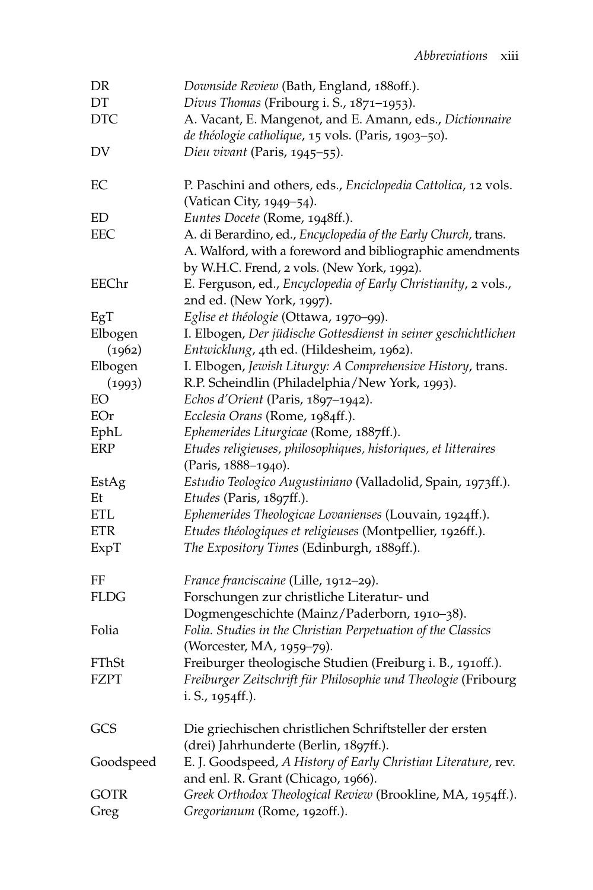| | |
|---|---|
| DR | *Downside Review* (Bath, England, 1880ff.). |
| DT | *Divus Thomas* (Fribourg i. S., 1871–1953). |
| DTC | A. Vacant, E. Mangenot, and E. Amann, eds., *Dictionnaire de théologie catholique*, 15 vols. (Paris, 1903–50). |
| DV | *Dieu vivant* (Paris, 1945–55). |
| EC | P. Paschini and others, eds., *Enciclopedia Cattolica*, 12 vols. (Vatican City, 1949–54). |
| ED | *Euntes Docete* (Rome, 1948ff.). |
| EEC | A. di Berardino, ed., *Encyclopedia of the Early Church*, trans. A. Walford, with a foreword and bibliographic amendments by W.H.C. Frend, 2 vols. (New York, 1992). |
| EEChr | E. Ferguson, ed., *Encyclopedia of Early Christianity*, 2 vols., 2nd ed. (New York, 1997). |
| EgT | *Eglise et théologie* (Ottawa, 1970–99). |
| Elbogen (1962) | I. Elbogen, *Der jüdische Gottesdienst in seiner geschichtlichen Entwicklung*, 4th ed. (Hildesheim, 1962). |
| Elbogen (1993) | I. Elbogen, *Jewish Liturgy: A Comprehensive History*, trans. R.P. Scheindlin (Philadelphia/New York, 1993). |
| EO | *Echos d'Orient* (Paris, 1897–1942). |
| EOr | *Ecclesia Orans* (Rome, 1984ff.). |
| EphL | *Ephemerides Liturgicae* (Rome, 1887ff.). |
| ERP | *Etudes religieuses, philosophiques, historiques, et litteraires* (Paris, 1888–1940). |
| EstAg | *Estudio Teologico Augustiniano* (Valladolid, Spain, 1973ff.). |
| Et | *Etudes* (Paris, 1897ff.). |
| ETL | *Ephemerides Theologicae Lovanienses* (Louvain, 1924ff.). |
| ETR | *Etudes théologiques et religieuses* (Montpellier, 1926ff.). |
| ExpT | *The Expository Times* (Edinburgh, 1889ff.). |
| FF | *France franciscaine* (Lille, 1912–29). |
| FLDG | Forschungen zur christliche Literatur- und Dogmengeschichte (Mainz/Paderborn, 1910–38). |
| Folia | *Folia. Studies in the Christian Perpetuation of the Classics* (Worcester, MA, 1959–79). |
| FThSt | Freiburger theologische Studien (Freiburg i. B., 1910ff.). |
| FZPT | *Freiburger Zeitschrift für Philosophie und Theologie* (Fribourg i. S., 1954ff.). |
| GCS | Die griechischen christlichen Schriftsteller der ersten (drei) Jahrhunderte (Berlin, 1897ff.). |
| Goodspeed | E. J. Goodspeed, *A History of Early Christian Literature*, rev. and enl. R. Grant (Chicago, 1966). |
| GOTR | *Greek Orthodox Theological Review* (Brookline, MA, 1954ff.). |
| Greg | *Gregorianum* (Rome, 1920ff.). |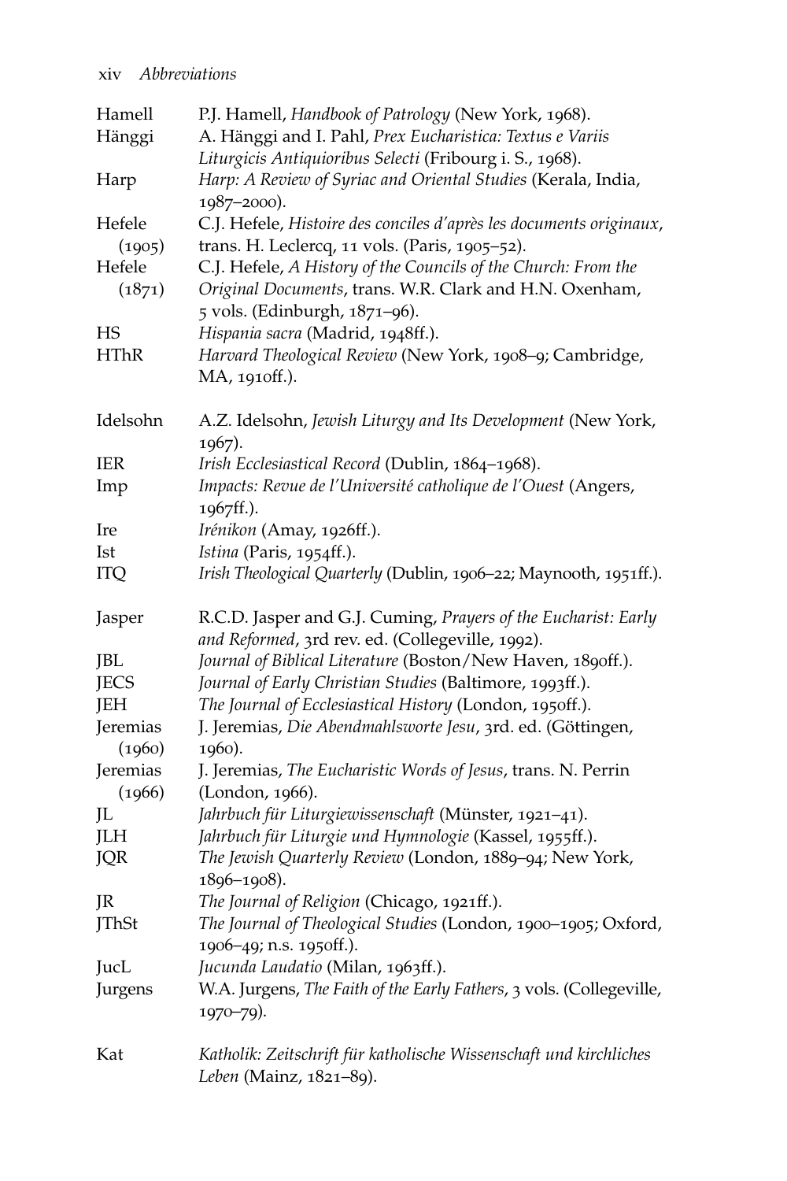| | |
|---|---|
| Hamell | P.J. Hamell, *Handbook of Patrology* (New York, 1968). |
| Hänggi | A. Hänggi and I. Pahl, *Prex Eucharistica: Textus e Variis Liturgicis Antiquioribus Selecti* (Fribourg i. S., 1968). |
| Harp | *Harp: A Review of Syriac and Oriental Studies* (Kerala, India, 1987–2000). |
| Hefele (1905) | C.J. Hefele, *Histoire des conciles d'après les documents originaux*, trans. H. Leclercq, 11 vols. (Paris, 1905–52). |
| Hefele (1871) | C.J. Hefele, *A History of the Councils of the Church: From the Original Documents*, trans. W.R. Clark and H.N. Oxenham, 5 vols. (Edinburgh, 1871–96). |
| HS | *Hispania sacra* (Madrid, 1948ff.). |
| HThR | *Harvard Theological Review* (New York, 1908–9; Cambridge, MA, 1910ff.). |
| Idelsohn | A.Z. Idelsohn, *Jewish Liturgy and Its Development* (New York, 1967). |
| IER | *Irish Ecclesiastical Record* (Dublin, 1864–1968). |
| Imp | *Impacts: Revue de l'Université catholique de l'Ouest* (Angers, 1967ff.). |
| Ire | *Irénikon* (Amay, 1926ff.). |
| Ist | *Istina* (Paris, 1954ff.). |
| ITQ | *Irish Theological Quarterly* (Dublin, 1906–22; Maynooth, 1951ff.). |
| Jasper | R.C.D. Jasper and G.J. Cuming, *Prayers of the Eucharist: Early and Reformed*, 3rd rev. ed. (Collegeville, 1992). |
| JBL | *Journal of Biblical Literature* (Boston/New Haven, 1890ff.). |
| JECS | *Journal of Early Christian Studies* (Baltimore, 1993ff.). |
| JEH | *The Journal of Ecclesiastical History* (London, 1950ff.). |
| Jeremias (1960) | J. Jeremias, *Die Abendmahlsworte Jesu*, 3rd. ed. (Göttingen, 1960). |
| Jeremias (1966) | J. Jeremias, *The Eucharistic Words of Jesus*, trans. N. Perrin (London, 1966). |
| JL | *Jahrbuch für Liturgiewissenschaft* (Münster, 1921–41). |
| JLH | *Jahrbuch für Liturgie und Hymnologie* (Kassel, 1955ff.). |
| JQR | *The Jewish Quarterly Review* (London, 1889–94; New York, 1896–1908). |
| JR | *The Journal of Religion* (Chicago, 1921ff.). |
| JThSt | *The Journal of Theological Studies* (London, 1900–1905; Oxford, 1906–49; n.s. 1950ff.). |
| JucL | *Jucunda Laudatio* (Milan, 1963ff.). |
| Jurgens | W.A. Jurgens, *The Faith of the Early Fathers*, 3 vols. (Collegeville, 1970–79). |
| Kat | *Katholik: Zeitschrift für katholische Wissenschaft und kirchliches Leben* (Mainz, 1821–89). |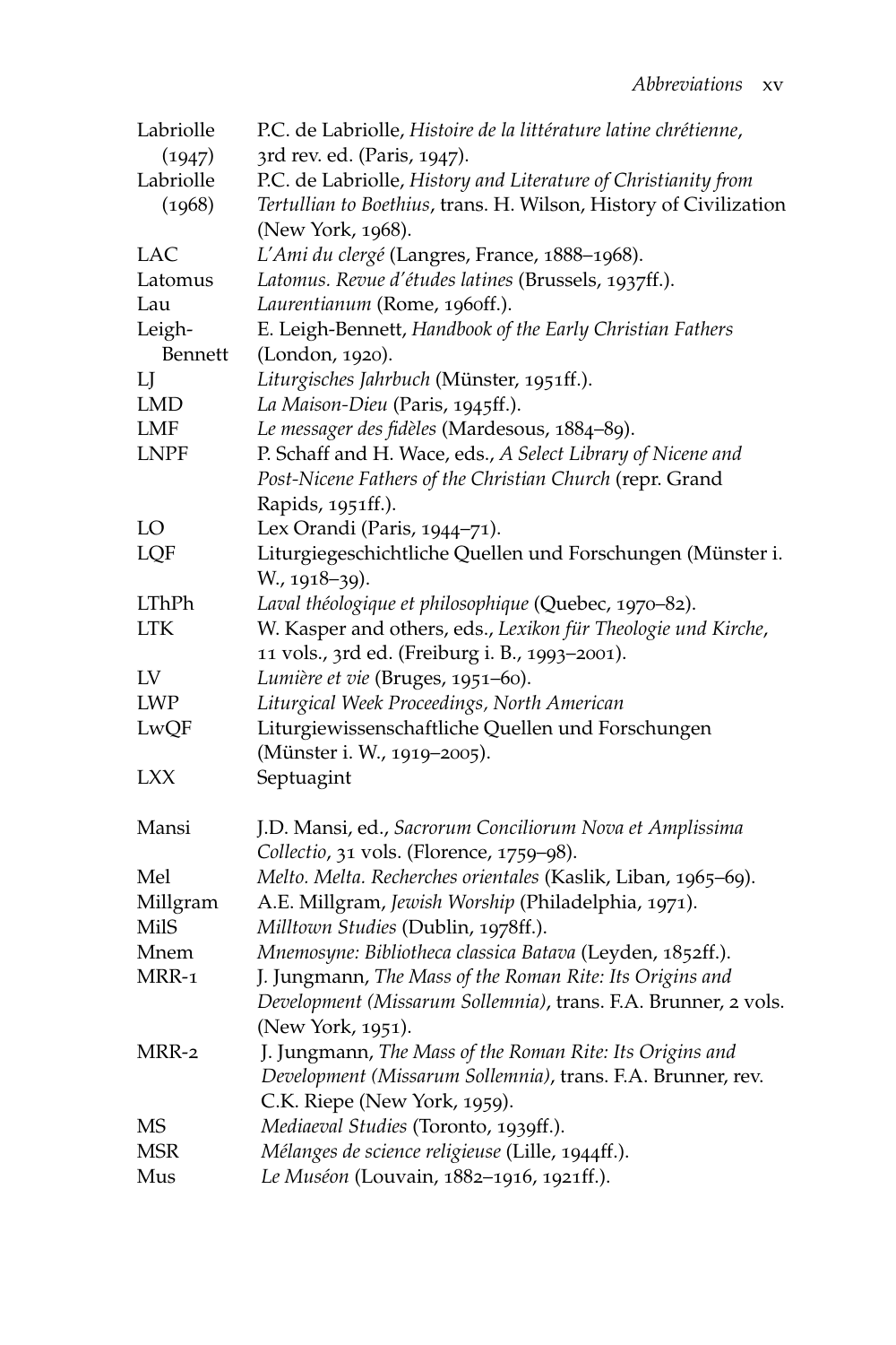| | |
|---|---|
| Labriolle (1947) | P.C. de Labriolle, *Histoire de la littérature latine chrétienne*, 3rd rev. ed. (Paris, 1947). |
| Labriolle (1968) | P.C. de Labriolle, *History and Literature of Christianity from Tertullian to Boethius*, trans. H. Wilson, History of Civilization (New York, 1968). |
| LAC | *L'Ami du clergé* (Langres, France, 1888–1968). |
| Latomus | *Latomus. Revue d'études latines* (Brussels, 1937ff.). |
| Lau | *Laurentianum* (Rome, 1960ff.). |
| Leigh-Bennett | E. Leigh-Bennett, *Handbook of the Early Christian Fathers* (London, 1920). |
| LJ | *Liturgisches Jahrbuch* (Münster, 1951ff.). |
| LMD | *La Maison-Dieu* (Paris, 1945ff.). |
| LMF | *Le messager des fidèles* (Mardesous, 1884–89). |
| LNPF | P. Schaff and H. Wace, eds., *A Select Library of Nicene and Post-Nicene Fathers of the Christian Church* (repr. Grand Rapids, 1951ff.). |
| LO | Lex Orandi (Paris, 1944–71). |
| LQF | Liturgiegeschichtliche Quellen und Forschungen (Münster i. W., 1918–39). |
| LThPh | *Laval théologique et philosophique* (Quebec, 1970–82). |
| LTK | W. Kasper and others, eds., *Lexikon für Theologie und Kirche*, 11 vols., 3rd ed. (Freiburg i. B., 1993–2001). |
| LV | *Lumière et vie* (Bruges, 1951–60). |
| LWP | *Liturgical Week Proceedings, North American* |
| LwQF | Liturgiewissenschaftliche Quellen und Forschungen (Münster i. W., 1919–2005). |
| LXX | Septuagint |
| Mansi | J.D. Mansi, ed., *Sacrorum Conciliorum Nova et Amplissima Collectio*, 31 vols. (Florence, 1759–98). |
| Mel | *Melto. Melta. Recherches orientales* (Kaslik, Liban, 1965–69). |
| Millgram | A.E. Millgram, *Jewish Worship* (Philadelphia, 1971). |
| MilS | *Milltown Studies* (Dublin, 1978ff.). |
| Mnem | *Mnemosyne: Bibliotheca classica Batava* (Leyden, 1852ff.). |
| MRR-1 | J. Jungmann, *The Mass of the Roman Rite: Its Origins and Development (Missarum Sollemnia)*, trans. F.A. Brunner, 2 vols. (New York, 1951). |
| MRR-2 | J. Jungmann, *The Mass of the Roman Rite: Its Origins and Development (Missarum Sollemnia)*, trans. F.A. Brunner, rev. C.K. Riepe (New York, 1959). |
| MS | *Mediaeval Studies* (Toronto, 1939ff.). |
| MSR | *Mélanges de science religieuse* (Lille, 1944ff.). |
| Mus | *Le Muséon* (Louvain, 1882–1916, 1921ff.). |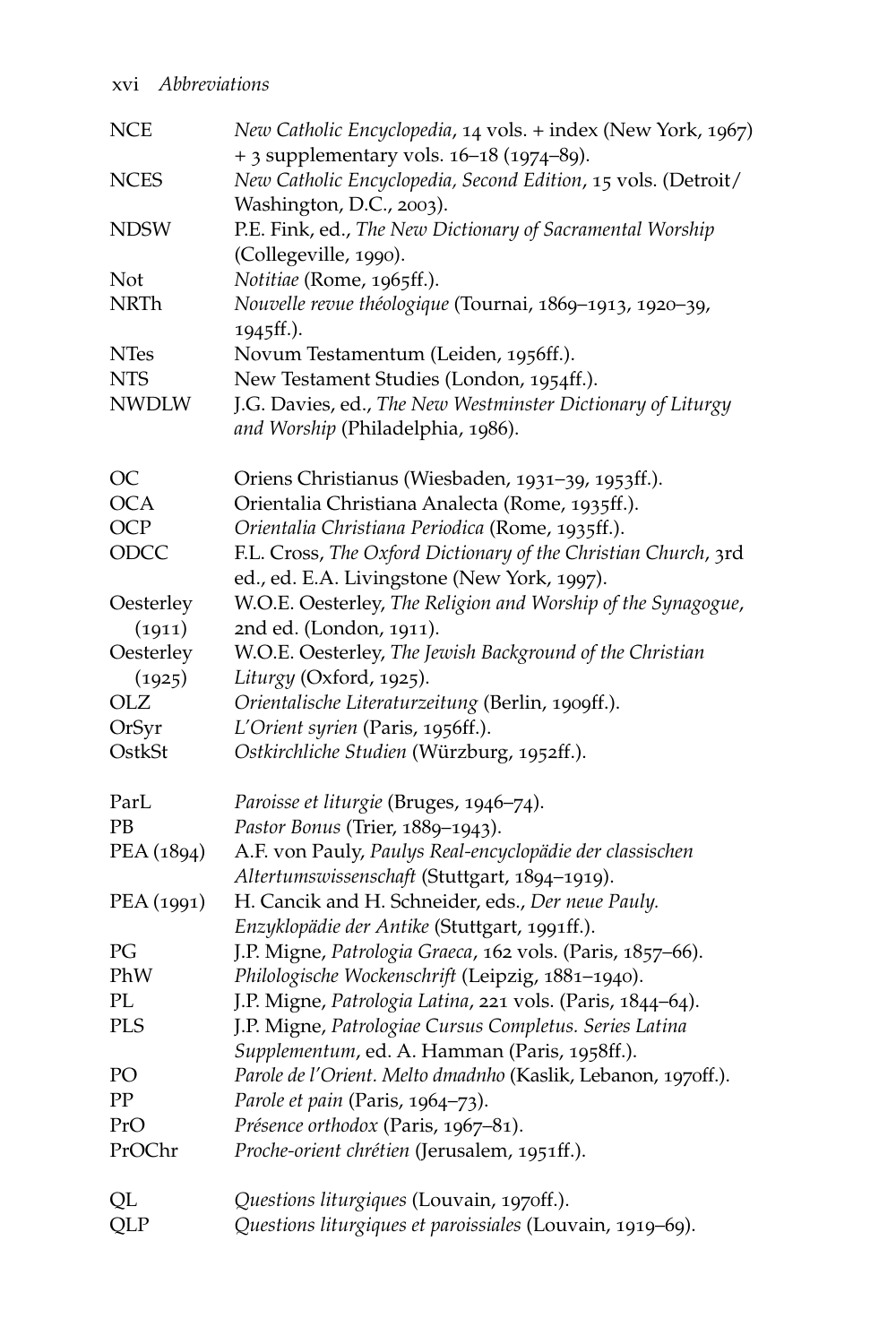| | |
|---|---|
| NCE | *New Catholic Encyclopedia*, 14 vols. + index (New York, 1967) + 3 supplementary vols. 16–18 (1974–89). |
| NCES | *New Catholic Encyclopedia, Second Edition*, 15 vols. (Detroit/ Washington, D.C., 2003). |
| NDSW | P.E. Fink, ed., *The New Dictionary of Sacramental Worship* (Collegeville, 1990). |
| Not | *Notitiae* (Rome, 1965ff.). |
| NRTh | *Nouvelle revue théologique* (Tournai, 1869–1913, 1920–39, 1945ff.). |
| NTes | Novum Testamentum (Leiden, 1956ff.). |
| NTS | New Testament Studies (London, 1954ff.). |
| NWDLW | J.G. Davies, ed., *The New Westminster Dictionary of Liturgy and Worship* (Philadelphia, 1986). |
| | |
| OC | Oriens Christianus (Wiesbaden, 1931–39, 1953ff.). |
| OCA | Orientalia Christiana Analecta (Rome, 1935ff.). |
| OCP | *Orientalia Christiana Periodica* (Rome, 1935ff.). |
| ODCC | F.L. Cross, *The Oxford Dictionary of the Christian Church*, 3rd ed., ed. E.A. Livingstone (New York, 1997). |
| Oesterley (1911) | W.O.E. Oesterley, *The Religion and Worship of the Synagogue*, 2nd ed. (London, 1911). |
| Oesterley (1925) | W.O.E. Oesterley, *The Jewish Background of the Christian Liturgy* (Oxford, 1925). |
| OLZ | *Orientalische Literaturzeitung* (Berlin, 1909ff.). |
| OrSyr | *L'Orient syrien* (Paris, 1956ff.). |
| OstkSt | *Ostkirchliche Studien* (Würzburg, 1952ff.). |
| | |
| ParL | *Paroisse et liturgie* (Bruges, 1946–74). |
| PB | *Pastor Bonus* (Trier, 1889–1943). |
| PEA (1894) | A.F. von Pauly, *Paulys Real-encyclopädie der classischen Altertumswissenschaft* (Stuttgart, 1894–1919). |
| PEA (1991) | H. Cancik and H. Schneider, eds., *Der neue Pauly. Enzyklopädie der Antike* (Stuttgart, 1991ff.). |
| PG | J.P. Migne, *Patrologia Graeca*, 162 vols. (Paris, 1857–66). |
| PhW | *Philologische Wockenschrift* (Leipzig, 1881–1940). |
| PL | J.P. Migne, *Patrologia Latina*, 221 vols. (Paris, 1844–64). |
| PLS | J.P. Migne, *Patrologiae Cursus Completus. Series Latina Supplementum*, ed. A. Hamman (Paris, 1958ff.). |
| PO | *Parole de l'Orient. Melto dmadnho* (Kaslik, Lebanon, 1970ff.). |
| PP | *Parole et pain* (Paris, 1964–73). |
| PrO | *Présence orthodox* (Paris, 1967–81). |
| PrOChr | *Proche-orient chrétien* (Jerusalem, 1951ff.). |
| | |
| QL | *Questions liturgiques* (Louvain, 1970ff.). |
| QLP | *Questions liturgiques et paroissiales* (Louvain, 1919–69). |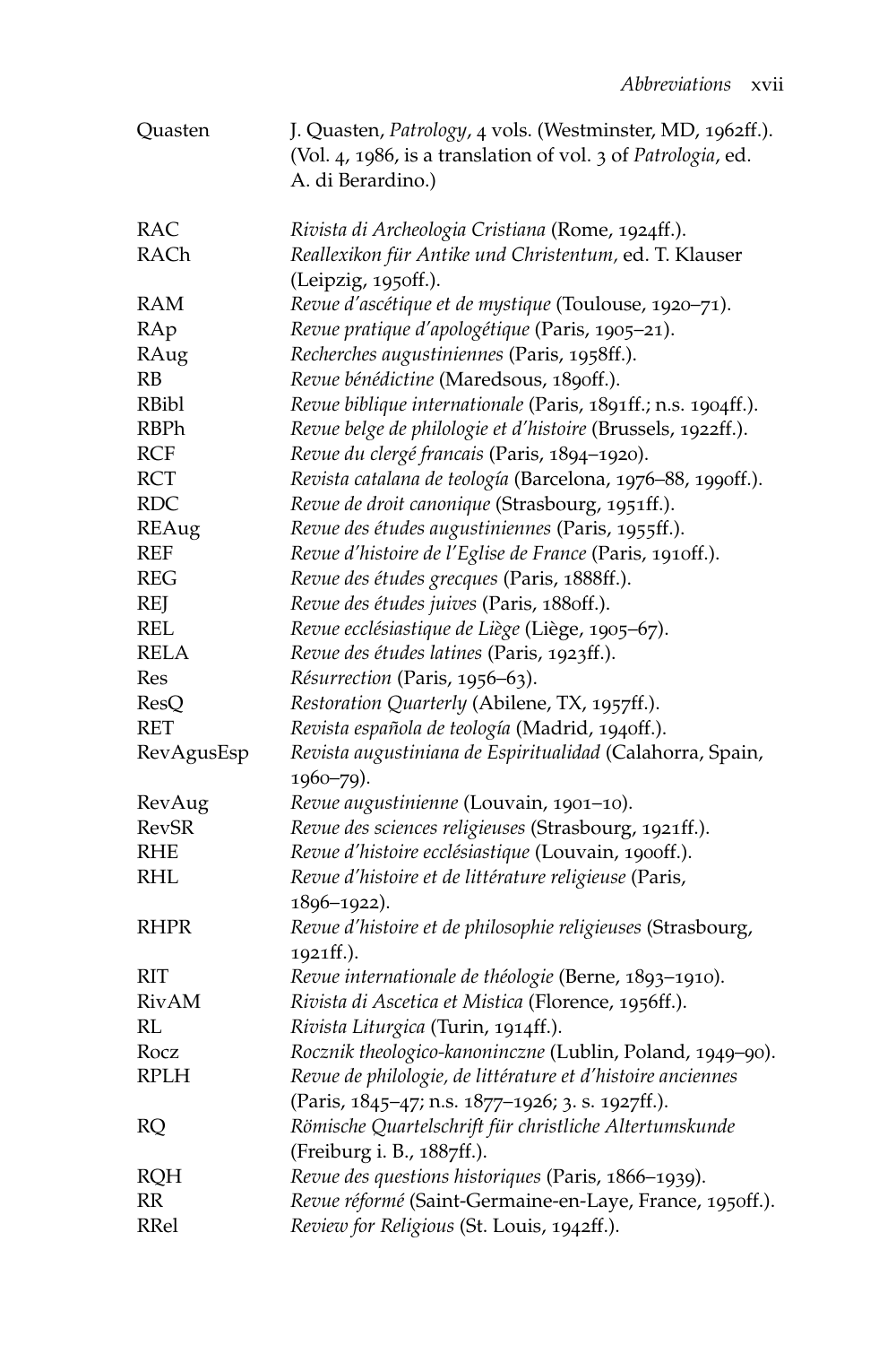| | |
|---|---|
| Quasten | J. Quasten, *Patrology*, 4 vols. (Westminster, MD, 1962ff.). (Vol. 4, 1986, is a translation of vol. 3 of *Patrologia*, ed. A. di Berardino.) |
| RAC | *Rivista di Archeologia Cristiana* (Rome, 1924ff.). |
| RACh | *Reallexikon für Antike und Christentum*, ed. T. Klauser (Leipzig, 1950ff.). |
| RAM | *Revue d'ascétique et de mystique* (Toulouse, 1920–71). |
| RAp | *Revue pratique d'apologétique* (Paris, 1905–21). |
| RAug | *Recherches augustiniennes* (Paris, 1958ff.). |
| RB | *Revue bénédictine* (Maredsous, 1890ff.). |
| RBibl | *Revue biblique internationale* (Paris, 1891ff.; n.s. 1904ff.). |
| RBPh | *Revue belge de philologie et d'histoire* (Brussels, 1922ff.). |
| RCF | *Revue du clergé francais* (Paris, 1894–1920). |
| RCT | *Revista catalana de teología* (Barcelona, 1976–88, 1990ff.). |
| RDC | *Revue de droit canonique* (Strasbourg, 1951ff.). |
| REAug | *Revue des études augustiniennes* (Paris, 1955ff.). |
| REF | *Revue d'histoire de l'Eglise de France* (Paris, 1910ff.). |
| REG | *Revue des études grecques* (Paris, 1888ff.). |
| REJ | *Revue des études juives* (Paris, 1880ff.). |
| REL | *Revue ecclésiastique de Liège* (Liège, 1905–67). |
| RELA | *Revue des études latines* (Paris, 1923ff.). |
| Res | *Résurrection* (Paris, 1956–63). |
| ResQ | *Restoration Quarterly* (Abilene, TX, 1957ff.). |
| RET | *Revista española de teología* (Madrid, 1940ff.). |
| RevAgusEsp | *Revista augustiniana de Espiritualidad* (Calahorra, Spain, 1960–79). |
| RevAug | *Revue augustinienne* (Louvain, 1901–10). |
| RevSR | *Revue des sciences religieuses* (Strasbourg, 1921ff.). |
| RHE | *Revue d'histoire ecclésiastique* (Louvain, 1900ff.). |
| RHL | *Revue d'histoire et de littérature religieuse* (Paris, 1896–1922). |
| RHPR | *Revue d'histoire et de philosophie religieuses* (Strasbourg, 1921ff.). |
| RIT | *Revue internationale de théologie* (Berne, 1893–1910). |
| RivAM | *Rivista di Ascetica et Mistica* (Florence, 1956ff.). |
| RL | *Rivista Liturgica* (Turin, 1914ff.). |
| Rocz | *Rocznik theologico-kanoninczne* (Lublin, Poland, 1949–90). |
| RPLH | *Revue de philologie, de littérature et d'histoire anciennes* (Paris, 1845–47; n.s. 1877–1926; 3. s. 1927ff.). |
| RQ | *Römische Quartelschrift für christliche Altertumskunde* (Freiburg i. B., 1887ff.). |
| RQH | *Revue des questions historiques* (Paris, 1866–1939). |
| RR | *Revue réformé* (Saint-Germaine-en-Laye, France, 1950ff.). |
| RRel | *Review for Religious* (St. Louis, 1942ff.). |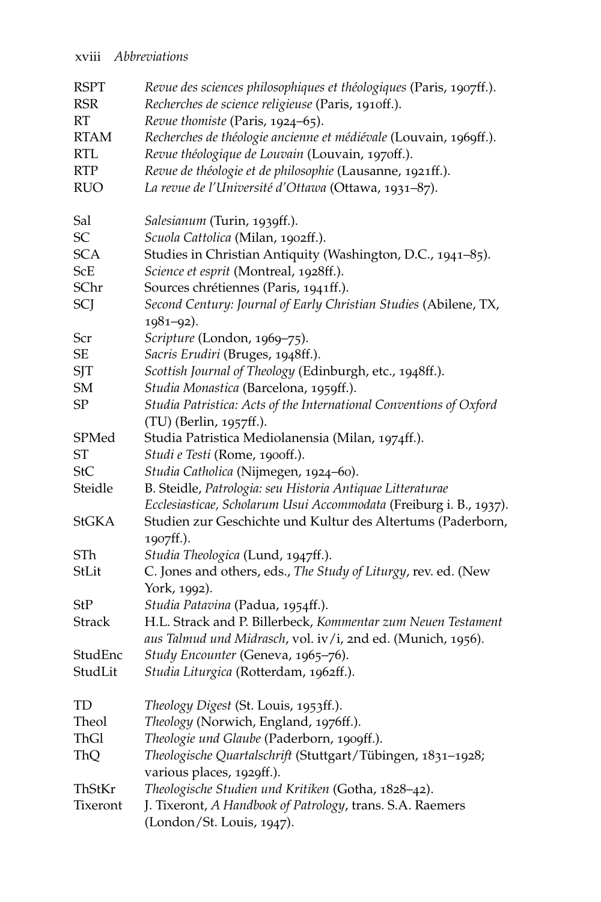| | |
|---|---|
| RSPT | *Revue des sciences philosophiques et théologiques* (Paris, 1907ff.). |
| RSR | *Recherches de science religieuse* (Paris, 1910ff.). |
| RT | *Revue thomiste* (Paris, 1924–65). |
| RTAM | *Recherches de théologie ancienne et médiévale* (Louvain, 1969ff.). |
| RTL | *Revue théologique de Louvain* (Louvain, 1970ff.). |
| RTP | *Revue de théologie et de philosophie* (Lausanne, 1921ff.). |
| RUO | *La revue de l'Université d'Ottawa* (Ottawa, 1931–87). |
| | |
| Sal | *Salesianum* (Turin, 1939ff.). |
| SC | *Scuola Cattolica* (Milan, 1902ff.). |
| SCA | Studies in Christian Antiquity (Washington, D.C., 1941–85). |
| ScE | *Science et esprit* (Montreal, 1928ff.). |
| SChr | Sources chrétiennes (Paris, 1941ff.). |
| SCJ | *Second Century: Journal of Early Christian Studies* (Abilene, TX, 1981–92). |
| Scr | *Scripture* (London, 1969–75). |
| SE | *Sacris Erudiri* (Bruges, 1948ff.). |
| SJT | *Scottish Journal of Theology* (Edinburgh, etc., 1948ff.). |
| SM | *Studia Monastica* (Barcelona, 1959ff.). |
| SP | *Studia Patristica: Acts of the International Conventions of Oxford* (TU) (Berlin, 1957ff.). |
| SPMed | Studia Patristica Mediolanensia (Milan, 1974ff.). |
| ST | *Studi e Testi* (Rome, 1900ff.). |
| StC | *Studia Catholica* (Nijmegen, 1924–60). |
| Steidle | B. Steidle, *Patrologia: seu Historia Antiquae Litteraturae Ecclesiasticae, Scholarum Usui Accommodata* (Freiburg i. B., 1937). |
| StGKA | Studien zur Geschichte und Kultur des Altertums (Paderborn, 1907ff.). |
| STh | *Studia Theologica* (Lund, 1947ff.). |
| StLit | C. Jones and others, eds., *The Study of Liturgy*, rev. ed. (New York, 1992). |
| StP | *Studia Patavina* (Padua, 1954ff.). |
| Strack | H.L. Strack and P. Billerbeck, *Kommentar zum Neuen Testament aus Talmud und Midrasch*, vol. iv/i, 2nd ed. (Munich, 1956). |
| StudEnc | *Study Encounter* (Geneva, 1965–76). |
| StudLit | *Studia Liturgica* (Rotterdam, 1962ff.). |
| | |
| TD | *Theology Digest* (St. Louis, 1953ff.). |
| Theol | *Theology* (Norwich, England, 1976ff.). |
| ThGl | *Theologie und Glaube* (Paderborn, 1909ff.). |
| ThQ | *Theologische Quartalschrift* (Stuttgart/Tübingen, 1831–1928; various places, 1929ff.). |
| ThStKr | *Theologische Studien und Kritiken* (Gotha, 1828–42). |
| Tixeront | J. Tixeront, *A Handbook of Patrology*, trans. S.A. Raemers (London/St. Louis, 1947). |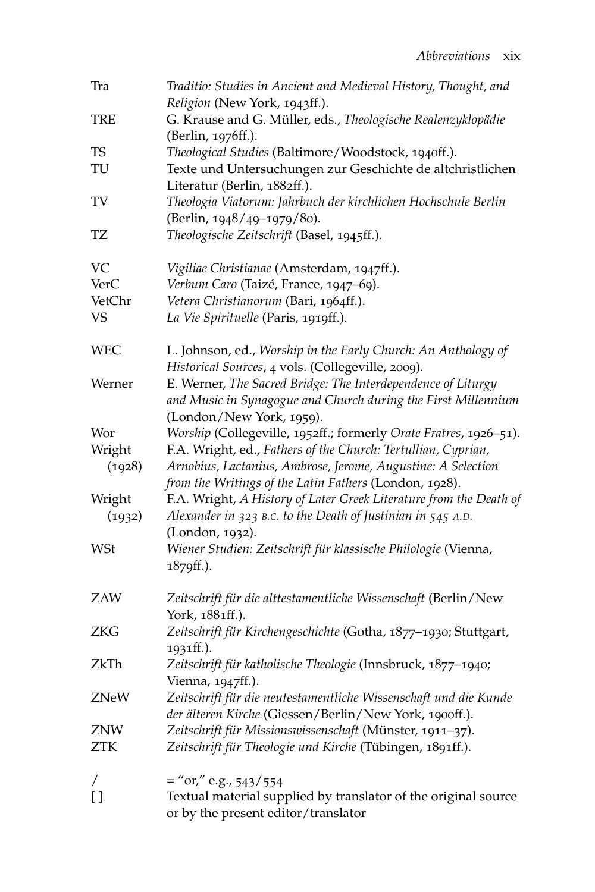| | |
|---|---|
| Tra | *Traditio: Studies in Ancient and Medieval History, Thought, and Religion* (New York, 1943ff.). |
| TRE | G. Krause and G. Müller, eds., *Theologische Realenzyklopädie* (Berlin, 1976ff.). |
| TS | *Theological Studies* (Baltimore/Woodstock, 1940ff.). |
| TU | Texte und Untersuchungen zur Geschichte de altchristlichen Literatur (Berlin, 1882ff.). |
| TV | *Theologia Viatorum: Jahrbuch der kirchlichen Hochschule Berlin* (Berlin, 1948/49–1979/80). |
| TZ | *Theologische Zeitschrift* (Basel, 1945ff.). |
| VC | *Vigiliae Christianae* (Amsterdam, 1947ff.). |
| VerC | *Verbum Caro* (Taizé, France, 1947–69). |
| VetChr | *Vetera Christianorum* (Bari, 1964ff.). |
| VS | *La Vie Spirituelle* (Paris, 1919ff.). |
| WEC | L. Johnson, ed., *Worship in the Early Church: An Anthology of Historical Sources*, 4 vols. (Collegeville, 2009). |
| Werner | E. Werner, *The Sacred Bridge: The Interdependence of Liturgy and Music in Synagogue and Church during the First Millennium* (London/New York, 1959). |
| Wor | *Worship* (Collegeville, 1952ff.; formerly *Orate Fratres*, 1926–51). |
| Wright (1928) | F.A. Wright, ed., *Fathers of the Church: Tertullian, Cyprian, Arnobius, Lactanius, Ambrose, Jerome, Augustine: A Selection from the Writings of the Latin Fathers* (London, 1928). |
| Wright (1932) | F.A. Wright, *A History of Later Greek Literature from the Death of Alexander in 323 B.C. to the Death of Justinian in 545 A.D.* (London, 1932). |
| WSt | *Wiener Studien: Zeitschrift für klassische Philologie* (Vienna, 1879ff.). |
| ZAW | *Zeitschrift für die alttestamentliche Wissenschaft* (Berlin/New York, 1881ff.). |
| ZKG | *Zeitschrift für Kirchengeschichte* (Gotha, 1877–1930; Stuttgart, 1931ff.). |
| ZkTh | *Zeitschrift für katholische Theologie* (Innsbruck, 1877–1940; Vienna, 1947ff.). |
| ZNeW | *Zeitschrift für die neutestamentliche Wissenschaft und die Kunde der älteren Kirche* (Giessen/Berlin/New York, 1900ff.). |
| ZNW | *Zeitschrift für Missionswissenschaft* (Münster, 1911–37). |
| ZTK | *Zeitschrift für Theologie und Kirche* (Tübingen, 1891ff.). |
| / | = "or," e.g., 543/554 |
| [ ] | Textual material supplied by translator of the original source or by the present editor/translator |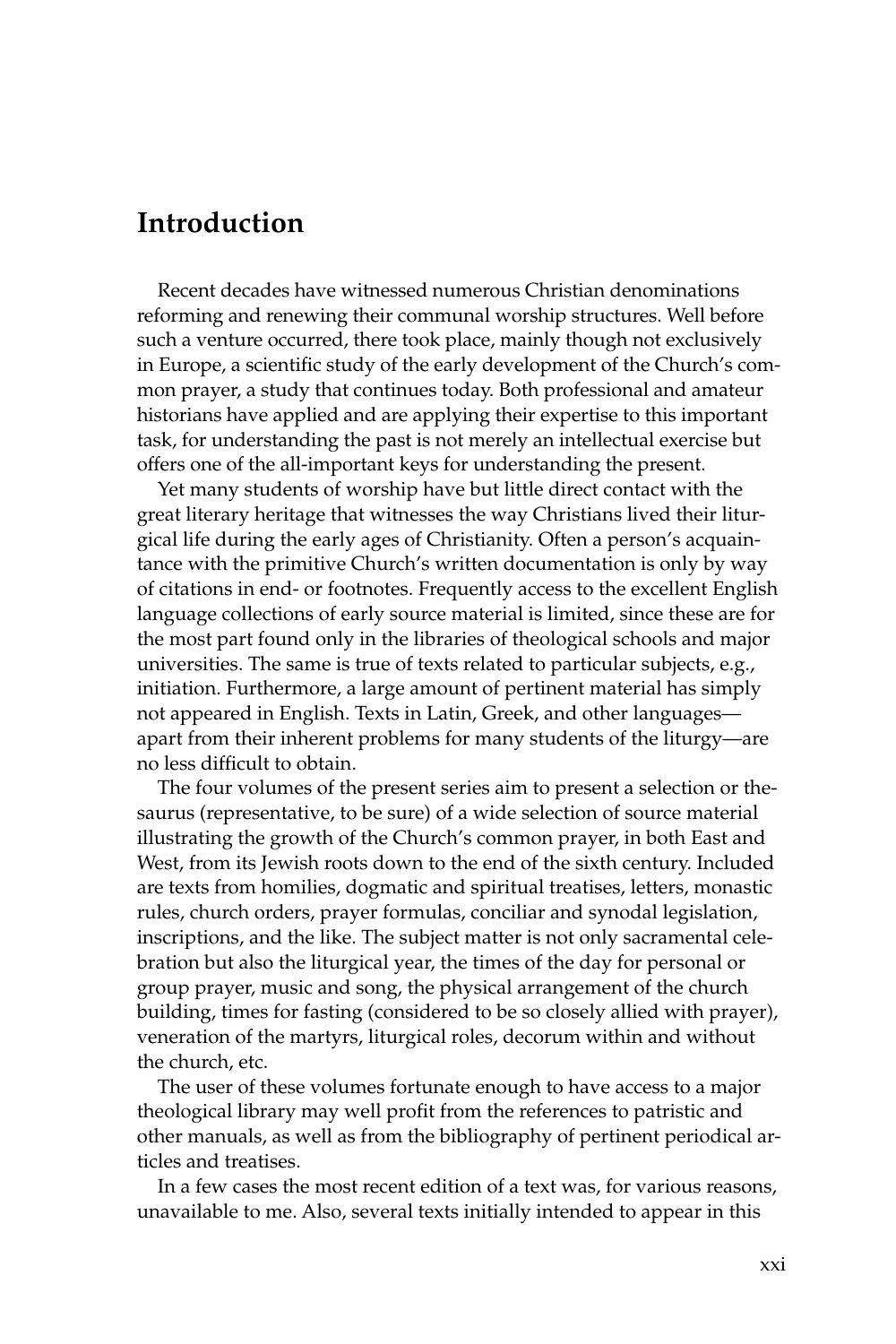# Introduction

Recent decades have witnessed numerous Christian denominations reforming and renewing their communal worship structures. Well before such a venture occurred, there took place, mainly though not exclusively in Europe, a scientific study of the early development of the Church's common prayer, a study that continues today. Both professional and amateur historians have applied and are applying their expertise to this important task, for understanding the past is not merely an intellectual exercise but offers one of the all-important keys for understanding the present.

Yet many students of worship have but little direct contact with the great literary heritage that witnesses the way Christians lived their liturgical life during the early ages of Christianity. Often a person's acquaintance with the primitive Church's written documentation is only by way of citations in end- or footnotes. Frequently access to the excellent English language collections of early source material is limited, since these are for the most part found only in the libraries of theological schools and major universities. The same is true of texts related to particular subjects, e.g., initiation. Furthermore, a large amount of pertinent material has simply not appeared in English. Texts in Latin, Greek, and other languages—apart from their inherent problems for many students of the liturgy—are no less difficult to obtain.

The four volumes of the present series aim to present a selection or thesaurus (representative, to be sure) of a wide selection of source material illustrating the growth of the Church's common prayer, in both East and West, from its Jewish roots down to the end of the sixth century. Included are texts from homilies, dogmatic and spiritual treatises, letters, monastic rules, church orders, prayer formulas, conciliar and synodal legislation, inscriptions, and the like. The subject matter is not only sacramental celebration but also the liturgical year, the times of the day for personal or group prayer, music and song, the physical arrangement of the church building, times for fasting (considered to be so closely allied with prayer), veneration of the martyrs, liturgical roles, decorum within and without the church, etc.

The user of these volumes fortunate enough to have access to a major theological library may well profit from the references to patristic and other manuals, as well as from the bibliography of pertinent periodical articles and treatises.

In a few cases the most recent edition of a text was, for various reasons, unavailable to me. Also, several texts initially intended to appear in this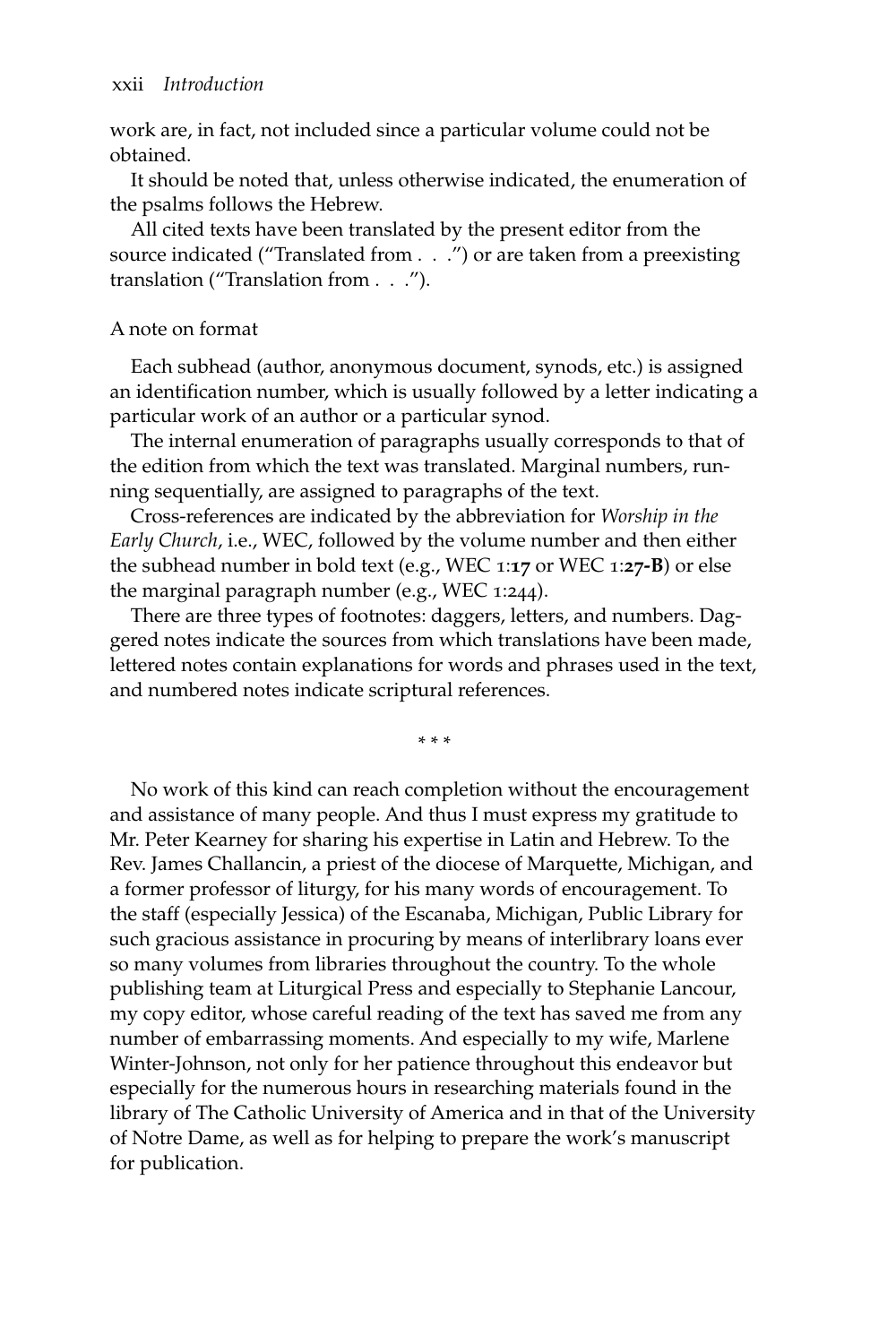work are, in fact, not included since a particular volume could not be obtained.

It should be noted that, unless otherwise indicated, the enumeration of the psalms follows the Hebrew.

All cited texts have been translated by the present editor from the source indicated ("Translated from . . .") or are taken from a preexisting translation ("Translation from . . .").

### A note on format

Each subhead (author, anonymous document, synods, etc.) is assigned an identification number, which is usually followed by a letter indicating a particular work of an author or a particular synod.

The internal enumeration of paragraphs usually corresponds to that of the edition from which the text was translated. Marginal numbers, running sequentially, are assigned to paragraphs of the text.

Cross-references are indicated by the abbreviation for *Worship in the Early Church*, i.e., WEC, followed by the volume number and then either the subhead number in bold text (e.g., WEC 1:**17** or WEC 1:**27-B**) or else the marginal paragraph number (e.g., WEC 1:244).

There are three types of footnotes: daggers, letters, and numbers. Daggered notes indicate the sources from which translations have been made, lettered notes contain explanations for words and phrases used in the text, and numbered notes indicate scriptural references.

\* \* \*

No work of this kind can reach completion without the encouragement and assistance of many people. And thus I must express my gratitude to Mr. Peter Kearney for sharing his expertise in Latin and Hebrew. To the Rev. James Challancin, a priest of the diocese of Marquette, Michigan, and a former professor of liturgy, for his many words of encouragement. To the staff (especially Jessica) of the Escanaba, Michigan, Public Library for such gracious assistance in procuring by means of interlibrary loans ever so many volumes from libraries throughout the country. To the whole publishing team at Liturgical Press and especially to Stephanie Lancour, my copy editor, whose careful reading of the text has saved me from any number of embarrassing moments. And especially to my wife, Marlene Winter-Johnson, not only for her patience throughout this endeavor but especially for the numerous hours in researching materials found in the library of The Catholic University of America and in that of the University of Notre Dame, as well as for helping to prepare the work's manuscript for publication.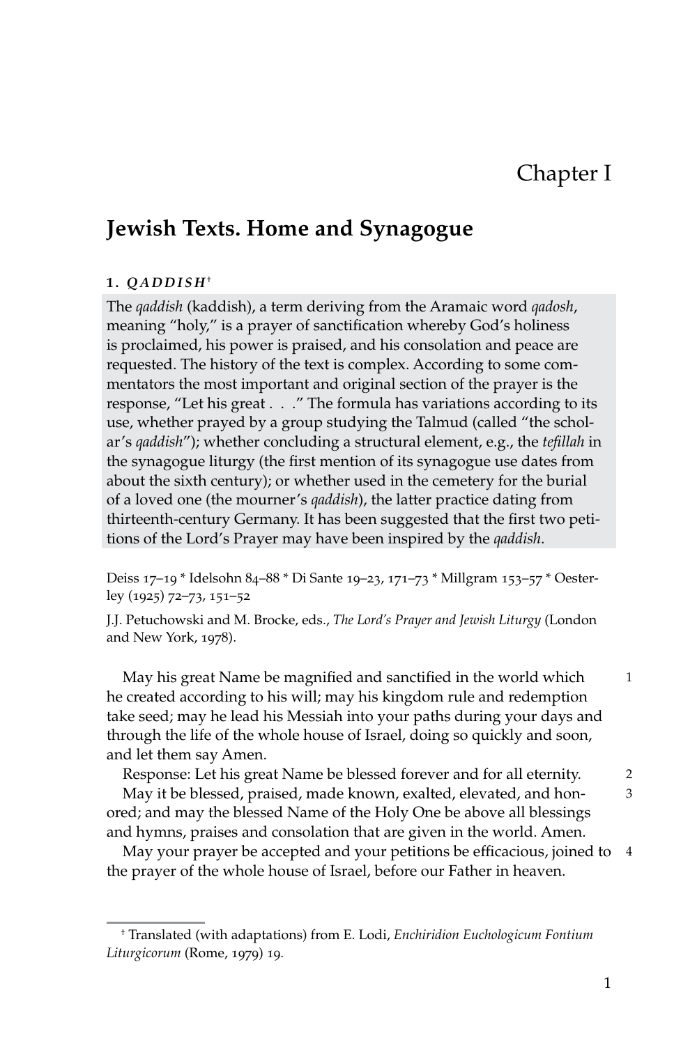# Chapter I

## Jewish Texts. Home and Synagogue

### 1. *QADDISH*[†]

The *qaddish* (kaddish), a term deriving from the Aramaic word *qadosh*, meaning "holy," is a prayer of sanctification whereby God's holiness is proclaimed, his power is praised, and his consolation and peace are requested. The history of the text is complex. According to some commentators the most important and original section of the prayer is the response, "Let his great . . ." The formula has variations according to its use, whether prayed by a group studying the Talmud (called "the scholar's *qaddish*"); whether concluding a structural element, e.g., the *tefillah* in the synagogue liturgy (the first mention of its synagogue use dates from about the sixth century); or whether used in the cemetery for the burial of a loved one (the mourner's *qaddish*), the latter practice dating from thirteenth-century Germany. It has been suggested that the first two petitions of the Lord's Prayer may have been inspired by the *qaddish*.

Deiss 17–19 * Idelsohn 84–88 * Di Sante 19–23, 171–73 * Millgram 153–57 * Oesterley (1925) 72–73, 151–52

J.J. Petuchowski and M. Brocke, eds., *The Lord's Prayer and Jewish Liturgy* (London and New York, 1978).

May his great Name be magnified and sanctified in the world which he created according to his will; may his kingdom rule and redemption take seed; may he lead his Messiah into your paths during your days and through the life of the whole house of Israel, doing so quickly and soon, and let them say Amen. 1

Response: Let his great Name be blessed forever and for all eternity. 2

May it be blessed, praised, made known, exalted, elevated, and honored; and may the blessed Name of the Holy One be above all blessings and hymns, praises and consolation that are given in the world. Amen. 3

May your prayer be accepted and your petitions be efficacious, joined to the prayer of the whole house of Israel, before our Father in heaven. 4

---

[†] Translated (with adaptations) from E. Lodi, *Enchiridion Euchologicum Fontium Liturgicorum* (Rome, 1979) 19.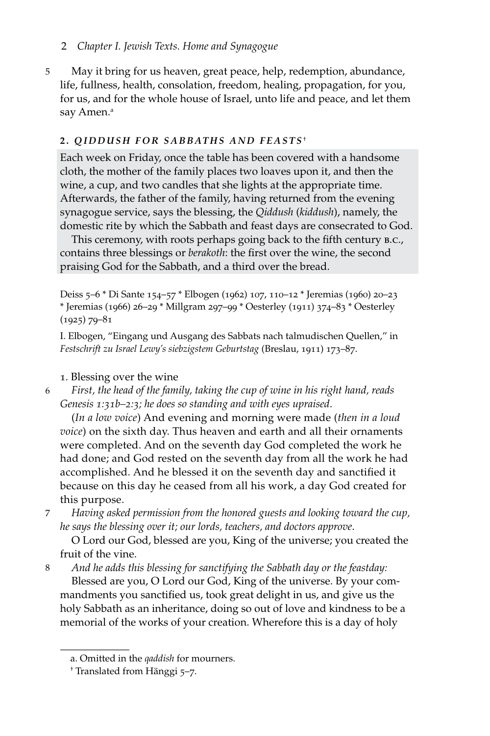5 May it bring for us heaven, great peace, help, redemption, abundance, life, fullness, health, consolation, freedom, healing, propagation, for you, for us, and for the whole house of Israel, unto life and peace, and let them say Amen.[a]

## 2. *QIDDUSH FOR SABBATHS AND FEASTS*[†]

Each week on Friday, once the table has been covered with a handsome cloth, the mother of the family places two loaves upon it, and then the wine, a cup, and two candles that she lights at the appropriate time. Afterwards, the father of the family, having returned from the evening synagogue service, says the blessing, the *Qiddush* (*kiddush*), namely, the domestic rite by which the Sabbath and feast days are consecrated to God.

This ceremony, with roots perhaps going back to the fifth century B.C., contains three blessings or *berakoth*: the first over the wine, the second praising God for the Sabbath, and a third over the bread.

Deiss 5–6 * Di Sante 154–57 * Elbogen (1962) 107, 110–12 * Jeremias (1960) 20–23 * Jeremias (1966) 26–29 * Millgram 297–99 * Oesterley (1911) 374–83 * Oesterley (1925) 79–81

I. Elbogen, "Eingang und Ausgang des Sabbats nach talmudischen Quellen," in *Festschrift zu Israel Lewy's siebzigstem Geburtstag* (Breslau, 1911) 173–87.

1. Blessing over the wine

6 *First, the head of the family, taking the cup of wine in his right hand, reads Genesis 1:31b–2:3; he does so standing and with eyes upraised.*

(*In a low voice*) And evening and morning were made (*then in a loud voice*) on the sixth day. Thus heaven and earth and all their ornaments were completed. And on the seventh day God completed the work he had done; and God rested on the seventh day from all the work he had accomplished. And he blessed it on the seventh day and sanctified it because on this day he ceased from all his work, a day God created for this purpose.

7 *Having asked permission from the honored guests and looking toward the cup, he says the blessing over it; our lords, teachers, and doctors approve.*

O Lord our God, blessed are you, King of the universe; you created the fruit of the vine.

8 *And he adds this blessing for sanctifying the Sabbath day or the feastday:*

Blessed are you, O Lord our God, King of the universe. By your commandments you sanctified us, took great delight in us, and give us the holy Sabbath as an inheritance, doing so out of love and kindness to be a memorial of the works of your creation. Wherefore this is a day of holy

---

a. Omitted in the *qaddish* for mourners.

† Translated from Hänggi 5–7.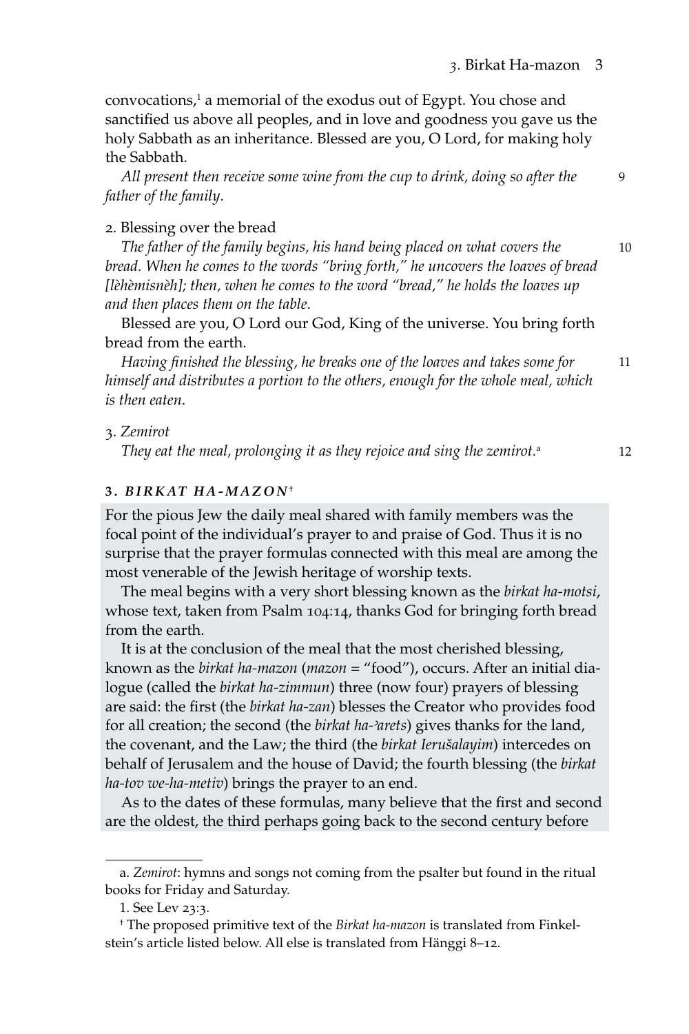convocations,[1] a memorial of the exodus out of Egypt. You chose and sanctified us above all peoples, and in love and goodness you gave us the holy Sabbath as an inheritance. Blessed are you, O Lord, for making holy the Sabbath.

*All present then receive some wine from the cup to drink, doing so after the father of the family.* 9

2. Blessing over the bread

*The father of the family begins, his hand being placed on what covers the bread. When he comes to the words "bring forth," he uncovers the loaves of bread [lèhèmisnèh]; then, when he comes to the word "bread," he holds the loaves up and then places them on the table.* 10

Blessed are you, O Lord our God, King of the universe. You bring forth bread from the earth.

*Having finished the blessing, he breaks one of the loaves and takes some for himself and distributes a portion to the others, enough for the whole meal, which is then eaten.* 11

3. *Zemirot*

*They eat the meal, prolonging it as they rejoice and sing the zemirot.*[a] 12

### 3. *BIRKAT HA-MAZON*[†]

For the pious Jew the daily meal shared with family members was the focal point of the individual's prayer to and praise of God. Thus it is no surprise that the prayer formulas connected with this meal are among the most venerable of the Jewish heritage of worship texts.

The meal begins with a very short blessing known as the *birkat ha-motsi*, whose text, taken from Psalm 104:14, thanks God for bringing forth bread from the earth.

It is at the conclusion of the meal that the most cherished blessing, known as the *birkat ha-mazon* (*mazon* = "food"), occurs. After an initial dialogue (called the *birkat ha-zimmun*) three (now four) prayers of blessing are said: the first (the *birkat ha-zan*) blesses the Creator who provides food for all creation; the second (the *birkat ha-ʾarets*) gives thanks for the land, the covenant, and the Law; the third (the *birkat Ierušalayim*) intercedes on behalf of Jerusalem and the house of David; the fourth blessing (the *birkat ha-tov we-ha-metiv*) brings the prayer to an end.

As to the dates of these formulas, many believe that the first and second are the oldest, the third perhaps going back to the second century before

---

a. *Zemirot*: hymns and songs not coming from the psalter but found in the ritual books for Friday and Saturday.

1. See Lev 23:3.

† The proposed primitive text of the *Birkat ha-mazon* is translated from Finkelstein's article listed below. All else is translated from Hänggi 8–12.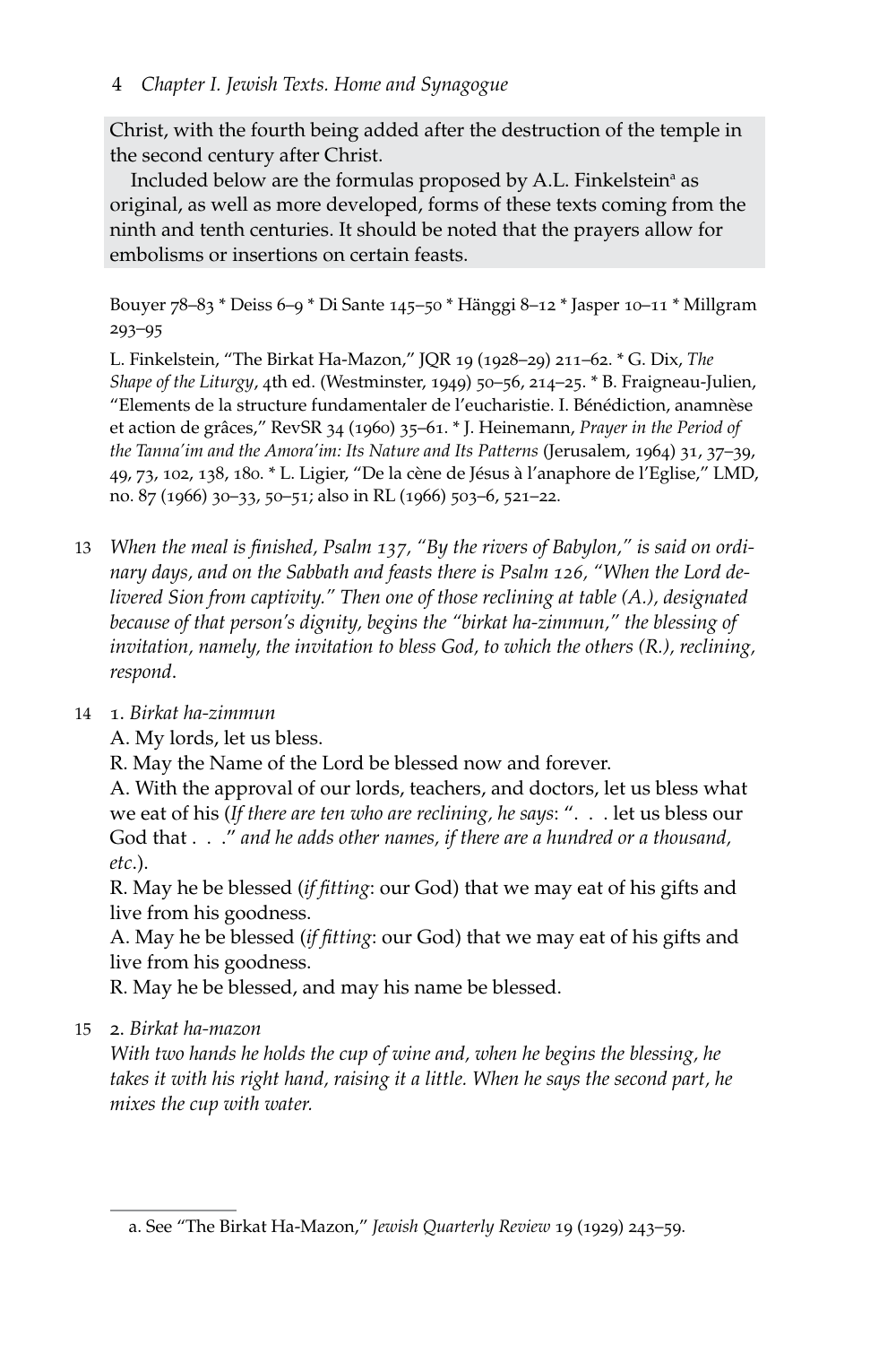Christ, with the fourth being added after the destruction of the temple in the second century after Christ.

Included below are the formulas proposed by A.L. Finkelstein[a] as original, as well as more developed, forms of these texts coming from the ninth and tenth centuries. It should be noted that the prayers allow for embolisms or insertions on certain feasts.

Bouyer 78–83 * Deiss 6–9 * Di Sante 145–50 * Hänggi 8–12 * Jasper 10–11 * Millgram 293–95

L. Finkelstein, "The Birkat Ha-Mazon," JQR 19 (1928–29) 211–62. * G. Dix, *The Shape of the Liturgy*, 4th ed. (Westminster, 1949) 50–56, 214–25. * B. Fraigneau-Julien, "Elements de la structure fundamentaler de l'eucharistie. I. Bénédiction, anamnèse et action de grâces," RevSR 34 (1960) 35–61. * J. Heinemann, *Prayer in the Period of the Tanna'im and the Amora'im: Its Nature and Its Patterns* (Jerusalem, 1964) 31, 37–39, 49, 73, 102, 138, 180. * L. Ligier, "De la cène de Jésus à l'anaphore de l'Eglise," LMD, no. 87 (1966) 30–33, 50–51; also in RL (1966) 503–6, 521–22.

13 *When the meal is finished, Psalm 137, "By the rivers of Babylon," is said on ordinary days, and on the Sabbath and feasts there is Psalm 126, "When the Lord delivered Sion from captivity." Then one of those reclining at table (A.), designated because of that person's dignity, begins the "birkat ha-zimmun," the blessing of invitation, namely, the invitation to bless God, to which the others (R.), reclining, respond.*

14 1. *Birkat ha-zimmun*

A. My lords, let us bless.

R. May the Name of the Lord be blessed now and forever.

A. With the approval of our lords, teachers, and doctors, let us bless what we eat of his (*If there are ten who are reclining, he says*: ". . . let us bless our God that . . ." *and he adds other names, if there are a hundred or a thousand, etc.*).

R. May he be blessed (*if fitting*: our God) that we may eat of his gifts and live from his goodness.

A. May he be blessed (*if fitting*: our God) that we may eat of his gifts and live from his goodness.

R. May he be blessed, and may his name be blessed.

15 2. *Birkat ha-mazon*

*With two hands he holds the cup of wine and, when he begins the blessing, he takes it with his right hand, raising it a little. When he says the second part, he mixes the cup with water.*

---

a. See "The Birkat Ha-Mazon," *Jewish Quarterly Review* 19 (1929) 243–59.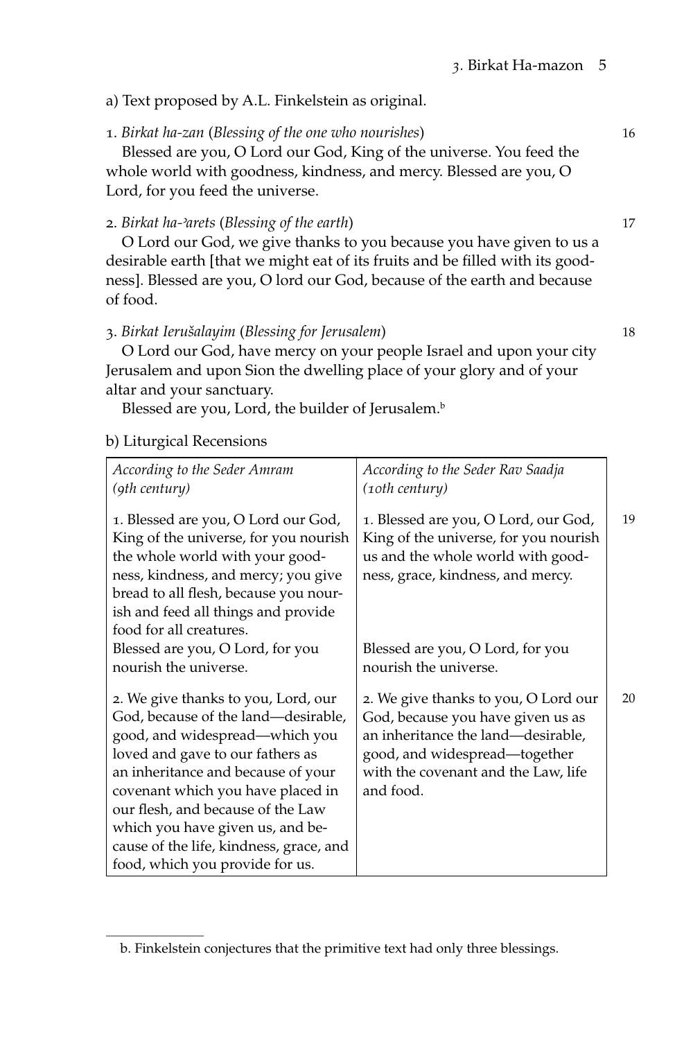a) Text proposed by A.L. Finkelstein as original.

16 1. *Birkat ha-zan* (*Blessing of the one who nourishes*)
Blessed are you, O Lord our God, King of the universe. You feed the whole world with goodness, kindness, and mercy. Blessed are you, O Lord, for you feed the universe.

17 2. *Birkat ha-ʾarets* (*Blessing of the earth*)
O Lord our God, we give thanks to you because you have given to us a desirable earth [that we might eat of its fruits and be filled with its goodness]. Blessed are you, O lord our God, because of the earth and because of food.

18 3. *Birkat Ierušalayim* (*Blessing for Jerusalem*)
O Lord our God, have mercy on your people Israel and upon your city Jerusalem and upon Sion the dwelling place of your glory and of your altar and your sanctuary.
Blessed are you, Lord, the builder of Jerusalem.[b]

b) Liturgical Recensions

| *According to the Seder Amram (9th century)* | *According to the Seder Rav Saadja (10th century)* | |
|---|---|---|
| 1. Blessed are you, O Lord our God, King of the universe, for you nourish the whole world with your goodness, kindness, and mercy; you give bread to all flesh, because you nourish and feed all things and provide food for all creatures. Blessed are you, O Lord, for you nourish the universe. | 1. Blessed are you, O Lord, our God, King of the universe, for you nourish us and the whole world with goodness, grace, kindness, and mercy. Blessed are you, O Lord, for you nourish the universe. | 19 |
| 2. We give thanks to you, Lord, our God, because of the land—desirable, good, and widespread—which you loved and gave to our fathers as an inheritance and because of your covenant which you have placed in our flesh, and because of the Law which you have given us, and because of the life, kindness, grace, and food, which you provide for us. | 2. We give thanks to you, O Lord our God, because you have given us as an inheritance the land—desirable, good, and widespread—together with the covenant and the Law, life and food. | 20 |

b. Finkelstein conjectures that the primitive text had only three blessings.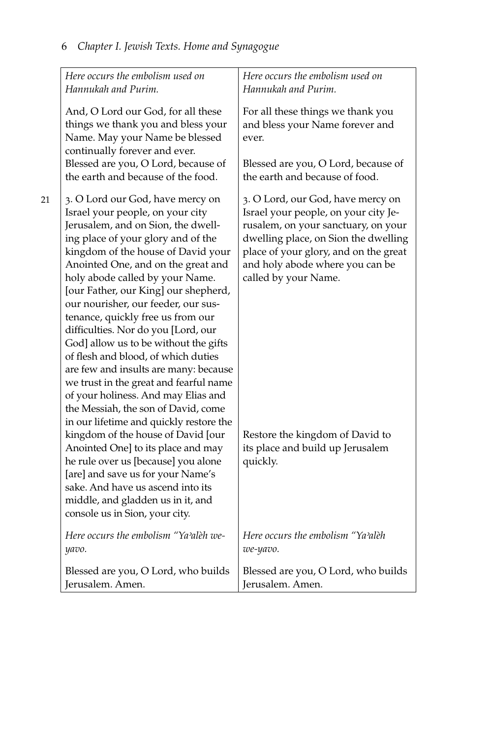| | |
|---|---|
| *Here occurs the embolism used on Hannukah and Purim.* | *Here occurs the embolism used on Hannukah and Purim.* |
| And, O Lord our God, for all these things we thank you and bless your Name. May your Name be blessed continually forever and ever. Blessed are you, O Lord, because of the earth and because of the food. | For all these things we thank you and bless your Name forever and ever. Blessed are you, O Lord, because of the earth and because of food. |
| 21 3. O Lord our God, have mercy on Israel your people, on your city Jerusalem, and on Sion, the dwelling place of your glory and of the kingdom of the house of David your Anointed One, and on the great and holy abode called by your Name. [our Father, our King] our shepherd, our nourisher, our feeder, our sustenance, quickly free us from our difficulties. Nor do you [Lord, our God] allow us to be without the gifts of flesh and blood, of which duties are few and insults are many: because we trust in the great and fearful name of your holiness. And may Elias and the Messiah, the son of David, come in our lifetime and quickly restore the kingdom of the house of David [our Anointed One] to its place and may he rule over us [because] you alone [are] and save us for your Name's sake. And have us ascend into its middle, and gladden us in it, and console us in Sion, your city. | 3. O Lord, our God, have mercy on Israel your people, on your city Jerusalem, on your sanctuary, on your dwelling place, on Sion the dwelling place of your glory, and on the great and holy abode where you can be called by your Name. Restore the kingdom of David to its place and build up Jerusalem quickly. |
| *Here occurs the embolism "Yaʾalèh we-yavo.* | *Here occurs the embolism "Yaʾalèh we-yavo.* |
| Blessed are you, O Lord, who builds Jerusalem. Amen. | Blessed are you, O Lord, who builds Jerusalem. Amen. |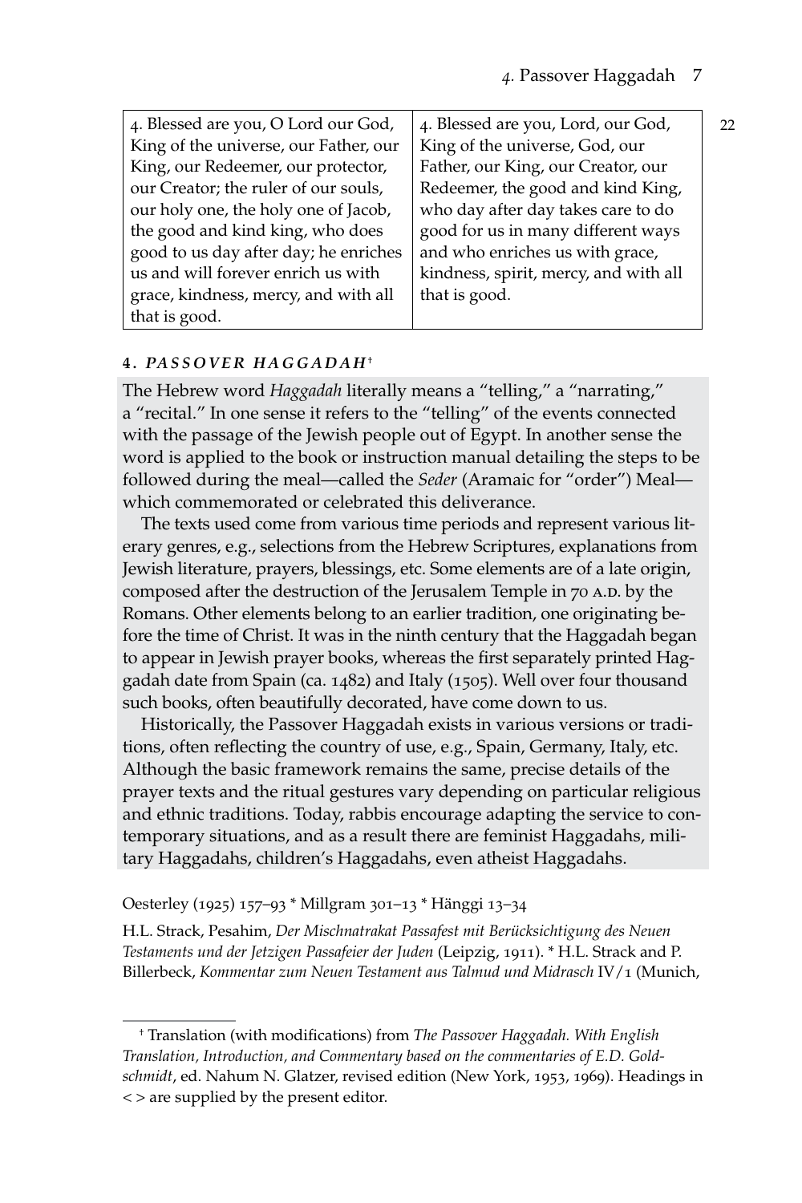| 4. Blessed are you, O Lord our God, King of the universe, our Father, our King, our Redeemer, our protector, our Creator; the ruler of our souls, our holy one, the holy one of Jacob, the good and kind king, who does good to us day after day; he enriches us and will forever enrich us with grace, kindness, mercy, and with all that is good. | 4. Blessed are you, Lord, our God, King of the universe, God, our Father, our King, our Creator, our Redeemer, the good and kind King, who day after day takes care to do good for us in many different ways and who enriches us with grace, kindness, spirit, mercy, and with all that is good. |
|---|---|

22

### 4. *PASSOVER HAGGADAH*[†]

The Hebrew word *Haggadah* literally means a "telling," a "narrating," a "recital." In one sense it refers to the "telling" of the events connected with the passage of the Jewish people out of Egypt. In another sense the word is applied to the book or instruction manual detailing the steps to be followed during the meal—called the *Seder* (Aramaic for "order") Meal—which commemorated or celebrated this deliverance.

The texts used come from various time periods and represent various literary genres, e.g., selections from the Hebrew Scriptures, explanations from Jewish literature, prayers, blessings, etc. Some elements are of a late origin, composed after the destruction of the Jerusalem Temple in 70 A.D. by the Romans. Other elements belong to an earlier tradition, one originating before the time of Christ. It was in the ninth century that the Haggadah began to appear in Jewish prayer books, whereas the first separately printed Haggadah date from Spain (ca. 1482) and Italy (1505). Well over four thousand such books, often beautifully decorated, have come down to us.

Historically, the Passover Haggadah exists in various versions or traditions, often reflecting the country of use, e.g., Spain, Germany, Italy, etc. Although the basic framework remains the same, precise details of the prayer texts and the ritual gestures vary depending on particular religious and ethnic traditions. Today, rabbis encourage adapting the service to contemporary situations, and as a result there are feminist Haggadahs, military Haggadahs, children's Haggadahs, even atheist Haggadahs.

Oesterley (1925) 157–93 * Millgram 301–13 * Hänggi 13–34

H.L. Strack, Pesahim, *Der Mischnatrakat Passafest mit Berücksichtigung des Neuen Testaments und der Jetzigen Passafeier der Juden* (Leipzig, 1911). * H.L. Strack and P. Billerbeck, *Kommentar zum Neuen Testament aus Talmud und Midrasch* IV/1 (Munich,

---

[†] Translation (with modifications) from *The Passover Haggadah. With English Translation, Introduction, and Commentary based on the commentaries of E.D. Goldschmidt*, ed. Nahum N. Glatzer, revised edition (New York, 1953, 1969). Headings in < > are supplied by the present editor.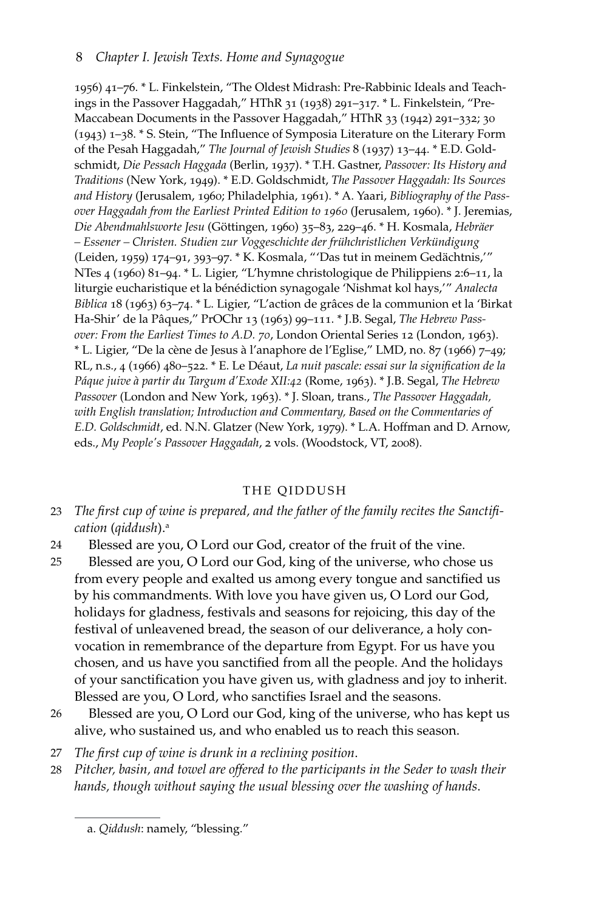1956) 41–76. * L. Finkelstein, "The Oldest Midrash: Pre-Rabbinic Ideals and Teachings in the Passover Haggadah," HThR 31 (1938) 291–317. * L. Finkelstein, "Pre-Maccabean Documents in the Passover Haggadah," HThR 33 (1942) 291–332; 30 (1943) 1–38. * S. Stein, "The Influence of Symposia Literature on the Literary Form of the Pesah Haggadah," *The Journal of Jewish Studies* 8 (1937) 13–44. * E.D. Goldschmidt, *Die Pessach Haggada* (Berlin, 1937). * T.H. Gastner, *Passover: Its History and Traditions* (New York, 1949). * E.D. Goldschmidt, *The Passover Haggadah: Its Sources and History* (Jerusalem, 1960; Philadelphia, 1961). * A. Yaari, *Bibliography of the Passover Haggadah from the Earliest Printed Edition to 1960* (Jerusalem, 1960). * J. Jeremias, *Die Abendmahlsworte Jesu* (Göttingen, 1960) 35–83, 229–46. * H. Kosmala, *Hebräer – Essener – Christen. Studien zur Voggeschichte der frühchristlichen Verkündigung* (Leiden, 1959) 174–91, 393–97. * K. Kosmala, "'Das tut in meinem Gedächtnis,'" NTes 4 (1960) 81–94. * L. Ligier, "L'hymne christologique de Philippiens 2:6–11, la liturgie eucharistique et la bénédiction synagogale 'Nishmat kol hays,'" *Analecta Biblica* 18 (1963) 63–74. * L. Ligier, "L'action de grâces de la communion et la 'Birkat Ha-Shir' de la Pâques," PrOChr 13 (1963) 99–111. * J.B. Segal, *The Hebrew Passover: From the Earliest Times to A.D. 70*, London Oriental Series 12 (London, 1963). * L. Ligier, "De la cène de Jesus à l'anaphore de l'Eglise," LMD, no. 87 (1966) 7–49; RL, n.s., 4 (1966) 480–522. * E. Le Déaut, *La nuit pascale: essai sur la signification de la Páque juive à partir du Targum d'Exode XII:42* (Rome, 1963). * J.B. Segal, *The Hebrew Passover* (London and New York, 1963). * J. Sloan, trans., *The Passover Haggadah, with English translation; Introduction and Commentary, Based on the Commentaries of E.D. Goldschmidt*, ed. N.N. Glatzer (New York, 1979). * L.A. Hoffman and D. Arnow, eds., *My People's Passover Haggadah*, 2 vols. (Woodstock, VT, 2008).

## THE QIDDUSH

23 *The first cup of wine is prepared, and the father of the family recites the Sanctification (qiddush).*[a]

24 Blessed are you, O Lord our God, creator of the fruit of the vine.

25 Blessed are you, O Lord our God, king of the universe, who chose us from every people and exalted us among every tongue and sanctified us by his commandments. With love you have given us, O Lord our God, holidays for gladness, festivals and seasons for rejoicing, this day of the festival of unleavened bread, the season of our deliverance, a holy convocation in remembrance of the departure from Egypt. For us have you chosen, and us have you sanctified from all the people. And the holidays of your sanctification you have given us, with gladness and joy to inherit. Blessed are you, O Lord, who sanctifies Israel and the seasons.

26 Blessed are you, O Lord our God, king of the universe, who has kept us alive, who sustained us, and who enabled us to reach this season.

27 *The first cup of wine is drunk in a reclining position.*

28 *Pitcher, basin, and towel are offered to the participants in the Seder to wash their hands, though without saying the usual blessing over the washing of hands.*

---

a. *Qiddush*: namely, "blessing."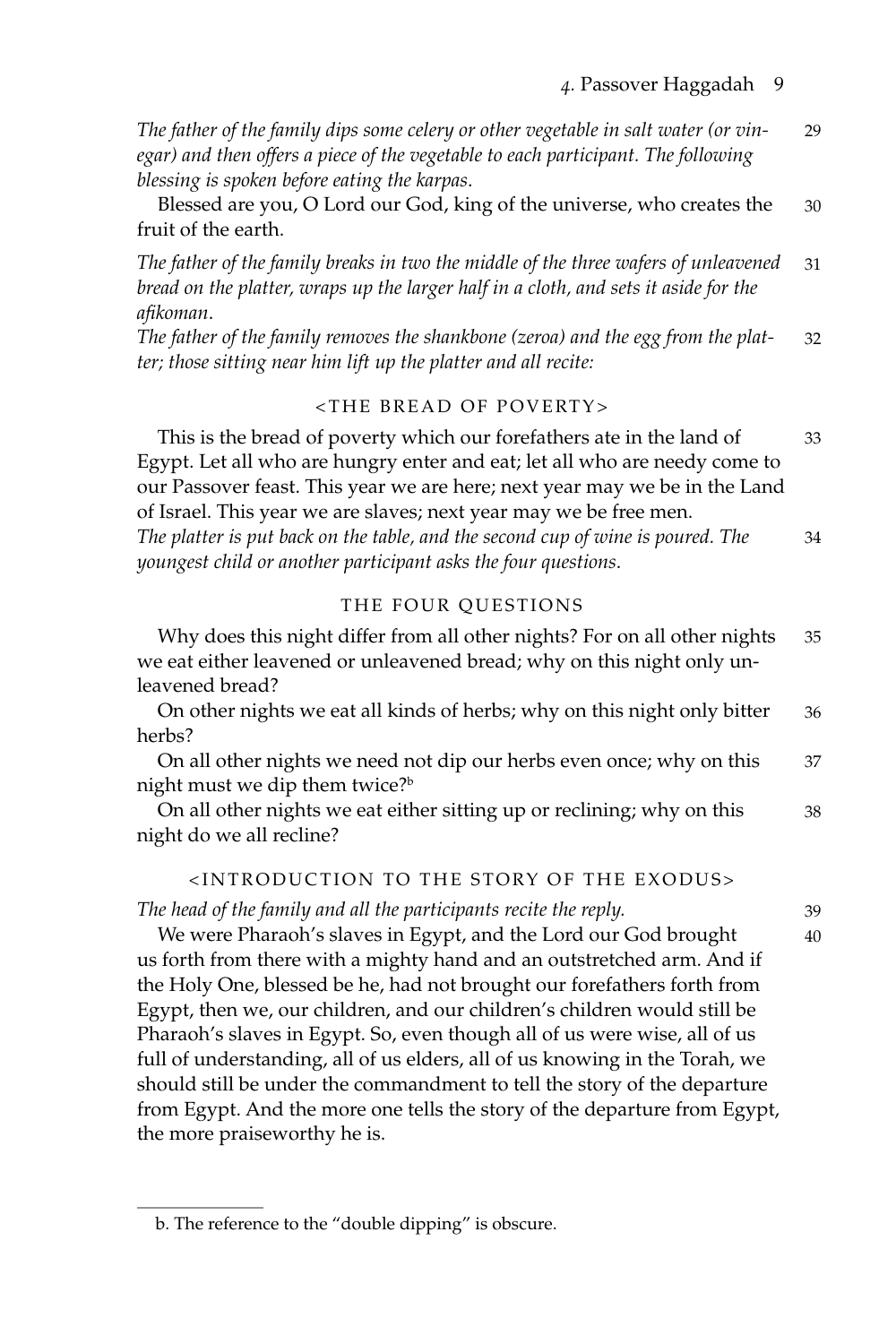*The father of the family dips some celery or other vegetable in salt water (or vinegar) and then offers a piece of the vegetable to each participant. The following blessing is spoken before eating the karpas.* 29

Blessed are you, O Lord our God, king of the universe, who creates the fruit of the earth. 30

*The father of the family breaks in two the middle of the three wafers of unleavened bread on the platter, wraps up the larger half in a cloth, and sets it aside for the afikoman.* 31

*The father of the family removes the shankbone (zeroa) and the egg from the platter; those sitting near him lift up the platter and all recite:* 32

### <THE BREAD OF POVERTY>

This is the bread of poverty which our forefathers ate in the land of Egypt. Let all who are hungry enter and eat; let all who are needy come to our Passover feast. This year we are here; next year may we be in the Land of Israel. This year we are slaves; next year may we be free men. 33

*The platter is put back on the table, and the second cup of wine is poured. The youngest child or another participant asks the four questions.* 34

### THE FOUR QUESTIONS

Why does this night differ from all other nights? For on all other nights we eat either leavened or unleavened bread; why on this night only unleavened bread? 35

On other nights we eat all kinds of herbs; why on this night only bitter herbs? 36

On all other nights we need not dip our herbs even once; why on this night must we dip them twice?[b] 37

On all other nights we eat either sitting up or reclining; why on this night do we all recline? 38

### <INTRODUCTION TO THE STORY OF THE EXODUS>

*The head of the family and all the participants recite the reply.* 39

We were Pharaoh's slaves in Egypt, and the Lord our God brought us forth from there with a mighty hand and an outstretched arm. And if the Holy One, blessed be he, had not brought our forefathers forth from Egypt, then we, our children, and our children's children would still be Pharaoh's slaves in Egypt. So, even though all of us were wise, all of us full of understanding, all of us elders, all of us knowing in the Torah, we should still be under the commandment to tell the story of the departure from Egypt. And the more one tells the story of the departure from Egypt, the more praiseworthy he is. 40

---

b. The reference to the "double dipping" is obscure.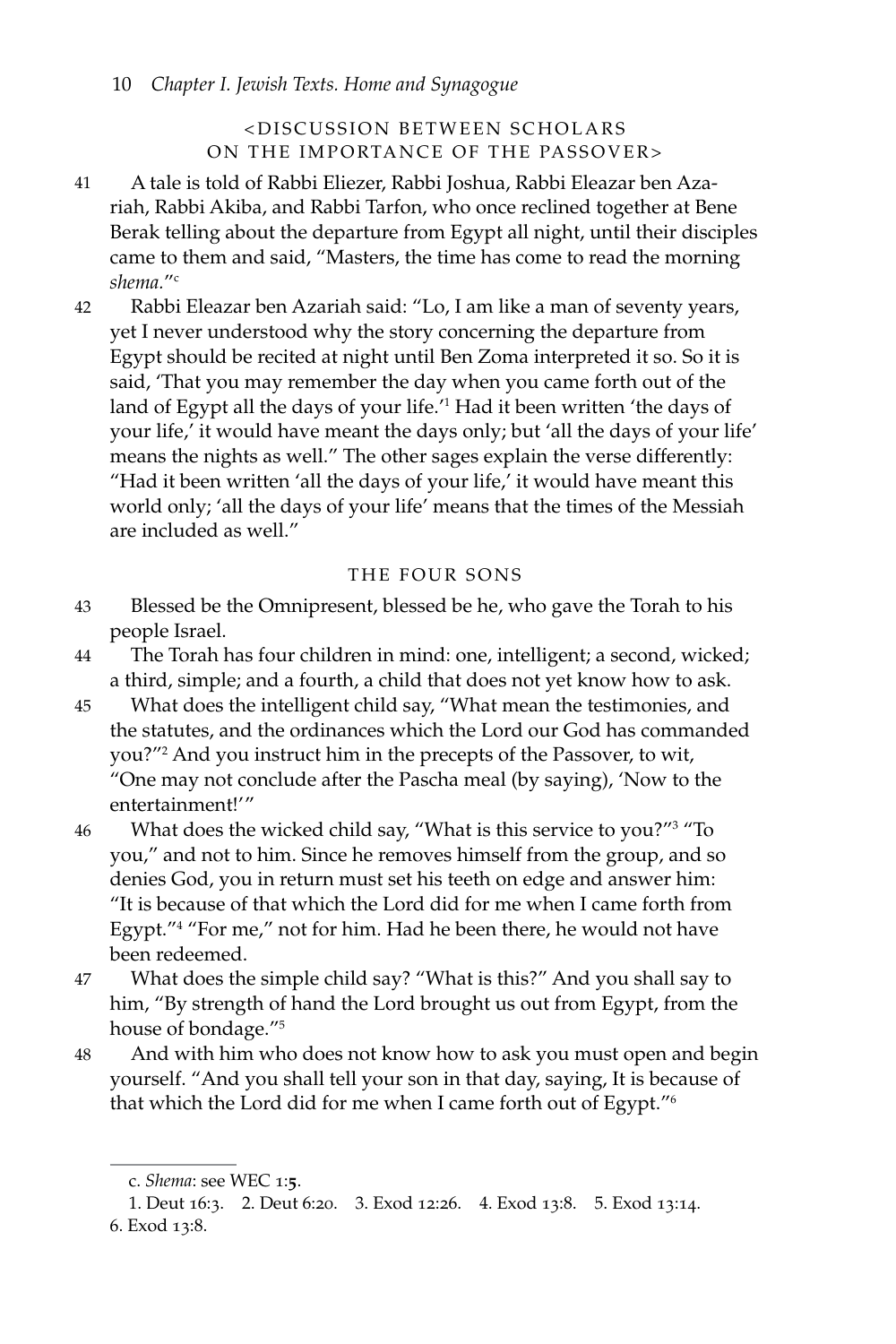### <DISCUSSION BETWEEN SCHOLARS ON THE IMPORTANCE OF THE PASSOVER>

41 A tale is told of Rabbi Eliezer, Rabbi Joshua, Rabbi Eleazar ben Azariah, Rabbi Akiba, and Rabbi Tarfon, who once reclined together at Bene Berak telling about the departure from Egypt all night, until their disciples came to them and said, "Masters, the time has come to read the morning *shema*."[c]

42 Rabbi Eleazar ben Azariah said: "Lo, I am like a man of seventy years, yet I never understood why the story concerning the departure from Egypt should be recited at night until Ben Zoma interpreted it so. So it is said, 'That you may remember the day when you came forth out of the land of Egypt all the days of your life.'[1] Had it been written 'the days of your life,' it would have meant the days only; but 'all the days of your life' means the nights as well." The other sages explain the verse differently: "Had it been written 'all the days of your life,' it would have meant this world only; 'all the days of your life' means that the times of the Messiah are included as well."

### THE FOUR SONS

43 Blessed be the Omnipresent, blessed be he, who gave the Torah to his people Israel.

44 The Torah has four children in mind: one, intelligent; a second, wicked; a third, simple; and a fourth, a child that does not yet know how to ask.

45 What does the intelligent child say, "What mean the testimonies, and the statutes, and the ordinances which the Lord our God has commanded you?"[2] And you instruct him in the precepts of the Passover, to wit, "One may not conclude after the Pascha meal (by saying), 'Now to the entertainment!'"

46 What does the wicked child say, "What is this service to you?"[3] "To you," and not to him. Since he removes himself from the group, and so denies God, you in return must set his teeth on edge and answer him: "It is because of that which the Lord did for me when I came forth from Egypt."[4] "For me," not for him. Had he been there, he would not have been redeemed.

47 What does the simple child say? "What is this?" And you shall say to him, "By strength of hand the Lord brought us out from Egypt, from the house of bondage."[5]

48 And with him who does not know how to ask you must open and begin yourself. "And you shall tell your son in that day, saying, It is because of that which the Lord did for me when I came forth out of Egypt."[6]

---

c. *Shema*: see WEC 1:**5**.

1. Deut 16:3. 2. Deut 6:20. 3. Exod 12:26. 4. Exod 13:8. 5. Exod 13:14. 6. Exod 13:8.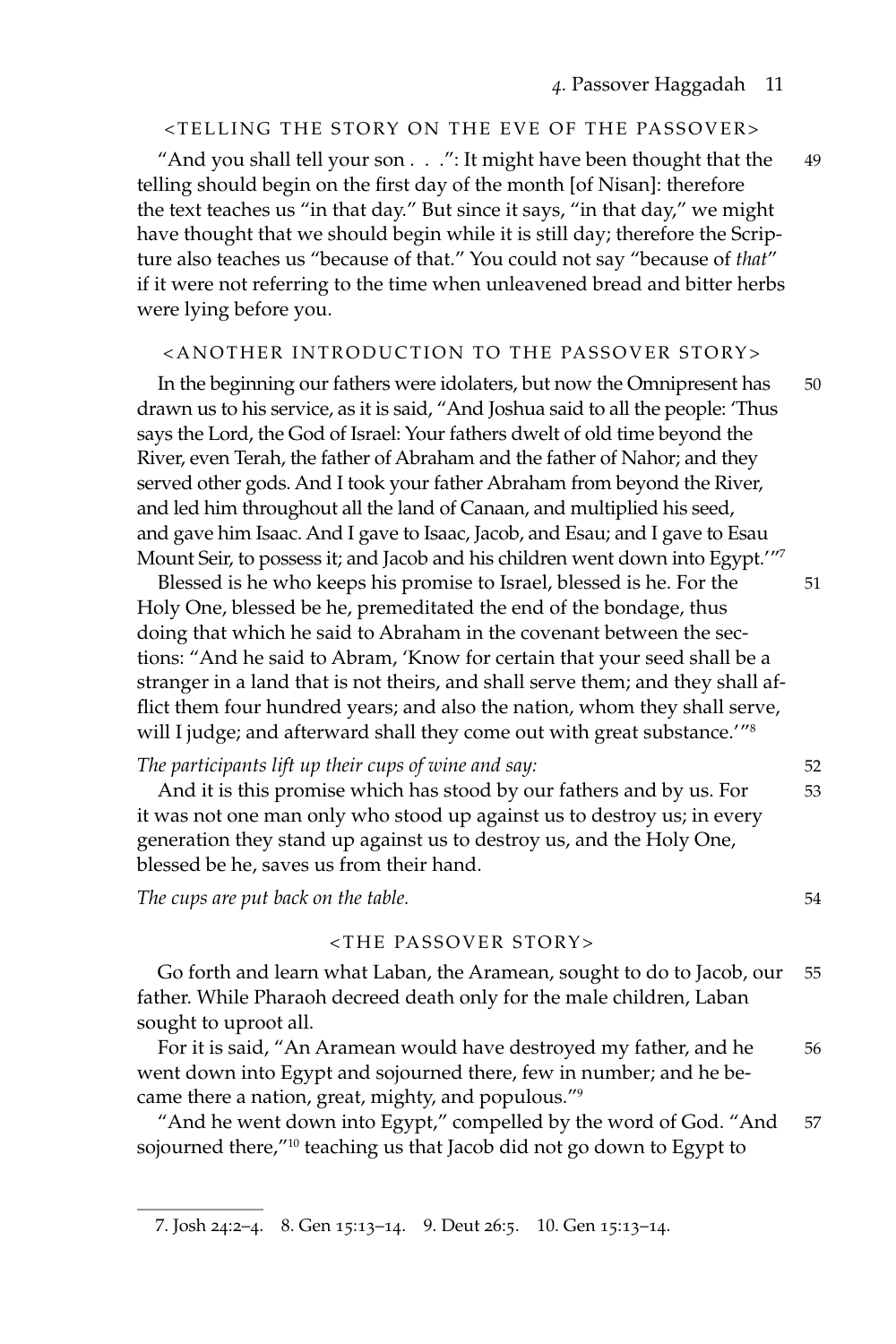### <TELLING THE STORY ON THE EVE OF THE PASSOVER>

49 "And you shall tell your son . . .": It might have been thought that the telling should begin on the first day of the month [of Nisan]: therefore the text teaches us "in that day." But since it says, "in that day," we might have thought that we should begin while it is still day; therefore the Scripture also teaches us "because of that." You could not say "because of *that*" if it were not referring to the time when unleavened bread and bitter herbs were lying before you.

### <ANOTHER INTRODUCTION TO THE PASSOVER STORY>

50 In the beginning our fathers were idolaters, but now the Omnipresent has drawn us to his service, as it is said, "And Joshua said to all the people: 'Thus says the Lord, the God of Israel: Your fathers dwelt of old time beyond the River, even Terah, the father of Abraham and the father of Nahor; and they served other gods. And I took your father Abraham from beyond the River, and led him throughout all the land of Canaan, and multiplied his seed, and gave him Isaac. And I gave to Isaac, Jacob, and Esau; and I gave to Esau Mount Seir, to possess it; and Jacob and his children went down into Egypt.'"[7]

51 Blessed is he who keeps his promise to Israel, blessed is he. For the Holy One, blessed be he, premeditated the end of the bondage, thus doing that which he said to Abraham in the covenant between the sections: "And he said to Abram, 'Know for certain that your seed shall be a stranger in a land that is not theirs, and shall serve them; and they shall afflict them four hundred years; and also the nation, whom they shall serve, will I judge; and afterward shall they come out with great substance.'"[8]

52 *The participants lift up their cups of wine and say:*

53 And it is this promise which has stood by our fathers and by us. For it was not one man only who stood up against us to destroy us; in every generation they stand up against us to destroy us, and the Holy One, blessed be he, saves us from their hand.

54 *The cups are put back on the table.*

### <THE PASSOVER STORY>

55 Go forth and learn what Laban, the Aramean, sought to do to Jacob, our father. While Pharaoh decreed death only for the male children, Laban sought to uproot all.

56 For it is said, "An Aramean would have destroyed my father, and he went down into Egypt and sojourned there, few in number; and he became there a nation, great, mighty, and populous."[9]

57 "And he went down into Egypt," compelled by the word of God. "And sojourned there,"[10] teaching us that Jacob did not go down to Egypt to

---

7. Josh 24:2–4. 8. Gen 15:13–14. 9. Deut 26:5. 10. Gen 15:13–14.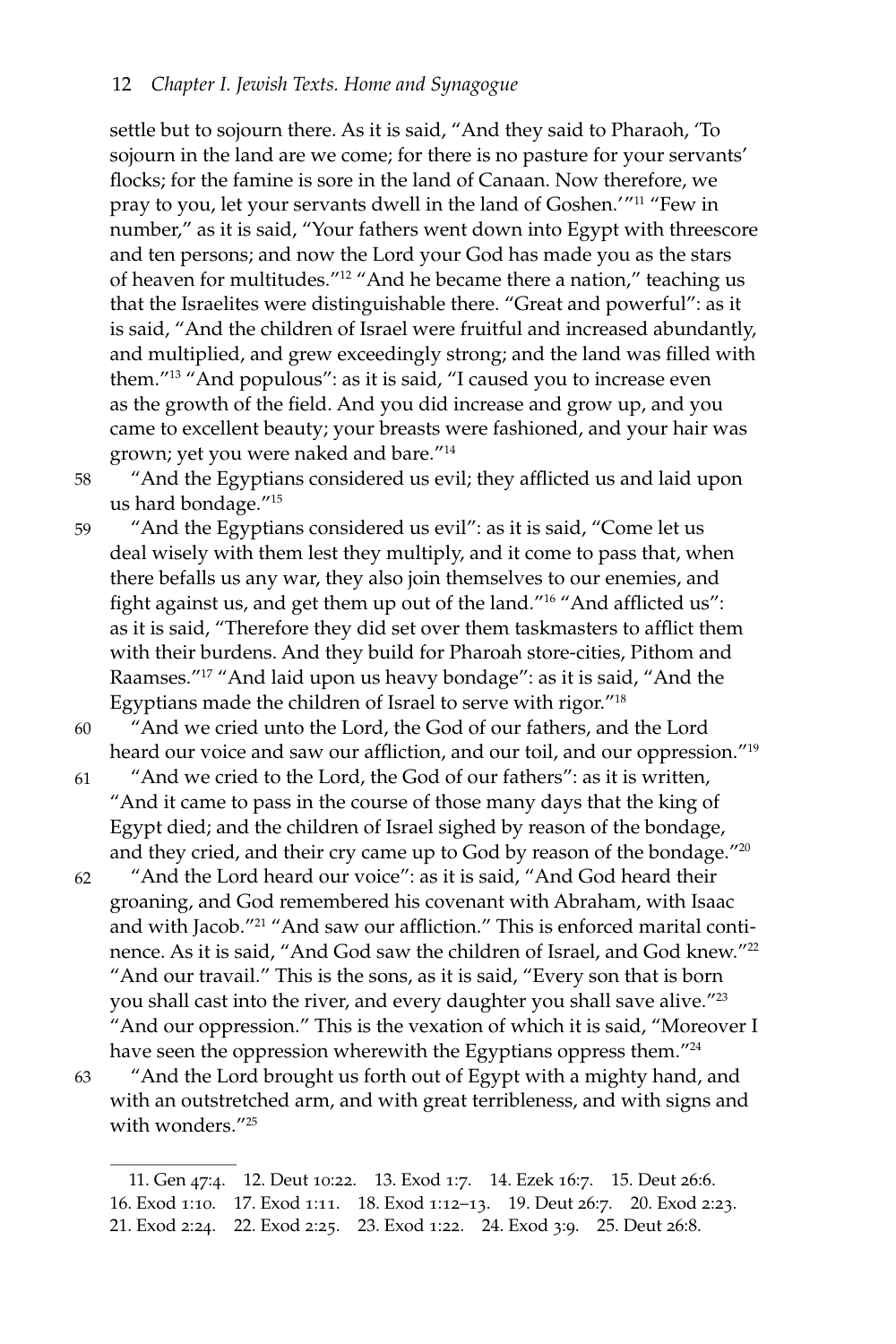settle but to sojourn there. As it is said, "And they said to Pharaoh, 'To sojourn in the land are we come; for there is no pasture for your servants' flocks; for the famine is sore in the land of Canaan. Now therefore, we pray to you, let your servants dwell in the land of Goshen.'"[11] "Few in number," as it is said, "Your fathers went down into Egypt with threescore and ten persons; and now the Lord your God has made you as the stars of heaven for multitudes."[12] "And he became there a nation," teaching us that the Israelites were distinguishable there. "Great and powerful": as it is said, "And the children of Israel were fruitful and increased abundantly, and multiplied, and grew exceedingly strong; and the land was filled with them."[13] "And populous": as it is said, "I caused you to increase even as the growth of the field. And you did increase and grow up, and you came to excellent beauty; your breasts were fashioned, and your hair was grown; yet you were naked and bare."[14]

58 "And the Egyptians considered us evil; they afflicted us and laid upon us hard bondage."[15]

59 "And the Egyptians considered us evil": as it is said, "Come let us deal wisely with them lest they multiply, and it come to pass that, when there befalls us any war, they also join themselves to our enemies, and fight against us, and get them up out of the land."[16] "And afflicted us": as it is said, "Therefore they did set over them taskmasters to afflict them with their burdens. And they build for Pharoah store-cities, Pithom and Raamses."[17] "And laid upon us heavy bondage": as it is said, "And the Egyptians made the children of Israel to serve with rigor."[18]

60 "And we cried unto the Lord, the God of our fathers, and the Lord heard our voice and saw our affliction, and our toil, and our oppression."[19]

61 "And we cried to the Lord, the God of our fathers": as it is written, "And it came to pass in the course of those many days that the king of Egypt died; and the children of Israel sighed by reason of the bondage, and they cried, and their cry came up to God by reason of the bondage."[20]

62 "And the Lord heard our voice": as it is said, "And God heard their groaning, and God remembered his covenant with Abraham, with Isaac and with Jacob."[21] "And saw our affliction." This is enforced marital continence. As it is said, "And God saw the children of Israel, and God knew."[22] "And our travail." This is the sons, as it is said, "Every son that is born you shall cast into the river, and every daughter you shall save alive."[23] "And our oppression." This is the vexation of which it is said, "Moreover I have seen the oppression wherewith the Egyptians oppress them."[24]

63 "And the Lord brought us forth out of Egypt with a mighty hand, and with an outstretched arm, and with great terribleness, and with signs and with wonders."[25]

---

11. Gen 47:4. 12. Deut 10:22. 13. Exod 1:7. 14. Ezek 16:7. 15. Deut 26:6. 16. Exod 1:10. 17. Exod 1:11. 18. Exod 1:12–13. 19. Deut 26:7. 20. Exod 2:23. 21. Exod 2:24. 22. Exod 2:25. 23. Exod 1:22. 24. Exod 3:9. 25. Deut 26:8.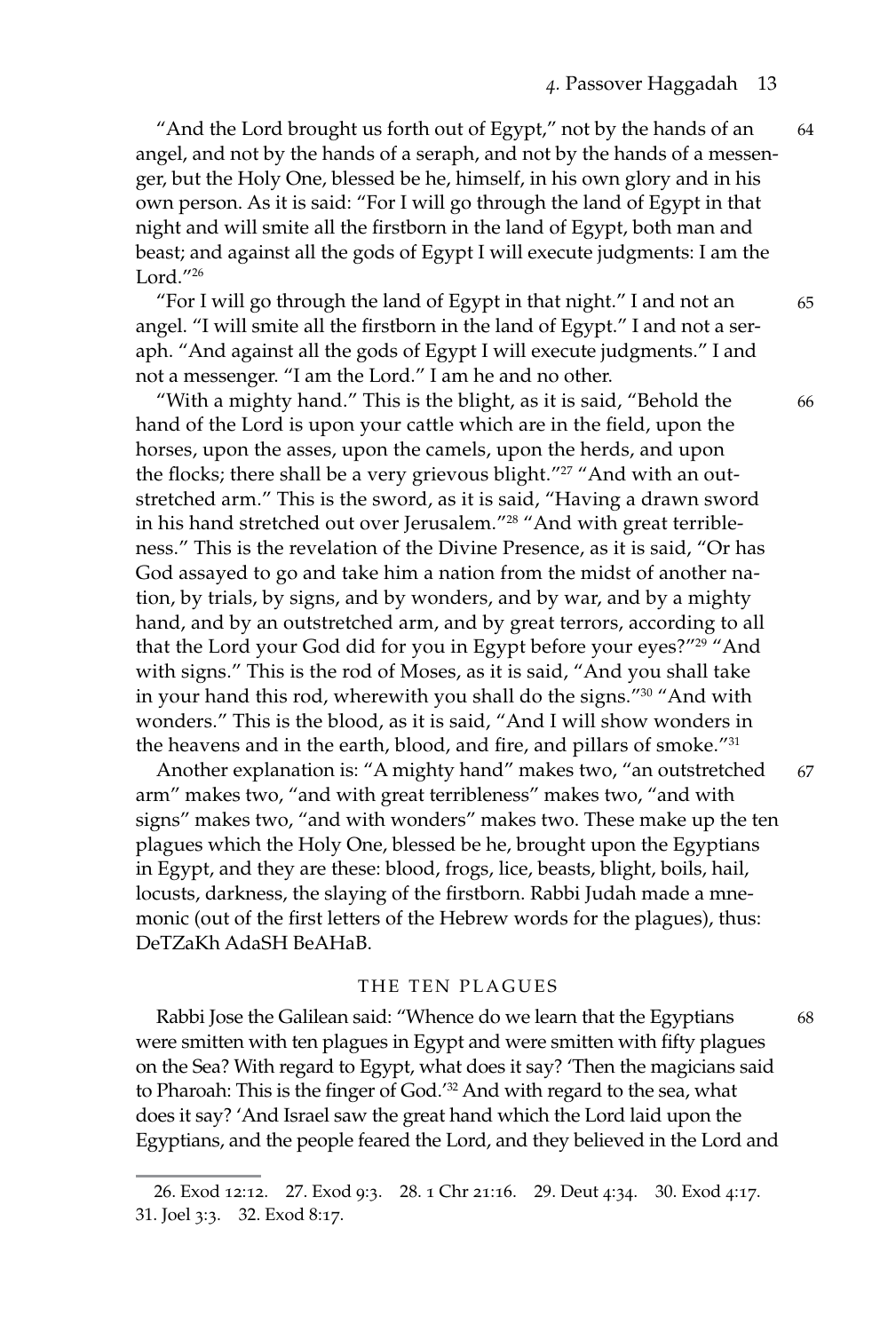64 "And the Lord brought us forth out of Egypt," not by the hands of an angel, and not by the hands of a seraph, and not by the hands of a messenger, but the Holy One, blessed be he, himself, in his own glory and in his own person. As it is said: "For I will go through the land of Egypt in that night and will smite all the firstborn in the land of Egypt, both man and beast; and against all the gods of Egypt I will execute judgments: I am the Lord."[26]

65 "For I will go through the land of Egypt in that night." I and not an angel. "I will smite all the firstborn in the land of Egypt." I and not a seraph. "And against all the gods of Egypt I will execute judgments." I and not a messenger. "I am the Lord." I am he and no other.

66 "With a mighty hand." This is the blight, as it is said, "Behold the hand of the Lord is upon your cattle which are in the field, upon the horses, upon the asses, upon the camels, upon the herds, and upon the flocks; there shall be a very grievous blight."[27] "And with an outstretched arm." This is the sword, as it is said, "Having a drawn sword in his hand stretched out over Jerusalem."[28] "And with great terribleness." This is the revelation of the Divine Presence, as it is said, "Or has God assayed to go and take him a nation from the midst of another nation, by trials, by signs, and by wonders, and by war, and by a mighty hand, and by an outstretched arm, and by great terrors, according to all that the Lord your God did for you in Egypt before your eyes?"[29] "And with signs." This is the rod of Moses, as it is said, "And you shall take in your hand this rod, wherewith you shall do the signs."[30] "And with wonders." This is the blood, as it is said, "And I will show wonders in the heavens and in the earth, blood, and fire, and pillars of smoke."[31]

67 Another explanation is: "A mighty hand" makes two, "an outstretched arm" makes two, "and with great terribleness" makes two, "and with signs" makes two, "and with wonders" makes two. These make up the ten plagues which the Holy One, blessed be he, brought upon the Egyptians in Egypt, and they are these: blood, frogs, lice, beasts, blight, boils, hail, locusts, darkness, the slaying of the firstborn. Rabbi Judah made a mnemonic (out of the first letters of the Hebrew words for the plagues), thus: DeTZaKh AdaSH BeAHaB.

## THE TEN PLAGUES

68 Rabbi Jose the Galilean said: "Whence do we learn that the Egyptians were smitten with ten plagues in Egypt and were smitten with fifty plagues on the Sea? With regard to Egypt, what does it say? 'Then the magicians said to Pharoah: This is the finger of God.'[32] And with regard to the sea, what does it say? 'And Israel saw the great hand which the Lord laid upon the Egyptians, and the people feared the Lord, and they believed in the Lord and

---

26. Exod 12:12. 27. Exod 9:3. 28. 1 Chr 21:16. 29. Deut 4:34. 30. Exod 4:17. 31. Joel 3:3. 32. Exod 8:17.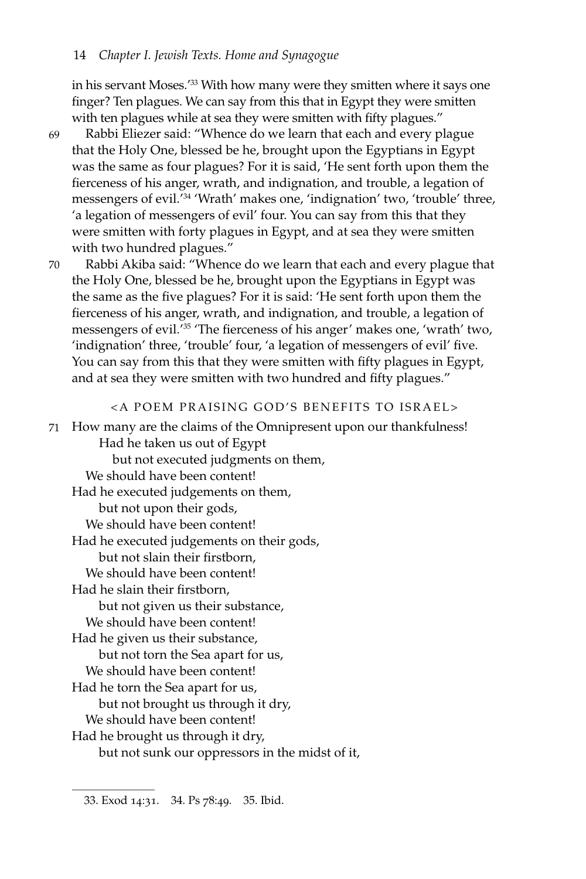in his servant Moses.'[33] With how many were they smitten where it says one finger? Ten plagues. We can say from this that in Egypt they were smitten with ten plagues while at sea they were smitten with fifty plagues."

69 Rabbi Eliezer said: "Whence do we learn that each and every plague that the Holy One, blessed be he, brought upon the Egyptians in Egypt was the same as four plagues? For it is said, 'He sent forth upon them the fierceness of his anger, wrath, and indignation, and trouble, a legation of messengers of evil.'[34] 'Wrath' makes one, 'indignation' two, 'trouble' three, 'a legation of messengers of evil' four. You can say from this that they were smitten with forty plagues in Egypt, and at sea they were smitten with two hundred plagues."

70 Rabbi Akiba said: "Whence do we learn that each and every plague that the Holy One, blessed be he, brought upon the Egyptians in Egypt was the same as the five plagues? For it is said: 'He sent forth upon them the fierceness of his anger, wrath, and indignation, and trouble, a legation of messengers of evil.'[35] 'The fierceness of his anger' makes one, 'wrath' two, 'indignation' three, 'trouble' four, 'a legation of messengers of evil' five. You can say from this that they were smitten with fifty plagues in Egypt, and at sea they were smitten with two hundred and fifty plagues."

<A POEM PRAISING GOD'S BENEFITS TO ISRAEL>

71 How many are the claims of the Omnipresent upon our thankfulness!
Had he taken us out of Egypt
but not executed judgments on them,
We should have been content!
Had he executed judgements on them,
but not upon their gods,
We should have been content!
Had he executed judgements on their gods,
but not slain their firstborn,
We should have been content!
Had he slain their firstborn,
but not given us their substance,
We should have been content!
Had he given us their substance,
but not torn the Sea apart for us,
We should have been content!
Had he torn the Sea apart for us,
but not brought us through it dry,
We should have been content!
Had he brought us through it dry,
but not sunk our oppressors in the midst of it,

33. Exod 14:31. 34. Ps 78:49. 35. Ibid.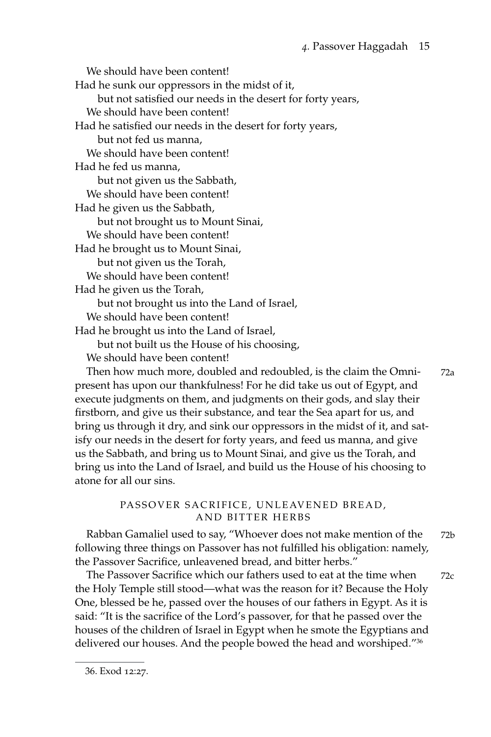We should have been content!

Had he sunk our oppressors in the midst of it,

but not satisfied our needs in the desert for forty years,

We should have been content!

Had he satisfied our needs in the desert for forty years,

but not fed us manna,

We should have been content!

Had he fed us manna,

but not given us the Sabbath,

We should have been content!

Had he given us the Sabbath,

but not brought us to Mount Sinai,

We should have been content!

Had he brought us to Mount Sinai,

but not given us the Torah,

We should have been content!

Had he given us the Torah,

but not brought us into the Land of Israel,

We should have been content!

Had he brought us into the Land of Israel,

but not built us the House of his choosing,

We should have been content!

Then how much more, doubled and redoubled, is the claim the Omnipresent has upon our thankfulness! For he did take us out of Egypt, and execute judgments on them, and judgments on their gods, and slay their firstborn, and give us their substance, and tear the Sea apart for us, and bring us through it dry, and sink our oppressors in the midst of it, and satisfy our needs in the desert for forty years, and feed us manna, and give us the Sabbath, and bring us to Mount Sinai, and give us the Torah, and bring us into the Land of Israel, and build us the House of his choosing to atone for all our sins. 72a

## PASSOVER SACRIFICE, UNLEAVENED BREAD, AND BITTER HERBS

Rabban Gamaliel used to say, "Whoever does not make mention of the following three things on Passover has not fulfilled his obligation: namely, the Passover Sacrifice, unleavened bread, and bitter herbs." 72b

The Passover Sacrifice which our fathers used to eat at the time when the Holy Temple still stood—what was the reason for it? Because the Holy One, blessed be he, passed over the houses of our fathers in Egypt. As it is said: "It is the sacrifice of the Lord's passover, for that he passed over the houses of the children of Israel in Egypt when he smote the Egyptians and delivered our houses. And the people bowed the head and worshiped."[36] 72c

---

36. Exod 12:27.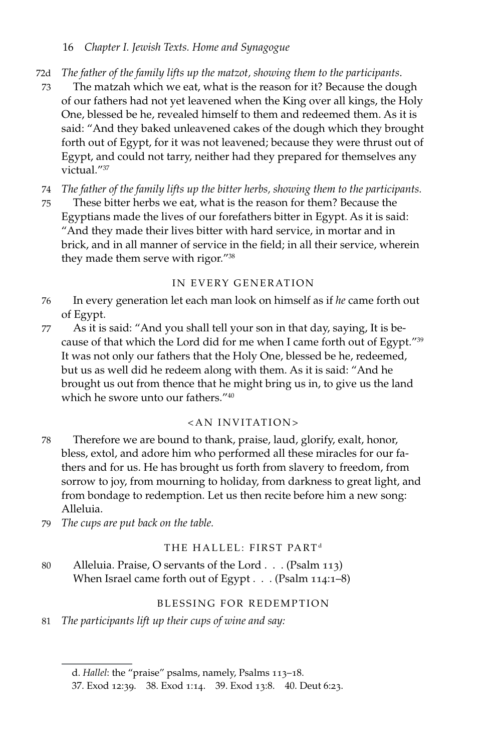72d *The father of the family lifts up the matzot, showing them to the participants.*

73 The matzah which we eat, what is the reason for it? Because the dough of our fathers had not yet leavened when the King over all kings, the Holy One, blessed be he, revealed himself to them and redeemed them. As it is said: "And they baked unleavened cakes of the dough which they brought forth out of Egypt, for it was not leavened; because they were thrust out of Egypt, and could not tarry, neither had they prepared for themselves any victual."[37]

74 *The father of the family lifts up the bitter herbs, showing them to the participants.*

75 These bitter herbs we eat, what is the reason for them? Because the Egyptians made the lives of our forefathers bitter in Egypt. As it is said: "And they made their lives bitter with hard service, in mortar and in brick, and in all manner of service in the field; in all their service, wherein they made them serve with rigor."[38]

### IN EVERY GENERATION

76 In every generation let each man look on himself as if *he* came forth out of Egypt.

77 As it is said: "And you shall tell your son in that day, saying, It is because of that which the Lord did for me when I came forth out of Egypt."[39] It was not only our fathers that the Holy One, blessed be he, redeemed, but us as well did he redeem along with them. As it is said: "And he brought us out from thence that he might bring us in, to give us the land which he swore unto our fathers."[40]

### <AN INVITATION>

78 Therefore we are bound to thank, praise, laud, glorify, exalt, honor, bless, extol, and adore him who performed all these miracles for our fathers and for us. He has brought us forth from slavery to freedom, from sorrow to joy, from mourning to holiday, from darkness to great light, and from bondage to redemption. Let us then recite before him a new song: Alleluia.

79 *The cups are put back on the table.*

### THE HALLEL: FIRST PART[d]

80 Alleluia. Praise, O servants of the Lord . . . (Psalm 113)
When Israel came forth out of Egypt . . . (Psalm 114:1–8)

### BLESSING FOR REDEMPTION

81 *The participants lift up their cups of wine and say:*

---

d. *Hallel*: the "praise" psalms, namely, Psalms 113–18.

37. Exod 12:39. 38. Exod 1:14. 39. Exod 13:8. 40. Deut 6:23.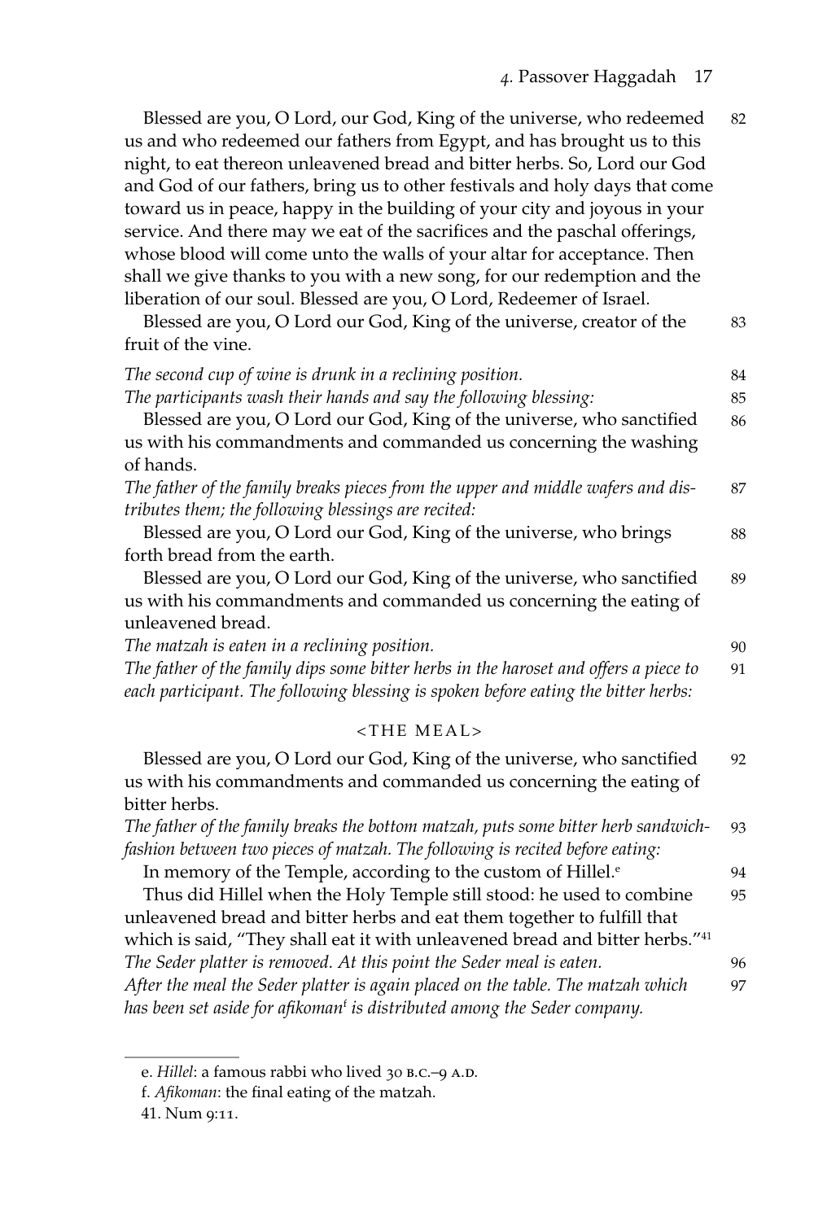Blessed are you, O Lord, our God, King of the universe, who redeemed us and who redeemed our fathers from Egypt, and has brought us to this night, to eat thereon unleavened bread and bitter herbs. So, Lord our God and God of our fathers, bring us to other festivals and holy days that come toward us in peace, happy in the building of your city and joyous in your service. And there may we eat of the sacrifices and the paschal offerings, whose blood will come unto the walls of your altar for acceptance. Then shall we give thanks to you with a new song, for our redemption and the liberation of our soul. Blessed are you, O Lord, Redeemer of Israel. 82

Blessed are you, O Lord our God, King of the universe, creator of the fruit of the vine. 83

*The second cup of wine is drunk in a reclining position.* 84

*The participants wash their hands and say the following blessing:* 85

Blessed are you, O Lord our God, King of the universe, who sanctified us with his commandments and commanded us concerning the washing of hands. 86

*The father of the family breaks pieces from the upper and middle wafers and distributes them; the following blessings are recited:* 87

Blessed are you, O Lord our God, King of the universe, who brings forth bread from the earth. 88

Blessed are you, O Lord our God, King of the universe, who sanctified us with his commandments and commanded us concerning the eating of unleavened bread. 89

*The matzah is eaten in a reclining position.* 90

*The father of the family dips some bitter herbs in the haroset and offers a piece to each participant. The following blessing is spoken before eating the bitter herbs:* 91

<THE MEAL>

Blessed are you, O Lord our God, King of the universe, who sanctified us with his commandments and commanded us concerning the eating of bitter herbs. 92

*The father of the family breaks the bottom matzah, puts some bitter herb sandwich-fashion between two pieces of matzah. The following is recited before eating:* 93

In memory of the Temple, according to the custom of Hillel.[e] 94

Thus did Hillel when the Holy Temple still stood: he used to combine unleavened bread and bitter herbs and eat them together to fulfill that which is said, "They shall eat it with unleavened bread and bitter herbs."[41] 95

*The Seder platter is removed. At this point the Seder meal is eaten.* 96

*After the meal the Seder platter is again placed on the table. The matzah which has been set aside for afikoman*[f] *is distributed among the Seder company.* 97

---

e. *Hillel*: a famous rabbi who lived 30 B.C.–9 A.D.

f. *Afikoman*: the final eating of the matzah.

41. Num 9:11.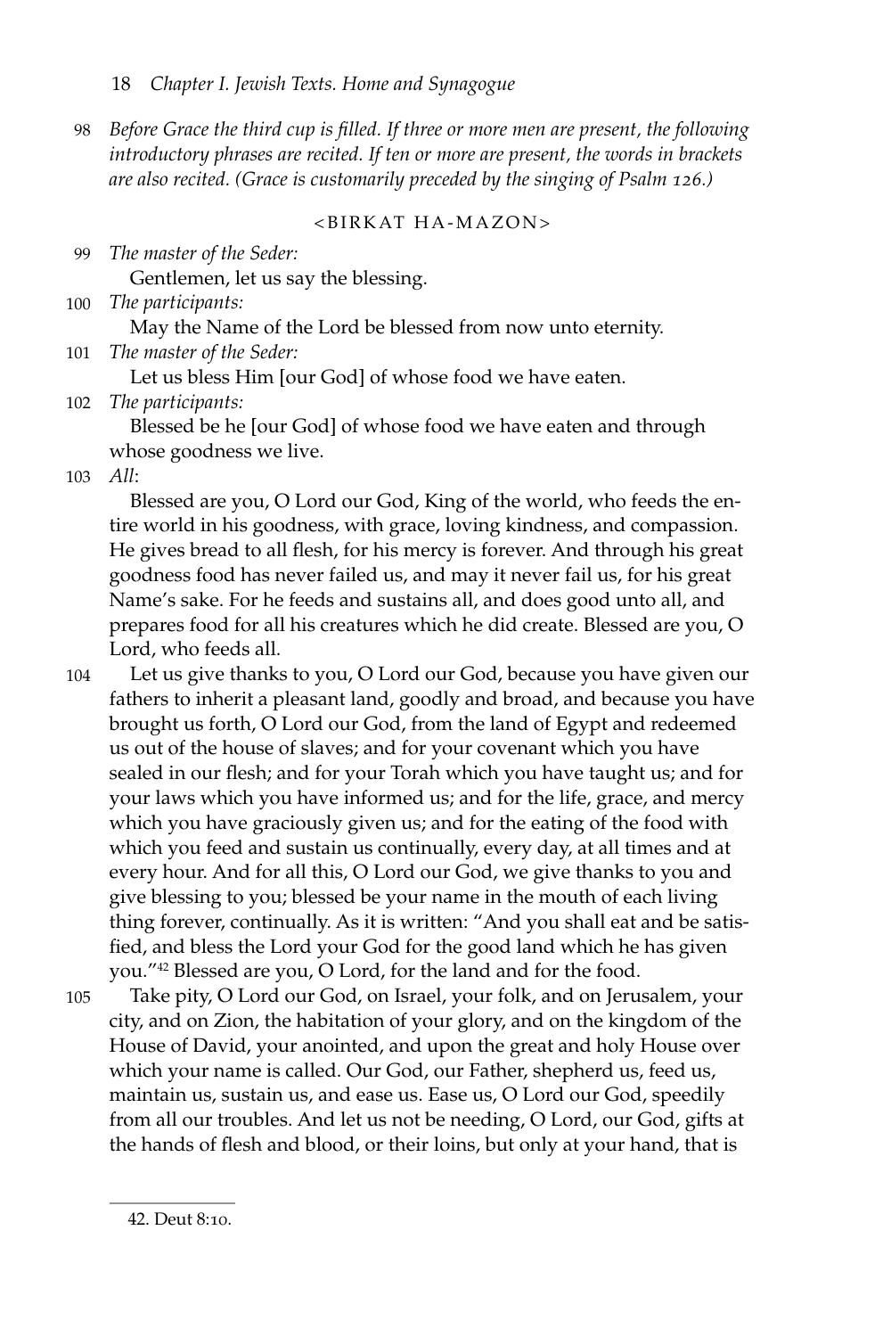98 *Before Grace the third cup is filled. If three or more men are present, the following introductory phrases are recited. If ten or more are present, the words in brackets are also recited. (Grace is customarily preceded by the singing of Psalm 126.)*

<BIRKAT HA-MAZON>

99 *The master of the Seder:*
Gentlemen, let us say the blessing.

100 *The participants:*
May the Name of the Lord be blessed from now unto eternity.

101 *The master of the Seder:*
Let us bless Him [our God] of whose food we have eaten.

102 *The participants:*
Blessed be he [our God] of whose food we have eaten and through whose goodness we live.

103 *All*:
Blessed are you, O Lord our God, King of the world, who feeds the entire world in his goodness, with grace, loving kindness, and compassion. He gives bread to all flesh, for his mercy is forever. And through his great goodness food has never failed us, and may it never fail us, for his great Name's sake. For he feeds and sustains all, and does good unto all, and prepares food for all his creatures which he did create. Blessed are you, O Lord, who feeds all.

104 Let us give thanks to you, O Lord our God, because you have given our fathers to inherit a pleasant land, goodly and broad, and because you have brought us forth, O Lord our God, from the land of Egypt and redeemed us out of the house of slaves; and for your covenant which you have sealed in our flesh; and for your Torah which you have taught us; and for your laws which you have informed us; and for the life, grace, and mercy which you have graciously given us; and for the eating of the food with which you feed and sustain us continually, every day, at all times and at every hour. And for all this, O Lord our God, we give thanks to you and give blessing to you; blessed be your name in the mouth of each living thing forever, continually. As it is written: "And you shall eat and be satisfied, and bless the Lord your God for the good land which he has given you."[42] Blessed are you, O Lord, for the land and for the food.

105 Take pity, O Lord our God, on Israel, your folk, and on Jerusalem, your city, and on Zion, the habitation of your glory, and on the kingdom of the House of David, your anointed, and upon the great and holy House over which your name is called. Our God, our Father, shepherd us, feed us, maintain us, sustain us, and ease us. Ease us, O Lord our God, speedily from all our troubles. And let us not be needing, O Lord, our God, gifts at the hands of flesh and blood, or their loins, but only at your hand, that is

42. Deut 8:10.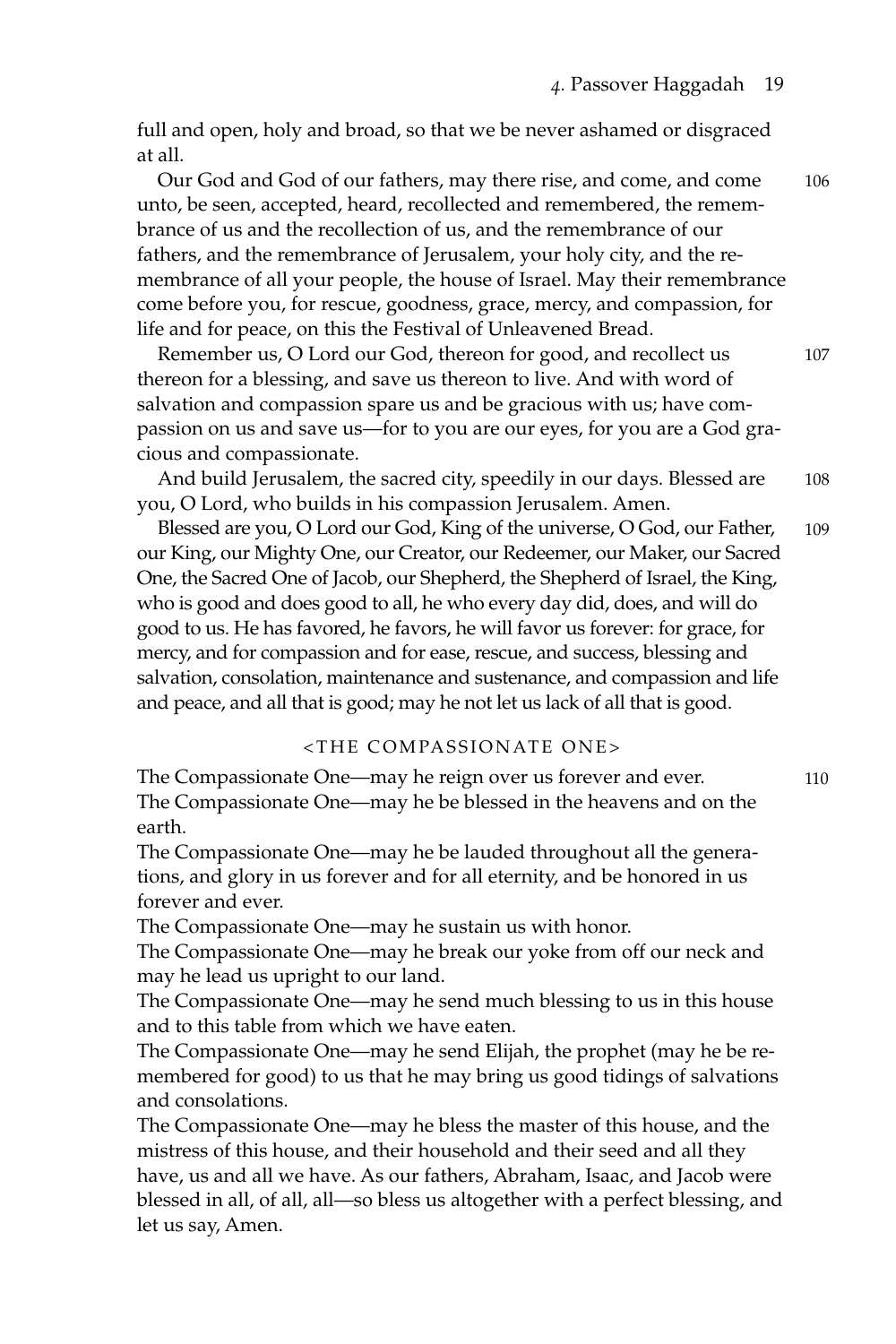full and open, holy and broad, so that we be never ashamed or disgraced at all.

Our God and God of our fathers, may there rise, and come, and come unto, be seen, accepted, heard, recollected and remembered, the remembrance of us and the recollection of us, and the remembrance of our fathers, and the remembrance of Jerusalem, your holy city, and the remembrance of all your people, the house of Israel. May their remembrance come before you, for rescue, goodness, grace, mercy, and compassion, for life and for peace, on this the Festival of Unleavened Bread. 106

Remember us, O Lord our God, thereon for good, and recollect us thereon for a blessing, and save us thereon to live. And with word of salvation and compassion spare us and be gracious with us; have compassion on us and save us—for to you are our eyes, for you are a God gracious and compassionate. 107

And build Jerusalem, the sacred city, speedily in our days. Blessed are you, O Lord, who builds in his compassion Jerusalem. Amen. 108

Blessed are you, O Lord our God, King of the universe, O God, our Father, our King, our Mighty One, our Creator, our Redeemer, our Maker, our Sacred One, the Sacred One of Jacob, our Shepherd, the Shepherd of Israel, the King, who is good and does good to all, he who every day did, does, and will do good to us. He has favored, he favors, he will favor us forever: for grace, for mercy, and for compassion and for ease, rescue, and success, blessing and salvation, consolation, maintenance and sustenance, and compassion and life and peace, and all that is good; may he not let us lack of all that is good. 109

### <THE COMPASSIONATE ONE>

The Compassionate One—may he reign over us forever and ever. 110
The Compassionate One—may he be blessed in the heavens and on the earth.
The Compassionate One—may he be lauded throughout all the generations, and glory in us forever and for all eternity, and be honored in us forever and ever.
The Compassionate One—may he sustain us with honor.
The Compassionate One—may he break our yoke from off our neck and may he lead us upright to our land.
The Compassionate One—may he send much blessing to us in this house and to this table from which we have eaten.
The Compassionate One—may he send Elijah, the prophet (may he be remembered for good) to us that he may bring us good tidings of salvations and consolations.
The Compassionate One—may he bless the master of this house, and the mistress of this house, and their household and their seed and all they have, us and all we have. As our fathers, Abraham, Isaac, and Jacob were blessed in all, of all, all—so bless us altogether with a perfect blessing, and let us say, Amen.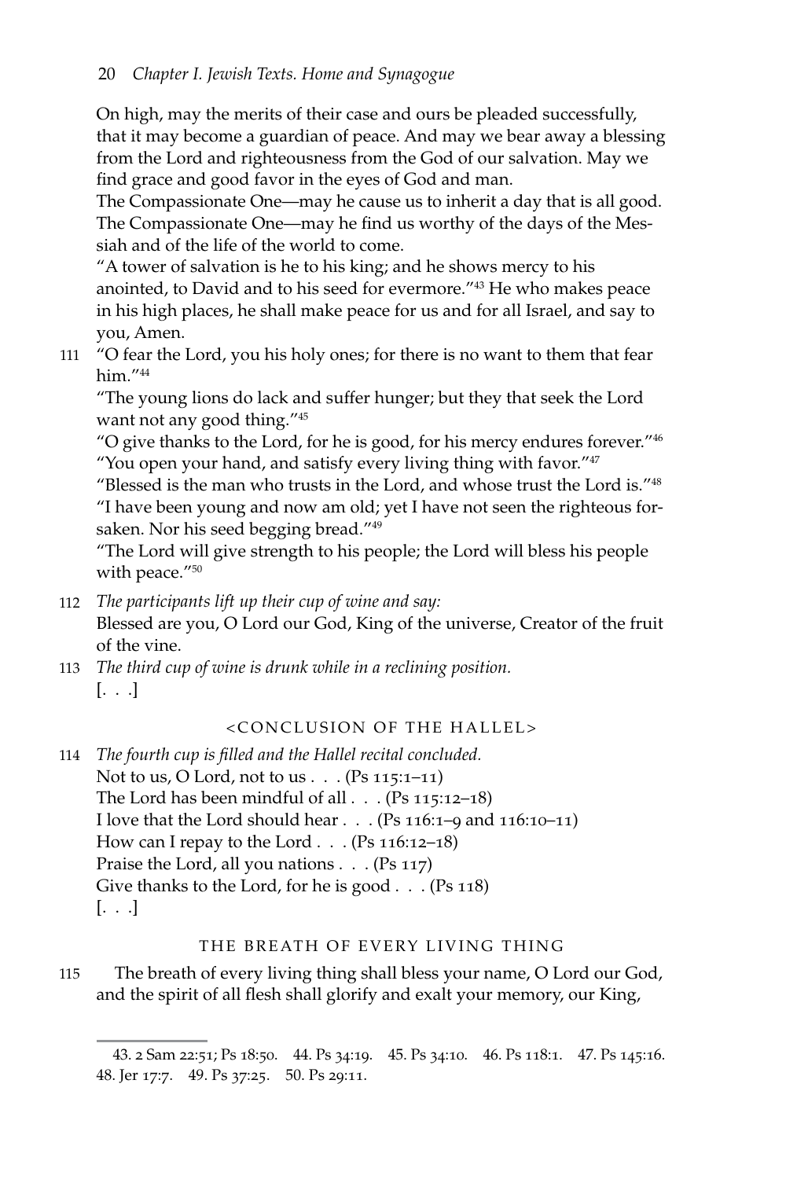On high, may the merits of their case and ours be pleaded successfully, that it may become a guardian of peace. And may we bear away a blessing from the Lord and righteousness from the God of our salvation. May we find grace and good favor in the eyes of God and man.

The Compassionate One—may he cause us to inherit a day that is all good.

The Compassionate One—may he find us worthy of the days of the Messiah and of the life of the world to come.

"A tower of salvation is he to his king; and he shows mercy to his anointed, to David and to his seed for evermore."[43] He who makes peace in his high places, he shall make peace for us and for all Israel, and say to you, Amen.

111 "O fear the Lord, you his holy ones; for there is no want to them that fear him."[44]

"The young lions do lack and suffer hunger; but they that seek the Lord want not any good thing."[45]

"O give thanks to the Lord, for he is good, for his mercy endures forever."[46]

"You open your hand, and satisfy every living thing with favor."[47]

"Blessed is the man who trusts in the Lord, and whose trust the Lord is."[48]

"I have been young and now am old; yet I have not seen the righteous forsaken. Nor his seed begging bread."[49]

"The Lord will give strength to his people; the Lord will bless his people with peace."[50]

112 *The participants lift up their cup of wine and say:*

Blessed are you, O Lord our God, King of the universe, Creator of the fruit of the vine.

113 *The third cup of wine is drunk while in a reclining position.*

[. . .]

### <CONCLUSION OF THE HALLEL>

114 *The fourth cup is filled and the Hallel recital concluded.*

Not to us, O Lord, not to us . . . (Ps 115:1–11)
The Lord has been mindful of all . . . (Ps 115:12–18)
I love that the Lord should hear . . . (Ps 116:1–9 and 116:10–11)
How can I repay to the Lord . . . (Ps 116:12–18)
Praise the Lord, all you nations . . . (Ps 117)
Give thanks to the Lord, for he is good . . . (Ps 118)
[. . .]

### THE BREATH OF EVERY LIVING THING

115 The breath of every living thing shall bless your name, O Lord our God, and the spirit of all flesh shall glorify and exalt your memory, our King,

---

43. 2 Sam 22:51; Ps 18:50. 44. Ps 34:19. 45. Ps 34:10. 46. Ps 118:1. 47. Ps 145:16. 48. Jer 17:7. 49. Ps 37:25. 50. Ps 29:11.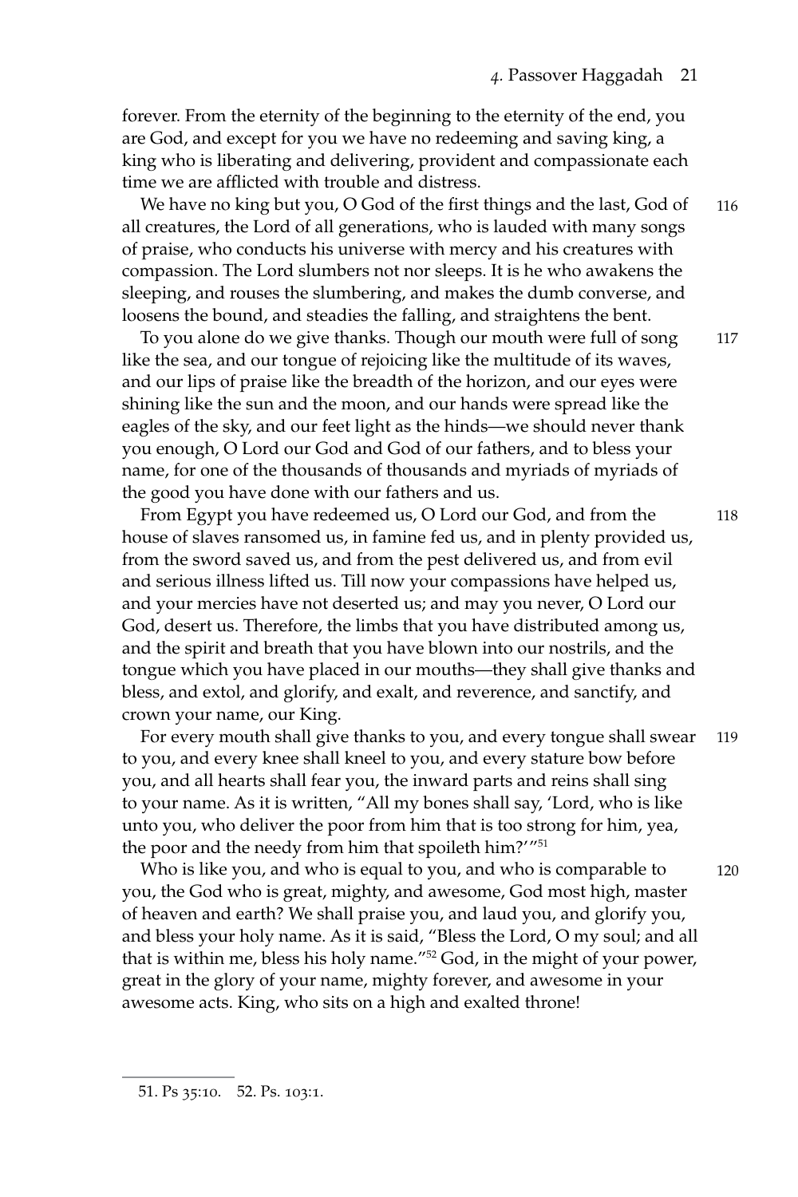forever. From the eternity of the beginning to the eternity of the end, you are God, and except for you we have no redeeming and saving king, a king who is liberating and delivering, provident and compassionate each time we are afflicted with trouble and distress.

116 We have no king but you, O God of the first things and the last, God of all creatures, the Lord of all generations, who is lauded with many songs of praise, who conducts his universe with mercy and his creatures with compassion. The Lord slumbers not nor sleeps. It is he who awakens the sleeping, and rouses the slumbering, and makes the dumb converse, and loosens the bound, and steadies the falling, and straightens the bent.

117 To you alone do we give thanks. Though our mouth were full of song like the sea, and our tongue of rejoicing like the multitude of its waves, and our lips of praise like the breadth of the horizon, and our eyes were shining like the sun and the moon, and our hands were spread like the eagles of the sky, and our feet light as the hinds—we should never thank you enough, O Lord our God and God of our fathers, and to bless your name, for one of the thousands of thousands and myriads of myriads of the good you have done with our fathers and us.

118 From Egypt you have redeemed us, O Lord our God, and from the house of slaves ransomed us, in famine fed us, and in plenty provided us, from the sword saved us, and from the pest delivered us, and from evil and serious illness lifted us. Till now your compassions have helped us, and your mercies have not deserted us; and may you never, O Lord our God, desert us. Therefore, the limbs that you have distributed among us, and the spirit and breath that you have blown into our nostrils, and the tongue which you have placed in our mouths—they shall give thanks and bless, and extol, and glorify, and exalt, and reverence, and sanctify, and crown your name, our King.

119 For every mouth shall give thanks to you, and every tongue shall swear to you, and every knee shall kneel to you, and every stature bow before you, and all hearts shall fear you, the inward parts and reins shall sing to your name. As it is written, "All my bones shall say, 'Lord, who is like unto you, who deliver the poor from him that is too strong for him, yea, the poor and the needy from him that spoileth him?'"[51]

120 Who is like you, and who is equal to you, and who is comparable to you, the God who is great, mighty, and awesome, God most high, master of heaven and earth? We shall praise you, and laud you, and glorify you, and bless your holy name. As it is said, "Bless the Lord, O my soul; and all that is within me, bless his holy name."[52] God, in the might of your power, great in the glory of your name, mighty forever, and awesome in your awesome acts. King, who sits on a high and exalted throne!

---

51. Ps 35:10. 52. Ps. 103:1.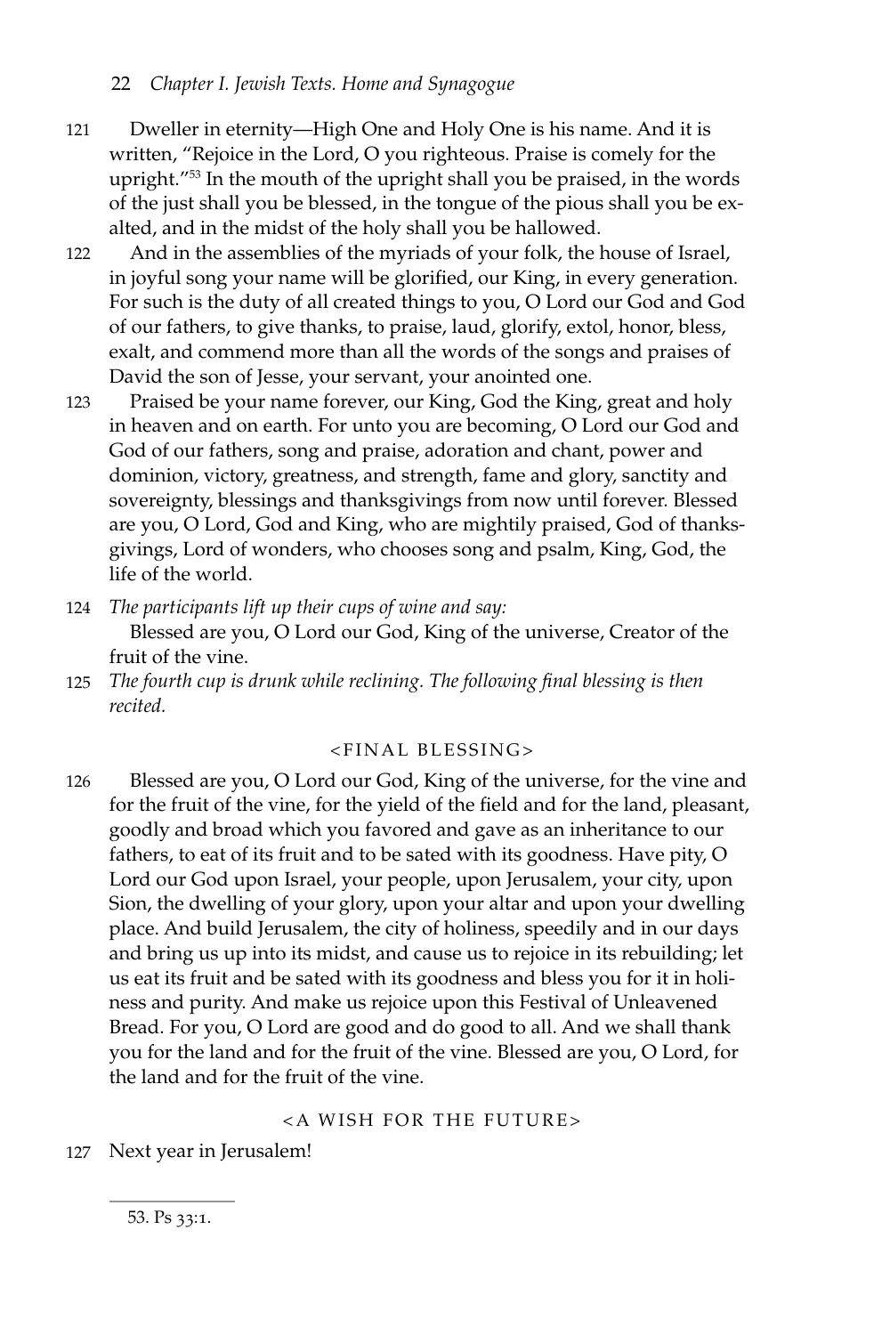121 Dweller in eternity—High One and Holy One is his name. And it is written, "Rejoice in the Lord, O you righteous. Praise is comely for the upright."[53] In the mouth of the upright shall you be praised, in the words of the just shall you be blessed, in the tongue of the pious shall you be exalted, and in the midst of the holy shall you be hallowed.

122 And in the assemblies of the myriads of your folk, the house of Israel, in joyful song your name will be glorified, our King, in every generation. For such is the duty of all created things to you, O Lord our God and God of our fathers, to give thanks, to praise, laud, glorify, extol, honor, bless, exalt, and commend more than all the words of the songs and praises of David the son of Jesse, your servant, your anointed one.

123 Praised be your name forever, our King, God the King, great and holy in heaven and on earth. For unto you are becoming, O Lord our God and God of our fathers, song and praise, adoration and chant, power and dominion, victory, greatness, and strength, fame and glory, sanctity and sovereignty, blessings and thanksgivings from now until forever. Blessed are you, O Lord, God and King, who are mightily praised, God of thanksgivings, Lord of wonders, who chooses song and psalm, King, God, the life of the world.

124 *The participants lift up their cups of wine and say:*
Blessed are you, O Lord our God, King of the universe, Creator of the fruit of the vine.

125 *The fourth cup is drunk while reclining. The following final blessing is then recited.*

<FINAL BLESSING>

126 Blessed are you, O Lord our God, King of the universe, for the vine and for the fruit of the vine, for the yield of the field and for the land, pleasant, goodly and broad which you favored and gave as an inheritance to our fathers, to eat of its fruit and to be sated with its goodness. Have pity, O Lord our God upon Israel, your people, upon Jerusalem, your city, upon Sion, the dwelling of your glory, upon your altar and upon your dwelling place. And build Jerusalem, the city of holiness, speedily and in our days and bring us up into its midst, and cause us to rejoice in its rebuilding; let us eat its fruit and be sated with its goodness and bless you for it in holiness and purity. And make us rejoice upon this Festival of Unleavened Bread. For you, O Lord are good and do good to all. And we shall thank you for the land and for the fruit of the vine. Blessed are you, O Lord, for the land and for the fruit of the vine.

<A WISH FOR THE FUTURE>

127 Next year in Jerusalem!

53. Ps 33:1.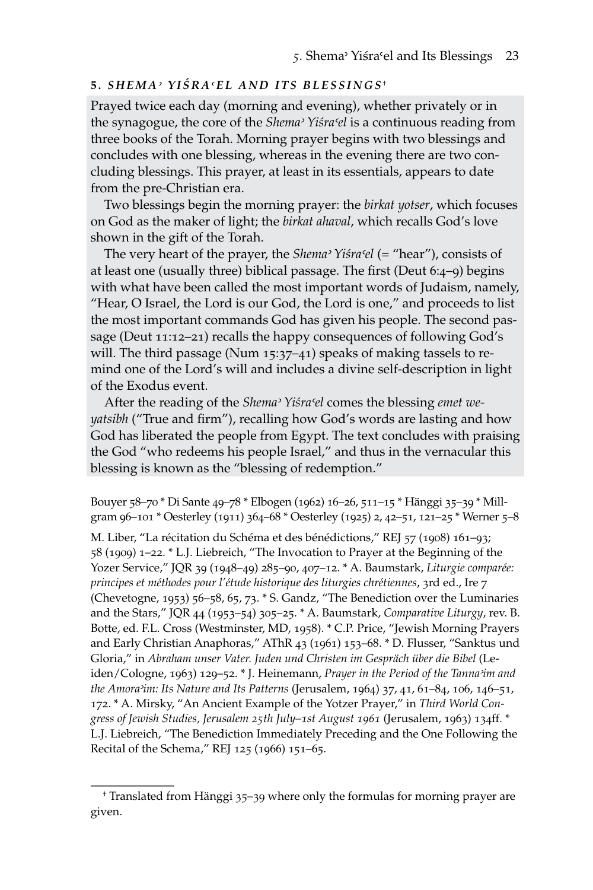## 5. *SHEMAʾ YIŚRAʿEL AND ITS BLESSINGS*†

Prayed twice each day (morning and evening), whether privately or in the synagogue, the core of the *Shemaʾ Yiśraʿel* is a continuous reading from three books of the Torah. Morning prayer begins with two blessings and concludes with one blessing, whereas in the evening there are two concluding blessings. This prayer, at least in its essentials, appears to date from the pre-Christian era.

Two blessings begin the morning prayer: the *birkat yotser*, which focuses on God as the maker of light; the *birkat ahaval*, which recalls God's love shown in the gift of the Torah.

The very heart of the prayer, the *Shemaʾ Yiśraʿel* (= "hear"), consists of at least one (usually three) biblical passage. The first (Deut 6:4–9) begins with what have been called the most important words of Judaism, namely, "Hear, O Israel, the Lord is our God, the Lord is one," and proceeds to list the most important commands God has given his people. The second passage (Deut 11:12–21) recalls the happy consequences of following God's will. The third passage (Num 15:37–41) speaks of making tassels to remind one of the Lord's will and includes a divine self-description in light of the Exodus event.

After the reading of the *Shemaʾ Yiśraʿel* comes the blessing *emet weyatsibh* ("True and firm"), recalling how God's words are lasting and how God has liberated the people from Egypt. The text concludes with praising the God "who redeems his people Israel," and thus in the vernacular this blessing is known as the "blessing of redemption."

Bouyer 58–70 * Di Sante 49–78 * Elbogen (1962) 16–26, 511–15 * Hänggi 35–39 * Millgram 96–101 * Oesterley (1911) 364–68 * Oesterley (1925) 2, 42–51, 121–25 * Werner 5–8

M. Liber, "La récitation du Schéma et des bénédictions," REJ 57 (1908) 161–93; 58 (1909) 1–22. * L.J. Liebreich, "The Invocation to Prayer at the Beginning of the Yozer Service," JQR 39 (1948–49) 285–90, 407–12. * A. Baumstark, *Liturgie comparée: principes et méthodes pour l'étude historique des liturgies chrétiennes*, 3rd ed., Ire 7 (Chevetogne, 1953) 56–58, 65, 73. * S. Gandz, "The Benediction over the Luminaries and the Stars," JQR 44 (1953–54) 305–25. * A. Baumstark, *Comparative Liturgy*, rev. B. Botte, ed. F.L. Cross (Westminster, MD, 1958). * C.P. Price, "Jewish Morning Prayers and Early Christian Anaphoras," AThR 43 (1961) 153–68. * D. Flusser, "Sanktus und Gloria," in *Abraham unser Vater. Juden und Christen im Gespräch über die Bibel* (Leiden/Cologne, 1963) 129–52. * J. Heinemann, *Prayer in the Period of the Tannaʾim and the Amoraʾim: Its Nature and Its Patterns* (Jerusalem, 1964) 37, 41, 61–84, 106, 146–51, 172. * A. Mirsky, "An Ancient Example of the Yotzer Prayer," in *Third World Congress of Jewish Studies, Jerusalem 25th July–1st August 1961* (Jerusalem, 1963) 134ff. * L.J. Liebreich, "The Benediction Immediately Preceding and the One Following the Recital of the Schema," REJ 125 (1966) 151–65.

---

† Translated from Hänggi 35–39 where only the formulas for morning prayer are given.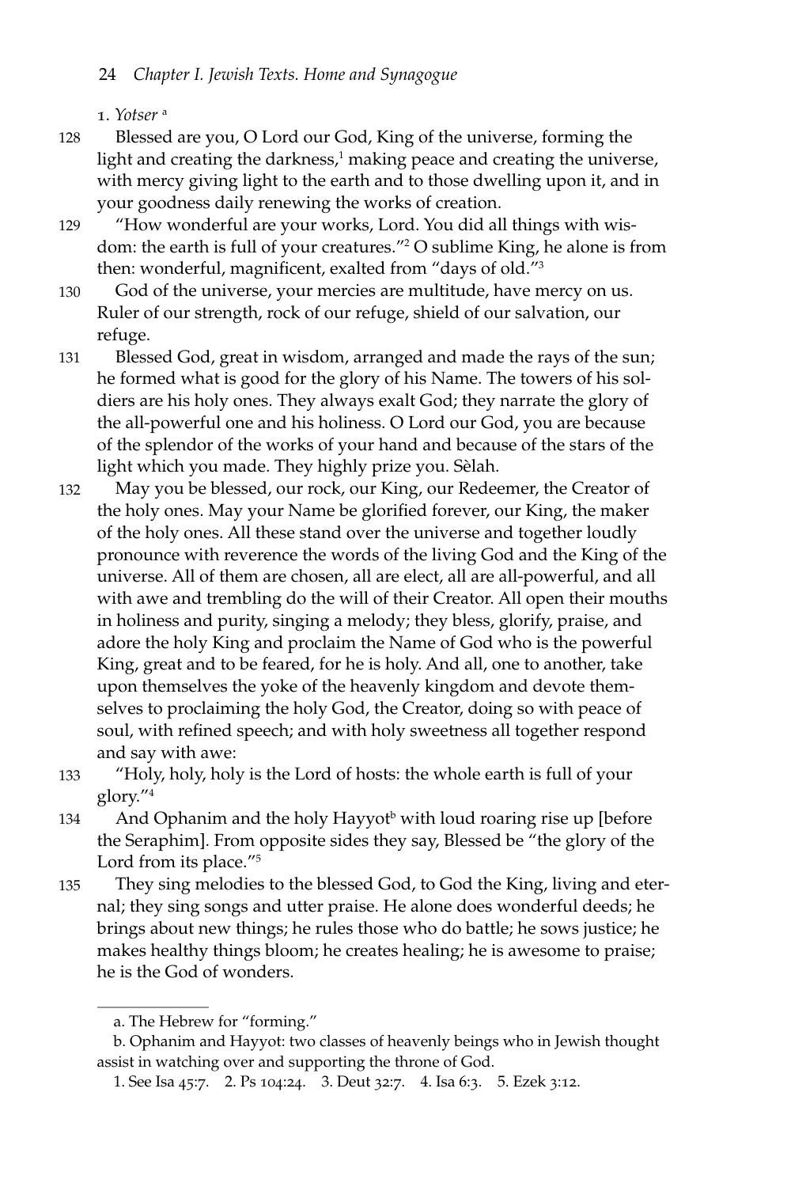1. *Yotser* [a]

128 Blessed are you, O Lord our God, King of the universe, forming the light and creating the darkness,[1] making peace and creating the universe, with mercy giving light to the earth and to those dwelling upon it, and in your goodness daily renewing the works of creation.

129 "How wonderful are your works, Lord. You did all things with wisdom: the earth is full of your creatures."[2] O sublime King, he alone is from then: wonderful, magnificent, exalted from "days of old."[3]

130 God of the universe, your mercies are multitude, have mercy on us. Ruler of our strength, rock of our refuge, shield of our salvation, our refuge.

131 Blessed God, great in wisdom, arranged and made the rays of the sun; he formed what is good for the glory of his Name. The towers of his soldiers are his holy ones. They always exalt God; they narrate the glory of the all-powerful one and his holiness. O Lord our God, you are because of the splendor of the works of your hand and because of the stars of the light which you made. They highly prize you. Sèlah.

132 May you be blessed, our rock, our King, our Redeemer, the Creator of the holy ones. May your Name be glorified forever, our King, the maker of the holy ones. All these stand over the universe and together loudly pronounce with reverence the words of the living God and the King of the universe. All of them are chosen, all are elect, all are all-powerful, and all with awe and trembling do the will of their Creator. All open their mouths in holiness and purity, singing a melody; they bless, glorify, praise, and adore the holy King and proclaim the Name of God who is the powerful King, great and to be feared, for he is holy. And all, one to another, take upon themselves the yoke of the heavenly kingdom and devote themselves to proclaiming the holy God, the Creator, doing so with peace of soul, with refined speech; and with holy sweetness all together respond and say with awe:

133 "Holy, holy, holy is the Lord of hosts: the whole earth is full of your glory."[4]

134 And Ophanim and the holy Hayyot[b] with loud roaring rise up [before the Seraphim]. From opposite sides they say, Blessed be "the glory of the Lord from its place."[5]

135 They sing melodies to the blessed God, to God the King, living and eternal; they sing songs and utter praise. He alone does wonderful deeds; he brings about new things; he rules those who do battle; he sows justice; he makes healthy things bloom; he creates healing; he is awesome to praise; he is the God of wonders.

---

a. The Hebrew for "forming."

b. Ophanim and Hayyot: two classes of heavenly beings who in Jewish thought assist in watching over and supporting the throne of God.

1. See Isa 45:7. 2. Ps 104:24. 3. Deut 32:7. 4. Isa 6:3. 5. Ezek 3:12.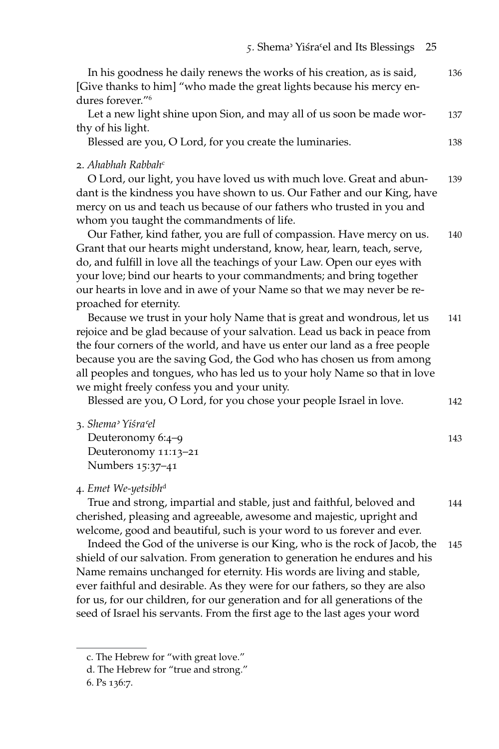In his goodness he daily renews the works of his creation, as is said, [Give thanks to him] "who made the great lights because his mercy endures forever."[6] 136

Let a new light shine upon Sion, and may all of us soon be made worthy of his light. 137

Blessed are you, O Lord, for you create the luminaries. 138

2. *Ahabhah Rabbah*[c]

O Lord, our light, you have loved us with much love. Great and abundant is the kindness you have shown to us. Our Father and our King, have mercy on us and teach us because of our fathers who trusted in you and whom you taught the commandments of life. 139

Our Father, kind father, you are full of compassion. Have mercy on us. Grant that our hearts might understand, know, hear, learn, teach, serve, do, and fulfill in love all the teachings of your Law. Open our eyes with your love; bind our hearts to your commandments; and bring together our hearts in love and in awe of your Name so that we may never be reproached for eternity. 140

Because we trust in your holy Name that is great and wondrous, let us rejoice and be glad because of your salvation. Lead us back in peace from the four corners of the world, and have us enter our land as a free people because you are the saving God, the God who has chosen us from among all peoples and tongues, who has led us to your holy Name so that in love we might freely confess you and your unity. 141

Blessed are you, O Lord, for you chose your people Israel in love. 142

3. *Shemaʾ Yiśraʿel*

Deuteronomy 6:4–9 143
Deuteronomy 11:13–21
Numbers 15:37–41

4. *Emet We-yetsibh*[d]

True and strong, impartial and stable, just and faithful, beloved and cherished, pleasing and agreeable, awesome and majestic, upright and welcome, good and beautiful, such is your word to us forever and ever. 144

Indeed the God of the universe is our King, who is the rock of Jacob, the shield of our salvation. From generation to generation he endures and his Name remains unchanged for eternity. His words are living and stable, ever faithful and desirable. As they were for our fathers, so they are also for us, for our children, for our generation and for all generations of the seed of Israel his servants. From the first age to the last ages your word 145

---

c. The Hebrew for "with great love."

d. The Hebrew for "true and strong."

6. Ps 136:7.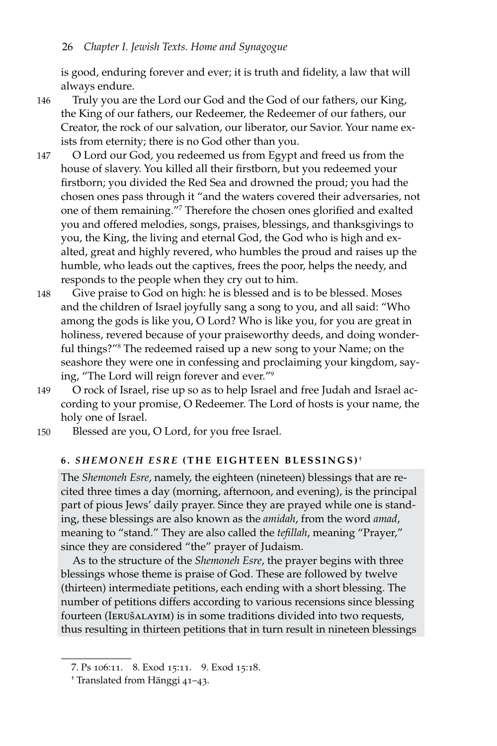is good, enduring forever and ever; it is truth and fidelity, a law that will always endure.

146 Truly you are the Lord our God and the God of our fathers, our King, the King of our fathers, our Redeemer, the Redeemer of our fathers, our Creator, the rock of our salvation, our liberator, our Savior. Your name exists from eternity; there is no God other than you.

147 O Lord our God, you redeemed us from Egypt and freed us from the house of slavery. You killed all their firstborn, but you redeemed your firstborn; you divided the Red Sea and drowned the proud; you had the chosen ones pass through it "and the waters covered their adversaries, not one of them remaining."[7] Therefore the chosen ones glorified and exalted you and offered melodies, songs, praises, blessings, and thanksgivings to you, the King, the living and eternal God, the God who is high and exalted, great and highly revered, who humbles the proud and raises up the humble, who leads out the captives, frees the poor, helps the needy, and responds to the people when they cry out to him.

148 Give praise to God on high: he is blessed and is to be blessed. Moses and the children of Israel joyfully sang a song to you, and all said: "Who among the gods is like you, O Lord? Who is like you, for you are great in holiness, revered because of your praiseworthy deeds, and doing wonderful things?"[8] The redeemed raised up a new song to your Name; on the seashore they were one in confessing and proclaiming your kingdom, saying, "The Lord will reign forever and ever."[9]

149 O rock of Israel, rise up so as to help Israel and free Judah and Israel according to your promise, O Redeemer. The Lord of hosts is your name, the holy one of Israel.

150 Blessed are you, O Lord, for you free Israel.

### 6. *SHEMONEH ESRE* (THE EIGHTEEN BLESSINGS)[†]

The *Shemoneh Esre*, namely, the eighteen (nineteen) blessings that are recited three times a day (morning, afternoon, and evening), is the principal part of pious Jews' daily prayer. Since they are prayed while one is standing, these blessings are also known as the *amidah*, from the word *amad*, meaning to "stand." They are also called the *tefillah*, meaning "Prayer," since they are considered "the" prayer of Judaism.

As to the structure of the *Shemoneh Esre*, the prayer begins with three blessings whose theme is praise of God. These are followed by twelve (thirteen) intermediate petitions, each ending with a short blessing. The number of petitions differs according to various recensions since blessing fourteen (IERUŠALAYIM) is in some traditions divided into two requests, thus resulting in thirteen petitions that in turn result in nineteen blessings

---

7. Ps 106:11. 8. Exod 15:11. 9. Exod 15:18.

† Translated from Hänggi 41–43.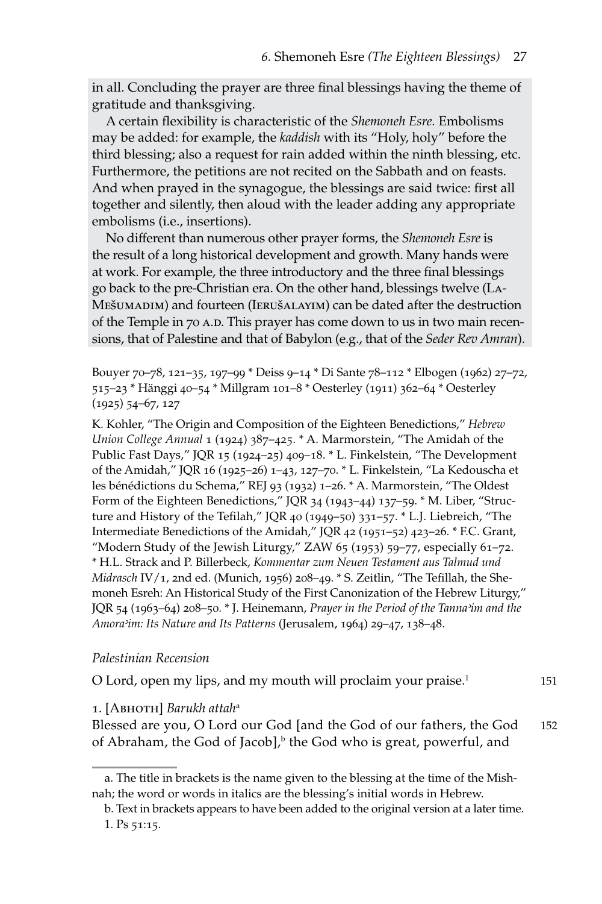in all. Concluding the prayer are three final blessings having the theme of gratitude and thanksgiving.

A certain flexibility is characteristic of the *Shemoneh Esre.* Embolisms may be added: for example, the *kaddish* with its "Holy, holy" before the third blessing; also a request for rain added within the ninth blessing, etc. Furthermore, the petitions are not recited on the Sabbath and on feasts. And when prayed in the synagogue, the blessings are said twice: first all together and silently, then aloud with the leader adding any appropriate embolisms (i.e., insertions).

No different than numerous other prayer forms, the *Shemoneh Esre* is the result of a long historical development and growth. Many hands were at work. For example, the three introductory and the three final blessings go back to the pre-Christian era. On the other hand, blessings twelve (LA-MEŠUMADIM) and fourteen (IERUŠALAYIM) can be dated after the destruction of the Temple in 70 A.D. This prayer has come down to us in two main recensions, that of Palestine and that of Babylon (e.g., that of the *Seder Rev Amran*).

Bouyer 70–78, 121–35, 197–99 * Deiss 9–14 * Di Sante 78–112 * Elbogen (1962) 27–72, 515–23 * Hänggi 40–54 * Millgram 101–8 * Oesterley (1911) 362–64 * Oesterley (1925) 54–67, 127

K. Kohler, "The Origin and Composition of the Eighteen Benedictions," *Hebrew Union College Annual* 1 (1924) 387–425. * A. Marmorstein, "The Amidah of the Public Fast Days," JQR 15 (1924–25) 409–18. * L. Finkelstein, "The Development of the Amidah," JQR 16 (1925–26) 1–43, 127–70. * L. Finkelstein, "La Kedouscha et les bénédictions du Schema," REJ 93 (1932) 1–26. * A. Marmorstein, "The Oldest Form of the Eighteen Benedictions," JQR 34 (1943–44) 137–59. * M. Liber, "Structure and History of the Tefilah," JQR 40 (1949–50) 331–57. * L.J. Liebreich, "The Intermediate Benedictions of the Amidah," JQR 42 (1951–52) 423–26. * F.C. Grant, "Modern Study of the Jewish Liturgy," ZAW 65 (1953) 59–77, especially 61–72. * H.L. Strack and P. Billerbeck, *Kommentar zum Neuen Testament aus Talmud und Midrasch* IV/1, 2nd ed. (Munich, 1956) 208–49. * S. Zeitlin, "The Tefillah, the Shemoneh Esreh: An Historical Study of the First Canonization of the Hebrew Liturgy," JQR 54 (1963–64) 208–50. * J. Heinemann, *Prayer in the Period of the Tannaʾim and the Amoraʾim: Its Nature and Its Patterns* (Jerusalem, 1964) 29–47, 138–48.

*Palestinian Recension*

O Lord, open my lips, and my mouth will proclaim your praise.[1] 151

1. [ABHOTH] *Barukh attah*[a]

Blessed are you, O Lord our God [and the God of our fathers, the God of Abraham, the God of Jacob],[b] the God who is great, powerful, and 152

a. The title in brackets is the name given to the blessing at the time of the Mishnah; the word or words in italics are the blessing's initial words in Hebrew.

b. Text in brackets appears to have been added to the original version at a later time.

1. Ps 51:15.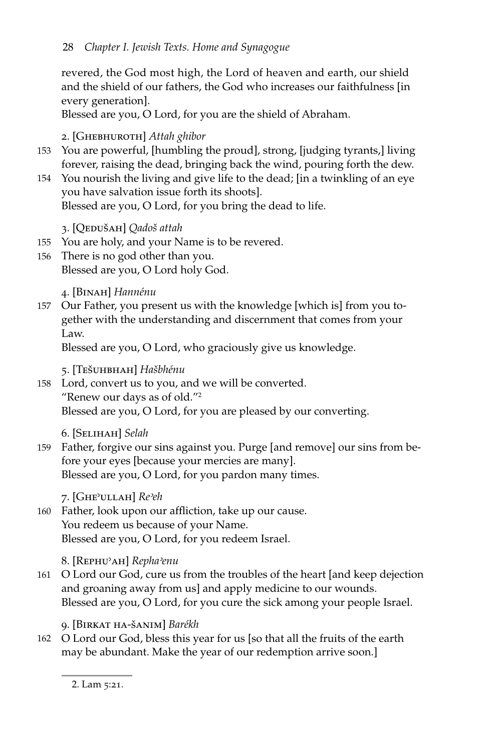revered, the God most high, the Lord of heaven and earth, our shield and the shield of our fathers, the God who increases our faithfulness [in every generation].
Blessed are you, O Lord, for you are the shield of Abraham.

2. [Ghebhuroth] *Attah ghibor*

153 You are powerful, [humbling the proud], strong, [judging tyrants,] living forever, raising the dead, bringing back the wind, pouring forth the dew.

154 You nourish the living and give life to the dead; [in a twinkling of an eye you have salvation issue forth its shoots].
Blessed are you, O Lord, for you bring the dead to life.

3. [Qedušah] *Qadoš attah*

155 You are holy, and your Name is to be revered.

156 There is no god other than you.
Blessed are you, O Lord holy God.

4. [Binah] *Hannénu*

157 Our Father, you present us with the knowledge [which is] from you together with the understanding and discernment that comes from your Law.
Blessed are you, O Lord, who graciously give us knowledge.

5. [Tešuhbhah] *Hašbhénu*

158 Lord, convert us to you, and we will be converted.
"Renew our days as of old."[2]
Blessed are you, O Lord, for you are pleased by our converting.

6. [Selihah] *Selah*

159 Father, forgive our sins against you. Purge [and remove] our sins from before your eyes [because your mercies are many].
Blessed are you, O Lord, for you pardon many times.

7. [Ghe'ullah] *Re'eh*

160 Father, look upon our affliction, take up our cause.
You redeem us because of your Name.
Blessed are you, O Lord, for you redeem Israel.

8. [Rephu'ah] *Repha'enu*

161 O Lord our God, cure us from the troubles of the heart [and keep dejection and groaning away from us] and apply medicine to our wounds.
Blessed are you, O Lord, for you cure the sick among your people Israel.

9. [Birkat ha-šanim] *Barékh*

162 O Lord our God, bless this year for us [so that all the fruits of the earth may be abundant. Make the year of our redemption arrive soon.]

---

2. Lam 5:21.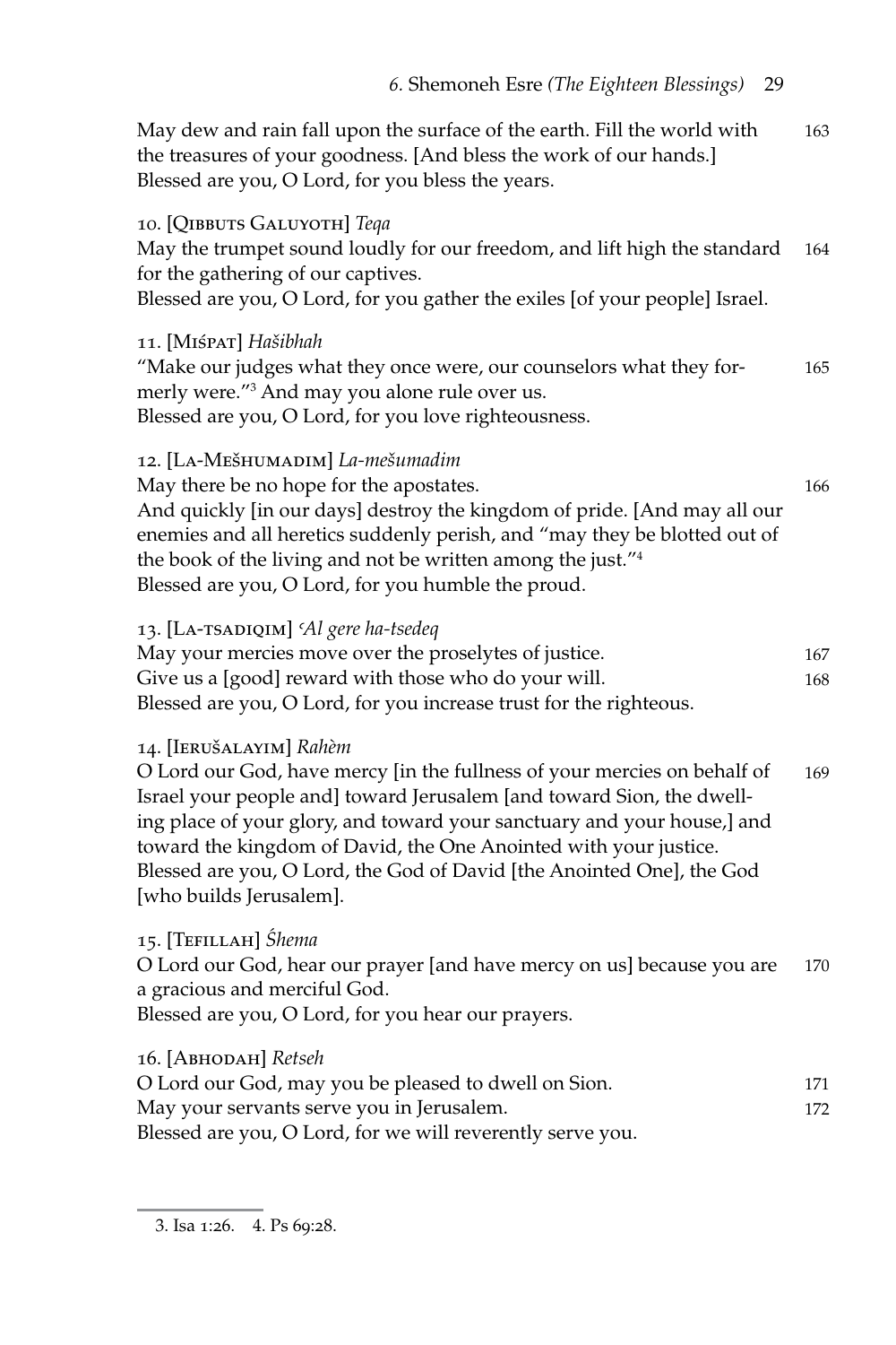May dew and rain fall upon the surface of the earth. Fill the world with the treasures of your goodness. [And bless the work of our hands.] 163
Blessed are you, O Lord, for you bless the years.

10. [Qibbuts Galuyoth] *Teqa*
May the trumpet sound loudly for our freedom, and lift high the standard for the gathering of our captives. 164
Blessed are you, O Lord, for you gather the exiles [of your people] Israel.

11. [Miśpat] *Hašibhah*
"Make our judges what they once were, our counselors what they formerly were."[3] And may you alone rule over us. 165
Blessed are you, O Lord, for you love righteousness.

12. [La-Mešhumadim] *La-mešumadim*
May there be no hope for the apostates. 166
And quickly [in our days] destroy the kingdom of pride. [And may all our enemies and all heretics suddenly perish, and "may they be blotted out of the book of the living and not be written among the just."[4]
Blessed are you, O Lord, for you humble the proud.

13. [La-tsadiqim] *ʿAl gere ha-tsedeq*
May your mercies move over the proselytes of justice. 167
Give us a [good] reward with those who do your will. 168
Blessed are you, O Lord, for you increase trust for the righteous.

14. [Ierušalayim] *Rahèm*
O Lord our God, have mercy [in the fullness of your mercies on behalf of Israel your people and] toward Jerusalem [and toward Sion, the dwelling place of your glory, and toward your sanctuary and your house,] and toward the kingdom of David, the One Anointed with your justice. 169
Blessed are you, O Lord, the God of David [the Anointed One], the God [who builds Jerusalem].

15. [Tefillah] *Śhema*
O Lord our God, hear our prayer [and have mercy on us] because you are a gracious and merciful God. 170
Blessed are you, O Lord, for you hear our prayers.

16. [Abhodah] *Retseh*
O Lord our God, may you be pleased to dwell on Sion. 171
May your servants serve you in Jerusalem. 172
Blessed are you, O Lord, for we will reverently serve you.

---

3. Isa 1:26. 4. Ps 69:28.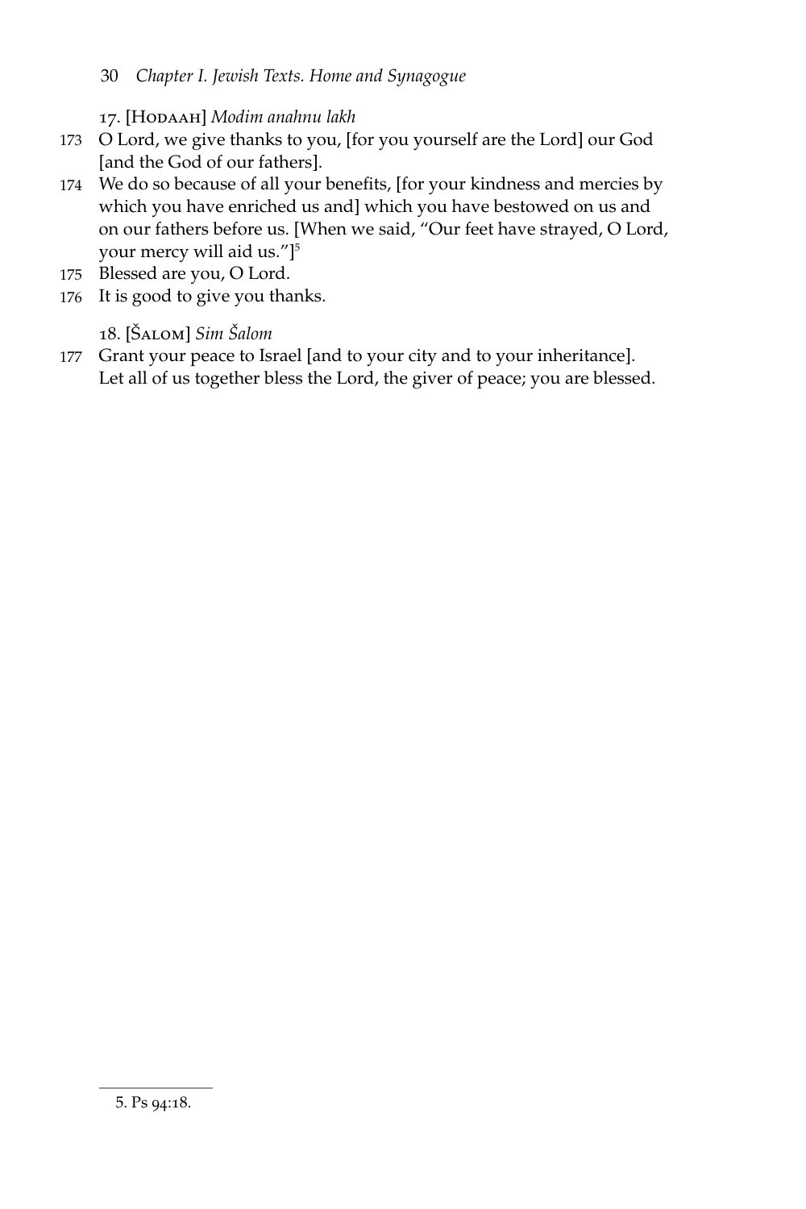17. [Hodaah] *Modim anahnu lakh*

173 O Lord, we give thanks to you, [for you yourself are the Lord] our God [and the God of our fathers].

174 We do so because of all your benefits, [for your kindness and mercies by which you have enriched us and] which you have bestowed on us and on our fathers before us. [When we said, "Our feet have strayed, O Lord, your mercy will aid us."][5]

175 Blessed are you, O Lord.

176 It is good to give you thanks.

18. [Šalom] *Sim Šalom*

177 Grant your peace to Israel [and to your city and to your inheritance]. Let all of us together bless the Lord, the giver of peace; you are blessed.

5. Ps 94:18.